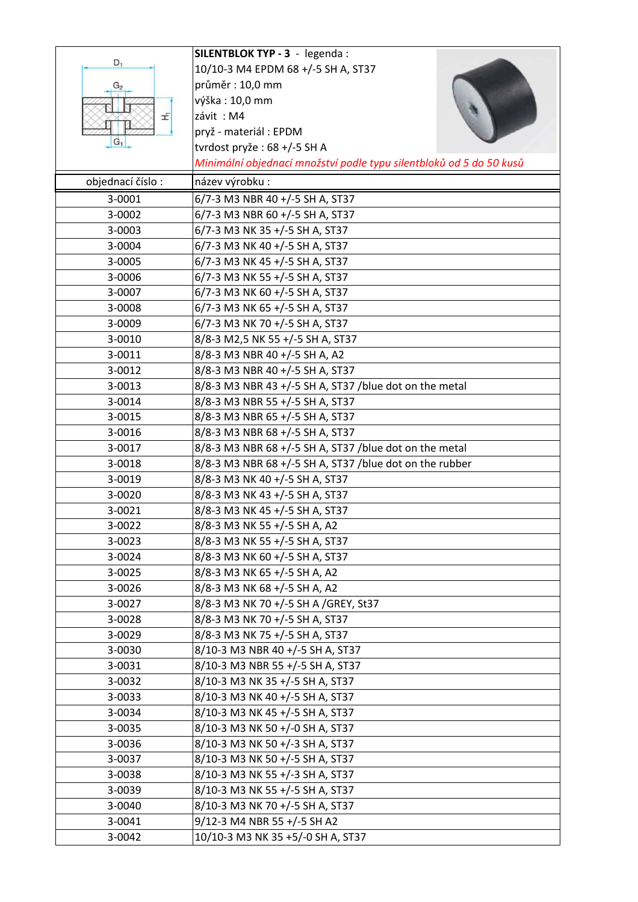**SILENTBLOK TYP - 3** - legenda :
10/10-3 M4 EPDM 68 +/-5 SH A, ST37
průměr : 10,0 mm
výška : 10,0 mm
závit : M4
pryž - materiál : EPDM
tvrdost pryže : 68 +/-5 SH A

*Minimální objednací množství podle typu silentbloků od 5 do 50 kusů*

| objednací číslo : | název výrobku : |
|---|---|
| 3-0001 | 6/7-3 M3 NBR 40 +/-5 SH A, ST37 |
| 3-0002 | 6/7-3 M3 NBR 60 +/-5 SH A, ST37 |
| 3-0003 | 6/7-3 M3 NK 35 +/-5 SH A, ST37 |
| 3-0004 | 6/7-3 M3 NK 40 +/-5 SH A, ST37 |
| 3-0005 | 6/7-3 M3 NK 45 +/-5 SH A, ST37 |
| 3-0006 | 6/7-3 M3 NK 55 +/-5 SH A, ST37 |
| 3-0007 | 6/7-3 M3 NK 60 +/-5 SH A, ST37 |
| 3-0008 | 6/7-3 M3 NK 65 +/-5 SH A, ST37 |
| 3-0009 | 6/7-3 M3 NK 70 +/-5 SH A, ST37 |
| 3-0010 | 8/8-3 M2,5 NK 55 +/-5 SH A, ST37 |
| 3-0011 | 8/8-3 M3 NBR 40 +/-5 SH A, A2 |
| 3-0012 | 8/8-3 M3 NBR 40 +/-5 SH A, ST37 |
| 3-0013 | 8/8-3 M3 NBR 43 +/-5 SH A, ST37 /blue dot on the metal |
| 3-0014 | 8/8-3 M3 NBR 55 +/-5 SH A, ST37 |
| 3-0015 | 8/8-3 M3 NBR 65 +/-5 SH A, ST37 |
| 3-0016 | 8/8-3 M3 NBR 68 +/-5 SH A, ST37 |
| 3-0017 | 8/8-3 M3 NBR 68 +/-5 SH A, ST37 /blue dot on the metal |
| 3-0018 | 8/8-3 M3 NBR 68 +/-5 SH A, ST37 /blue dot on the rubber |
| 3-0019 | 8/8-3 M3 NK 40 +/-5 SH A, ST37 |
| 3-0020 | 8/8-3 M3 NK 43 +/-5 SH A, ST37 |
| 3-0021 | 8/8-3 M3 NK 45 +/-5 SH A, ST37 |
| 3-0022 | 8/8-3 M3 NK 55 +/-5 SH A, A2 |
| 3-0023 | 8/8-3 M3 NK 55 +/-5 SH A, ST37 |
| 3-0024 | 8/8-3 M3 NK 60 +/-5 SH A, ST37 |
| 3-0025 | 8/8-3 M3 NK 65 +/-5 SH A, A2 |
| 3-0026 | 8/8-3 M3 NK 68 +/-5 SH A, A2 |
| 3-0027 | 8/8-3 M3 NK 70 +/-5 SH A /GREY, St37 |
| 3-0028 | 8/8-3 M3 NK 70 +/-5 SH A, ST37 |
| 3-0029 | 8/8-3 M3 NK 75 +/-5 SH A, ST37 |
| 3-0030 | 8/10-3 M3 NBR 40 +/-5 SH A, ST37 |
| 3-0031 | 8/10-3 M3 NBR 55 +/-5 SH A, ST37 |
| 3-0032 | 8/10-3 M3 NK 35 +/-5 SH A, ST37 |
| 3-0033 | 8/10-3 M3 NK 40 +/-5 SH A, ST37 |
| 3-0034 | 8/10-3 M3 NK 45 +/-5 SH A, ST37 |
| 3-0035 | 8/10-3 M3 NK 50 +/-0 SH A, ST37 |
| 3-0036 | 8/10-3 M3 NK 50 +/-3 SH A, ST37 |
| 3-0037 | 8/10-3 M3 NK 50 +/-5 SH A, ST37 |
| 3-0038 | 8/10-3 M3 NK 55 +/-3 SH A, ST37 |
| 3-0039 | 8/10-3 M3 NK 55 +/-5 SH A, ST37 |
| 3-0040 | 8/10-3 M3 NK 70 +/-5 SH A, ST37 |
| 3-0041 | 9/12-3 M4 NBR 55 +/-5 SH A2 |
| 3-0042 | 10/10-3 M3 NK 35 +5/-0 SH A, ST37 |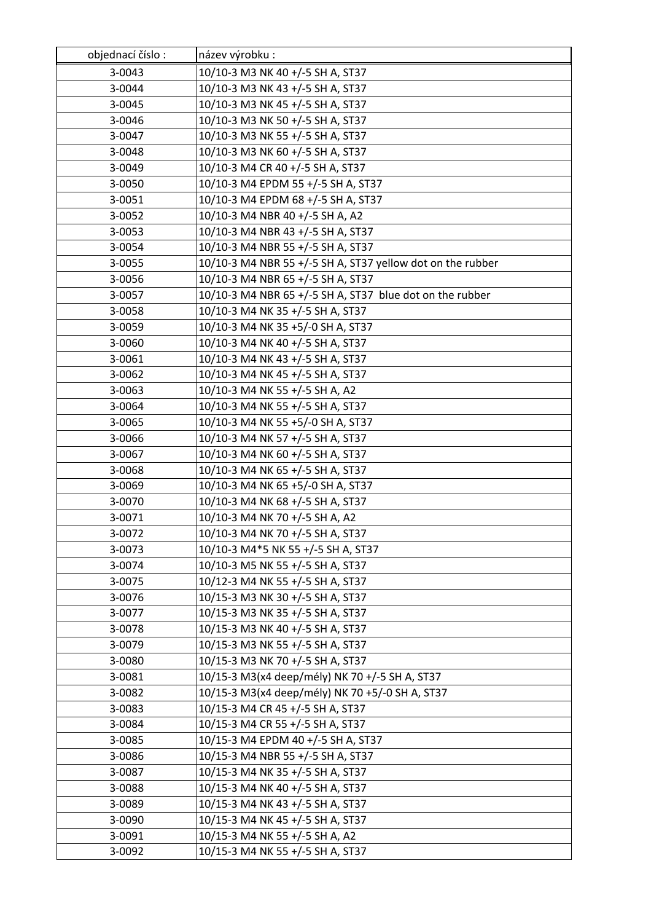| objednací číslo : | název výrobku : |
|---|---|
| 3-0043 | 10/10-3 M3 NK 40 +/-5 SH A, ST37 |
| 3-0044 | 10/10-3 M3 NK 43 +/-5 SH A, ST37 |
| 3-0045 | 10/10-3 M3 NK 45 +/-5 SH A, ST37 |
| 3-0046 | 10/10-3 M3 NK 50 +/-5 SH A, ST37 |
| 3-0047 | 10/10-3 M3 NK 55 +/-5 SH A, ST37 |
| 3-0048 | 10/10-3 M3 NK 60 +/-5 SH A, ST37 |
| 3-0049 | 10/10-3 M4 CR 40 +/-5 SH A, ST37 |
| 3-0050 | 10/10-3 M4 EPDM 55 +/-5 SH A, ST37 |
| 3-0051 | 10/10-3 M4 EPDM 68 +/-5 SH A, ST37 |
| 3-0052 | 10/10-3 M4 NBR 40 +/-5 SH A, A2 |
| 3-0053 | 10/10-3 M4 NBR 43 +/-5 SH A, ST37 |
| 3-0054 | 10/10-3 M4 NBR 55 +/-5 SH A, ST37 |
| 3-0055 | 10/10-3 M4 NBR 55 +/-5 SH A, ST37 yellow dot on the rubber |
| 3-0056 | 10/10-3 M4 NBR 65 +/-5 SH A, ST37 |
| 3-0057 | 10/10-3 M4 NBR 65 +/-5 SH A, ST37 blue dot on the rubber |
| 3-0058 | 10/10-3 M4 NK 35 +/-5 SH A, ST37 |
| 3-0059 | 10/10-3 M4 NK 35 +5/-0 SH A, ST37 |
| 3-0060 | 10/10-3 M4 NK 40 +/-5 SH A, ST37 |
| 3-0061 | 10/10-3 M4 NK 43 +/-5 SH A, ST37 |
| 3-0062 | 10/10-3 M4 NK 45 +/-5 SH A, ST37 |
| 3-0063 | 10/10-3 M4 NK 55 +/-5 SH A, A2 |
| 3-0064 | 10/10-3 M4 NK 55 +/-5 SH A, ST37 |
| 3-0065 | 10/10-3 M4 NK 55 +5/-0 SH A, ST37 |
| 3-0066 | 10/10-3 M4 NK 57 +/-5 SH A, ST37 |
| 3-0067 | 10/10-3 M4 NK 60 +/-5 SH A, ST37 |
| 3-0068 | 10/10-3 M4 NK 65 +/-5 SH A, ST37 |
| 3-0069 | 10/10-3 M4 NK 65 +5/-0 SH A, ST37 |
| 3-0070 | 10/10-3 M4 NK 68 +/-5 SH A, ST37 |
| 3-0071 | 10/10-3 M4 NK 70 +/-5 SH A, A2 |
| 3-0072 | 10/10-3 M4 NK 70 +/-5 SH A, ST37 |
| 3-0073 | 10/10-3 M4*5 NK 55 +/-5 SH A, ST37 |
| 3-0074 | 10/10-3 M5 NK 55 +/-5 SH A, ST37 |
| 3-0075 | 10/12-3 M4 NK 55 +/-5 SH A, ST37 |
| 3-0076 | 10/15-3 M3 NK 30 +/-5 SH A, ST37 |
| 3-0077 | 10/15-3 M3 NK 35 +/-5 SH A, ST37 |
| 3-0078 | 10/15-3 M3 NK 40 +/-5 SH A, ST37 |
| 3-0079 | 10/15-3 M3 NK 55 +/-5 SH A, ST37 |
| 3-0080 | 10/15-3 M3 NK 70 +/-5 SH A, ST37 |
| 3-0081 | 10/15-3 M3(x4 deep/mély) NK 70 +/-5 SH A, ST37 |
| 3-0082 | 10/15-3 M3(x4 deep/mély) NK 70 +5/-0 SH A, ST37 |
| 3-0083 | 10/15-3 M4 CR 45 +/-5 SH A, ST37 |
| 3-0084 | 10/15-3 M4 CR 55 +/-5 SH A, ST37 |
| 3-0085 | 10/15-3 M4 EPDM 40 +/-5 SH A, ST37 |
| 3-0086 | 10/15-3 M4 NBR 55 +/-5 SH A, ST37 |
| 3-0087 | 10/15-3 M4 NK 35 +/-5 SH A, ST37 |
| 3-0088 | 10/15-3 M4 NK 40 +/-5 SH A, ST37 |
| 3-0089 | 10/15-3 M4 NK 43 +/-5 SH A, ST37 |
| 3-0090 | 10/15-3 M4 NK 45 +/-5 SH A, ST37 |
| 3-0091 | 10/15-3 M4 NK 55 +/-5 SH A, A2 |
| 3-0092 | 10/15-3 M4 NK 55 +/-5 SH A, ST37 |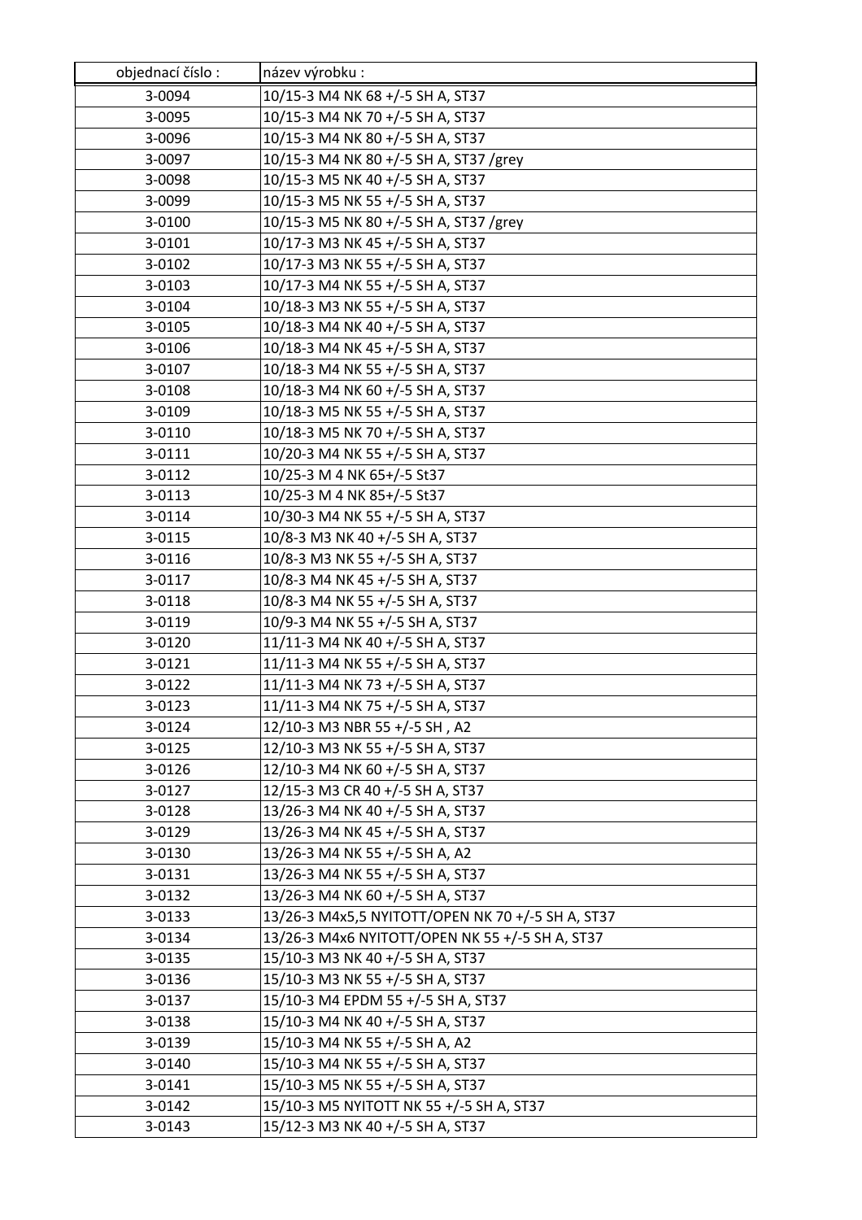| objednací číslo : | název výrobku : |
|---|---|
| 3-0094 | 10/15-3 M4 NK 68 +/-5 SH A, ST37 |
| 3-0095 | 10/15-3 M4 NK 70 +/-5 SH A, ST37 |
| 3-0096 | 10/15-3 M4 NK 80 +/-5 SH A, ST37 |
| 3-0097 | 10/15-3 M4 NK 80 +/-5 SH A, ST37 /grey |
| 3-0098 | 10/15-3 M5 NK 40 +/-5 SH A, ST37 |
| 3-0099 | 10/15-3 M5 NK 55 +/-5 SH A, ST37 |
| 3-0100 | 10/15-3 M5 NK 80 +/-5 SH A, ST37 /grey |
| 3-0101 | 10/17-3 M3 NK 45 +/-5 SH A, ST37 |
| 3-0102 | 10/17-3 M3 NK 55 +/-5 SH A, ST37 |
| 3-0103 | 10/17-3 M4 NK 55 +/-5 SH A, ST37 |
| 3-0104 | 10/18-3 M3 NK 55 +/-5 SH A, ST37 |
| 3-0105 | 10/18-3 M4 NK 40 +/-5 SH A, ST37 |
| 3-0106 | 10/18-3 M4 NK 45 +/-5 SH A, ST37 |
| 3-0107 | 10/18-3 M4 NK 55 +/-5 SH A, ST37 |
| 3-0108 | 10/18-3 M4 NK 60 +/-5 SH A, ST37 |
| 3-0109 | 10/18-3 M5 NK 55 +/-5 SH A, ST37 |
| 3-0110 | 10/18-3 M5 NK 70 +/-5 SH A, ST37 |
| 3-0111 | 10/20-3 M4 NK 55 +/-5 SH A, ST37 |
| 3-0112 | 10/25-3 M 4 NK 65+/-5 St37 |
| 3-0113 | 10/25-3 M 4 NK 85+/-5 St37 |
| 3-0114 | 10/30-3 M4 NK 55 +/-5 SH A, ST37 |
| 3-0115 | 10/8-3 M3 NK 40 +/-5 SH A, ST37 |
| 3-0116 | 10/8-3 M3 NK 55 +/-5 SH A, ST37 |
| 3-0117 | 10/8-3 M4 NK 45 +/-5 SH A, ST37 |
| 3-0118 | 10/8-3 M4 NK 55 +/-5 SH A, ST37 |
| 3-0119 | 10/9-3 M4 NK 55 +/-5 SH A, ST37 |
| 3-0120 | 11/11-3 M4 NK 40 +/-5 SH A, ST37 |
| 3-0121 | 11/11-3 M4 NK 55 +/-5 SH A, ST37 |
| 3-0122 | 11/11-3 M4 NK 73 +/-5 SH A, ST37 |
| 3-0123 | 11/11-3 M4 NK 75 +/-5 SH A, ST37 |
| 3-0124 | 12/10-3 M3 NBR 55 +/-5 SH , A2 |
| 3-0125 | 12/10-3 M3 NK 55 +/-5 SH A, ST37 |
| 3-0126 | 12/10-3 M4 NK 60 +/-5 SH A, ST37 |
| 3-0127 | 12/15-3 M3 CR 40 +/-5 SH A, ST37 |
| 3-0128 | 13/26-3 M4 NK 40 +/-5 SH A, ST37 |
| 3-0129 | 13/26-3 M4 NK 45 +/-5 SH A, ST37 |
| 3-0130 | 13/26-3 M4 NK 55 +/-5 SH A, A2 |
| 3-0131 | 13/26-3 M4 NK 55 +/-5 SH A, ST37 |
| 3-0132 | 13/26-3 M4 NK 60 +/-5 SH A, ST37 |
| 3-0133 | 13/26-3 M4x5,5 NYITOTT/OPEN NK 70 +/-5 SH A, ST37 |
| 3-0134 | 13/26-3 M4x6 NYITOTT/OPEN NK 55 +/-5 SH A, ST37 |
| 3-0135 | 15/10-3 M3 NK 40 +/-5 SH A, ST37 |
| 3-0136 | 15/10-3 M3 NK 55 +/-5 SH A, ST37 |
| 3-0137 | 15/10-3 M4 EPDM 55 +/-5 SH A, ST37 |
| 3-0138 | 15/10-3 M4 NK 40 +/-5 SH A, ST37 |
| 3-0139 | 15/10-3 M4 NK 55 +/-5 SH A, A2 |
| 3-0140 | 15/10-3 M4 NK 55 +/-5 SH A, ST37 |
| 3-0141 | 15/10-3 M5 NK 55 +/-5 SH A, ST37 |
| 3-0142 | 15/10-3 M5 NYITOTT NK 55 +/-5 SH A, ST37 |
| 3-0143 | 15/12-3 M3 NK 40 +/-5 SH A, ST37 |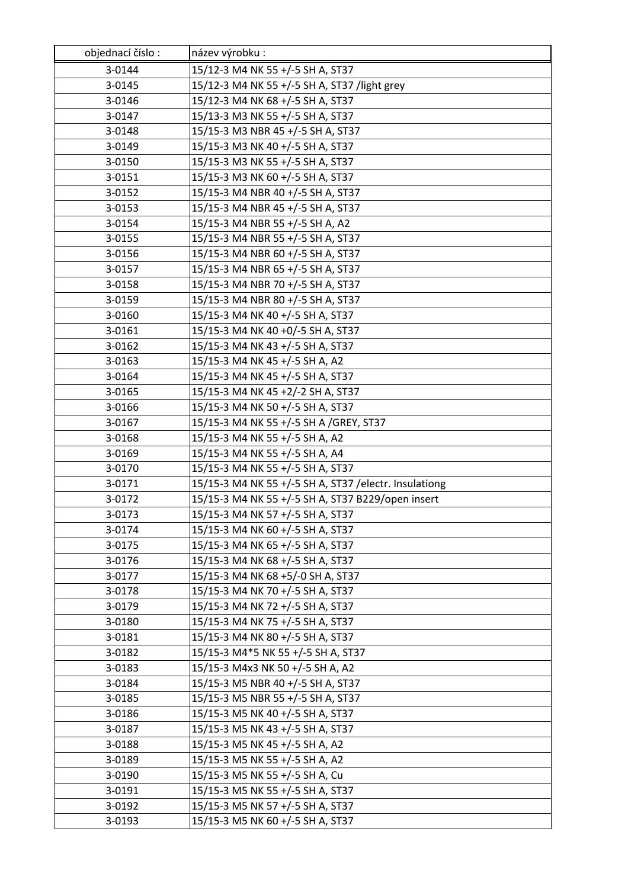| objednací číslo : | název výrobku : |
|---|---|
| 3-0144 | 15/12-3 M4 NK 55 +/-5 SH A, ST37 |
| 3-0145 | 15/12-3 M4 NK 55 +/-5 SH A, ST37 /light grey |
| 3-0146 | 15/12-3 M4 NK 68 +/-5 SH A, ST37 |
| 3-0147 | 15/13-3 M3 NK 55 +/-5 SH A, ST37 |
| 3-0148 | 15/15-3 M3 NBR 45 +/-5 SH A, ST37 |
| 3-0149 | 15/15-3 M3 NK 40 +/-5 SH A, ST37 |
| 3-0150 | 15/15-3 M3 NK 55 +/-5 SH A, ST37 |
| 3-0151 | 15/15-3 M3 NK 60 +/-5 SH A, ST37 |
| 3-0152 | 15/15-3 M4 NBR 40 +/-5 SH A, ST37 |
| 3-0153 | 15/15-3 M4 NBR 45 +/-5 SH A, ST37 |
| 3-0154 | 15/15-3 M4 NBR 55 +/-5 SH A, A2 |
| 3-0155 | 15/15-3 M4 NBR 55 +/-5 SH A, ST37 |
| 3-0156 | 15/15-3 M4 NBR 60 +/-5 SH A, ST37 |
| 3-0157 | 15/15-3 M4 NBR 65 +/-5 SH A, ST37 |
| 3-0158 | 15/15-3 M4 NBR 70 +/-5 SH A, ST37 |
| 3-0159 | 15/15-3 M4 NBR 80 +/-5 SH A, ST37 |
| 3-0160 | 15/15-3 M4 NK 40 +/-5 SH A, ST37 |
| 3-0161 | 15/15-3 M4 NK 40 +0/-5 SH A, ST37 |
| 3-0162 | 15/15-3 M4 NK 43 +/-5 SH A, ST37 |
| 3-0163 | 15/15-3 M4 NK 45 +/-5 SH A, A2 |
| 3-0164 | 15/15-3 M4 NK 45 +/-5 SH A, ST37 |
| 3-0165 | 15/15-3 M4 NK 45 +2/-2 SH A, ST37 |
| 3-0166 | 15/15-3 M4 NK 50 +/-5 SH A, ST37 |
| 3-0167 | 15/15-3 M4 NK 55 +/-5 SH A /GREY, ST37 |
| 3-0168 | 15/15-3 M4 NK 55 +/-5 SH A, A2 |
| 3-0169 | 15/15-3 M4 NK 55 +/-5 SH A, A4 |
| 3-0170 | 15/15-3 M4 NK 55 +/-5 SH A, ST37 |
| 3-0171 | 15/15-3 M4 NK 55 +/-5 SH A, ST37 /electr. Insulationg |
| 3-0172 | 15/15-3 M4 NK 55 +/-5 SH A, ST37 B229/open insert |
| 3-0173 | 15/15-3 M4 NK 57 +/-5 SH A, ST37 |
| 3-0174 | 15/15-3 M4 NK 60 +/-5 SH A, ST37 |
| 3-0175 | 15/15-3 M4 NK 65 +/-5 SH A, ST37 |
| 3-0176 | 15/15-3 M4 NK 68 +/-5 SH A, ST37 |
| 3-0177 | 15/15-3 M4 NK 68 +5/-0 SH A, ST37 |
| 3-0178 | 15/15-3 M4 NK 70 +/-5 SH A, ST37 |
| 3-0179 | 15/15-3 M4 NK 72 +/-5 SH A, ST37 |
| 3-0180 | 15/15-3 M4 NK 75 +/-5 SH A, ST37 |
| 3-0181 | 15/15-3 M4 NK 80 +/-5 SH A, ST37 |
| 3-0182 | 15/15-3 M4*5 NK 55 +/-5 SH A, ST37 |
| 3-0183 | 15/15-3 M4x3 NK 50 +/-5 SH A, A2 |
| 3-0184 | 15/15-3 M5 NBR 40 +/-5 SH A, ST37 |
| 3-0185 | 15/15-3 M5 NBR 55 +/-5 SH A, ST37 |
| 3-0186 | 15/15-3 M5 NK 40 +/-5 SH A, ST37 |
| 3-0187 | 15/15-3 M5 NK 43 +/-5 SH A, ST37 |
| 3-0188 | 15/15-3 M5 NK 45 +/-5 SH A, A2 |
| 3-0189 | 15/15-3 M5 NK 55 +/-5 SH A, A2 |
| 3-0190 | 15/15-3 M5 NK 55 +/-5 SH A, Cu |
| 3-0191 | 15/15-3 M5 NK 55 +/-5 SH A, ST37 |
| 3-0192 | 15/15-3 M5 NK 57 +/-5 SH A, ST37 |
| 3-0193 | 15/15-3 M5 NK 60 +/-5 SH A, ST37 |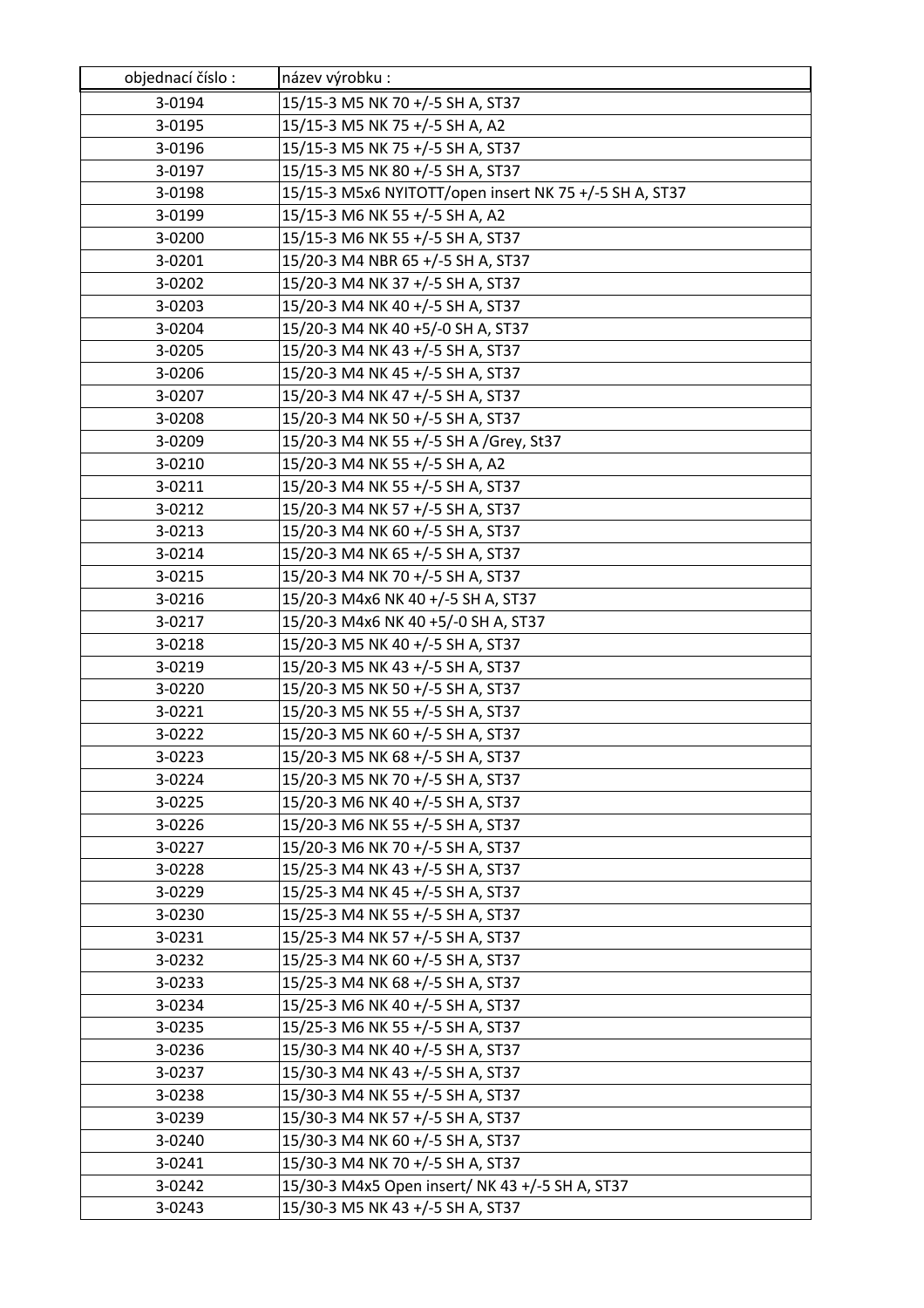| objednací číslo : | název výrobku : |
| --- | --- |
| 3-0194 | 15/15-3 M5 NK 70 +/-5 SH A, ST37 |
| 3-0195 | 15/15-3 M5 NK 75 +/-5 SH A, A2 |
| 3-0196 | 15/15-3 M5 NK 75 +/-5 SH A, ST37 |
| 3-0197 | 15/15-3 M5 NK 80 +/-5 SH A, ST37 |
| 3-0198 | 15/15-3 M5x6 NYITOTT/open insert NK 75 +/-5 SH A, ST37 |
| 3-0199 | 15/15-3 M6 NK 55 +/-5 SH A, A2 |
| 3-0200 | 15/15-3 M6 NK 55 +/-5 SH A, ST37 |
| 3-0201 | 15/20-3 M4 NBR 65 +/-5 SH A, ST37 |
| 3-0202 | 15/20-3 M4 NK 37 +/-5 SH A, ST37 |
| 3-0203 | 15/20-3 M4 NK 40 +/-5 SH A, ST37 |
| 3-0204 | 15/20-3 M4 NK 40 +5/-0 SH A, ST37 |
| 3-0205 | 15/20-3 M4 NK 43 +/-5 SH A, ST37 |
| 3-0206 | 15/20-3 M4 NK 45 +/-5 SH A, ST37 |
| 3-0207 | 15/20-3 M4 NK 47 +/-5 SH A, ST37 |
| 3-0208 | 15/20-3 M4 NK 50 +/-5 SH A, ST37 |
| 3-0209 | 15/20-3 M4 NK 55 +/-5 SH A /Grey, St37 |
| 3-0210 | 15/20-3 M4 NK 55 +/-5 SH A, A2 |
| 3-0211 | 15/20-3 M4 NK 55 +/-5 SH A, ST37 |
| 3-0212 | 15/20-3 M4 NK 57 +/-5 SH A, ST37 |
| 3-0213 | 15/20-3 M4 NK 60 +/-5 SH A, ST37 |
| 3-0214 | 15/20-3 M4 NK 65 +/-5 SH A, ST37 |
| 3-0215 | 15/20-3 M4 NK 70 +/-5 SH A, ST37 |
| 3-0216 | 15/20-3 M4x6 NK 40 +/-5 SH A, ST37 |
| 3-0217 | 15/20-3 M4x6 NK 40 +5/-0 SH A, ST37 |
| 3-0218 | 15/20-3 M5 NK 40 +/-5 SH A, ST37 |
| 3-0219 | 15/20-3 M5 NK 43 +/-5 SH A, ST37 |
| 3-0220 | 15/20-3 M5 NK 50 +/-5 SH A, ST37 |
| 3-0221 | 15/20-3 M5 NK 55 +/-5 SH A, ST37 |
| 3-0222 | 15/20-3 M5 NK 60 +/-5 SH A, ST37 |
| 3-0223 | 15/20-3 M5 NK 68 +/-5 SH A, ST37 |
| 3-0224 | 15/20-3 M5 NK 70 +/-5 SH A, ST37 |
| 3-0225 | 15/20-3 M6 NK 40 +/-5 SH A, ST37 |
| 3-0226 | 15/20-3 M6 NK 55 +/-5 SH A, ST37 |
| 3-0227 | 15/20-3 M6 NK 70 +/-5 SH A, ST37 |
| 3-0228 | 15/25-3 M4 NK 43 +/-5 SH A, ST37 |
| 3-0229 | 15/25-3 M4 NK 45 +/-5 SH A, ST37 |
| 3-0230 | 15/25-3 M4 NK 55 +/-5 SH A, ST37 |
| 3-0231 | 15/25-3 M4 NK 57 +/-5 SH A, ST37 |
| 3-0232 | 15/25-3 M4 NK 60 +/-5 SH A, ST37 |
| 3-0233 | 15/25-3 M4 NK 68 +/-5 SH A, ST37 |
| 3-0234 | 15/25-3 M6 NK 40 +/-5 SH A, ST37 |
| 3-0235 | 15/25-3 M6 NK 55 +/-5 SH A, ST37 |
| 3-0236 | 15/30-3 M4 NK 40 +/-5 SH A, ST37 |
| 3-0237 | 15/30-3 M4 NK 43 +/-5 SH A, ST37 |
| 3-0238 | 15/30-3 M4 NK 55 +/-5 SH A, ST37 |
| 3-0239 | 15/30-3 M4 NK 57 +/-5 SH A, ST37 |
| 3-0240 | 15/30-3 M4 NK 60 +/-5 SH A, ST37 |
| 3-0241 | 15/30-3 M4 NK 70 +/-5 SH A, ST37 |
| 3-0242 | 15/30-3 M4x5 Open insert/ NK 43 +/-5 SH A, ST37 |
| 3-0243 | 15/30-3 M5 NK 43 +/-5 SH A, ST37 |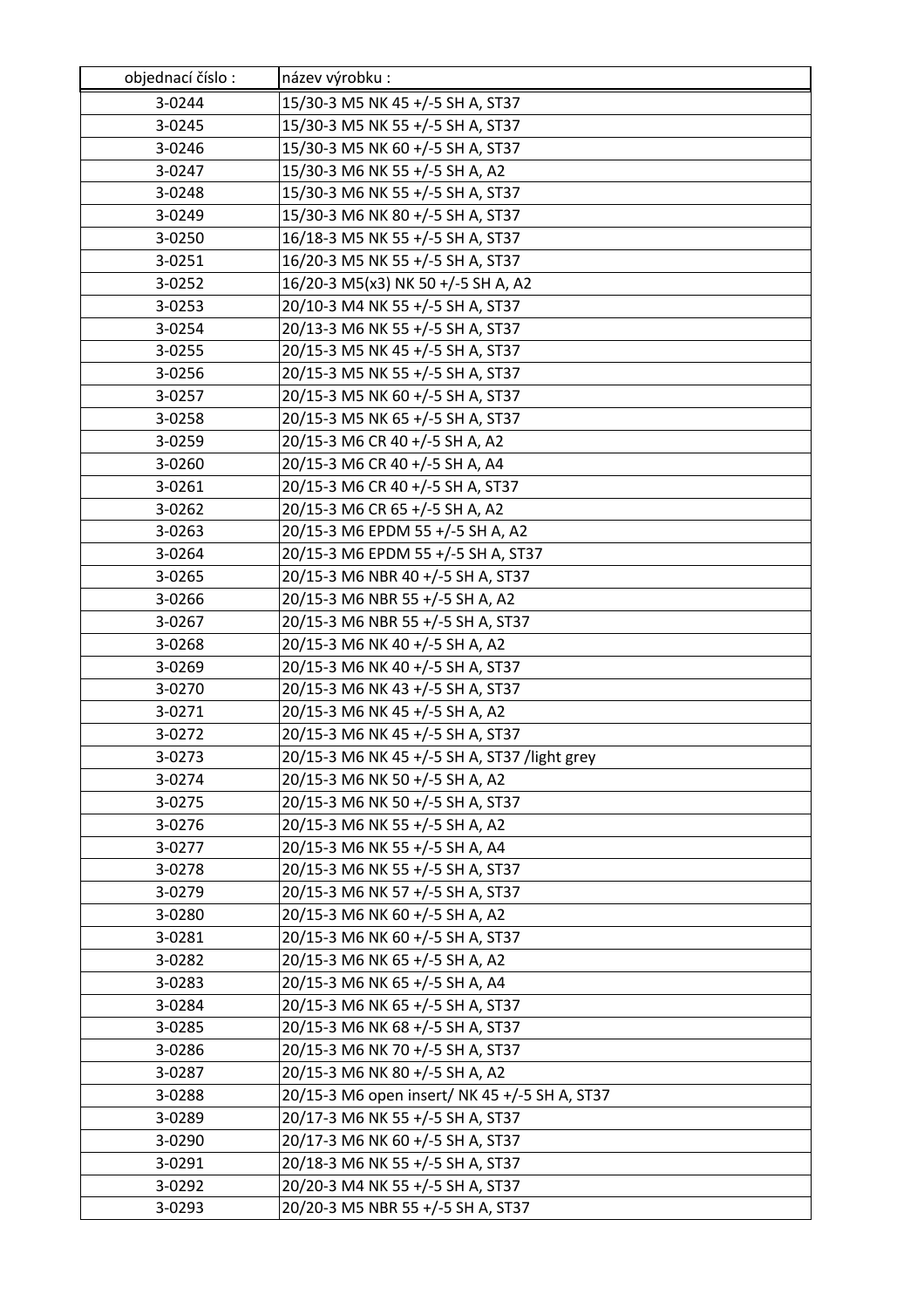| objednací číslo : | název výrobku : |
|---|---|
| 3-0244 | 15/30-3 M5 NK 45 +/-5 SH A, ST37 |
| 3-0245 | 15/30-3 M5 NK 55 +/-5 SH A, ST37 |
| 3-0246 | 15/30-3 M5 NK 60 +/-5 SH A, ST37 |
| 3-0247 | 15/30-3 M6 NK 55 +/-5 SH A, A2 |
| 3-0248 | 15/30-3 M6 NK 55 +/-5 SH A, ST37 |
| 3-0249 | 15/30-3 M6 NK 80 +/-5 SH A, ST37 |
| 3-0250 | 16/18-3 M5 NK 55 +/-5 SH A, ST37 |
| 3-0251 | 16/20-3 M5 NK 55 +/-5 SH A, ST37 |
| 3-0252 | 16/20-3 M5(x3) NK 50 +/-5 SH A, A2 |
| 3-0253 | 20/10-3 M4 NK 55 +/-5 SH A, ST37 |
| 3-0254 | 20/13-3 M6 NK 55 +/-5 SH A, ST37 |
| 3-0255 | 20/15-3 M5 NK 45 +/-5 SH A, ST37 |
| 3-0256 | 20/15-3 M5 NK 55 +/-5 SH A, ST37 |
| 3-0257 | 20/15-3 M5 NK 60 +/-5 SH A, ST37 |
| 3-0258 | 20/15-3 M5 NK 65 +/-5 SH A, ST37 |
| 3-0259 | 20/15-3 M6 CR 40 +/-5 SH A, A2 |
| 3-0260 | 20/15-3 M6 CR 40 +/-5 SH A, A4 |
| 3-0261 | 20/15-3 M6 CR 40 +/-5 SH A, ST37 |
| 3-0262 | 20/15-3 M6 CR 65 +/-5 SH A, A2 |
| 3-0263 | 20/15-3 M6 EPDM 55 +/-5 SH A, A2 |
| 3-0264 | 20/15-3 M6 EPDM 55 +/-5 SH A, ST37 |
| 3-0265 | 20/15-3 M6 NBR 40 +/-5 SH A, ST37 |
| 3-0266 | 20/15-3 M6 NBR 55 +/-5 SH A, A2 |
| 3-0267 | 20/15-3 M6 NBR 55 +/-5 SH A, ST37 |
| 3-0268 | 20/15-3 M6 NK 40 +/-5 SH A, A2 |
| 3-0269 | 20/15-3 M6 NK 40 +/-5 SH A, ST37 |
| 3-0270 | 20/15-3 M6 NK 43 +/-5 SH A, ST37 |
| 3-0271 | 20/15-3 M6 NK 45 +/-5 SH A, A2 |
| 3-0272 | 20/15-3 M6 NK 45 +/-5 SH A, ST37 |
| 3-0273 | 20/15-3 M6 NK 45 +/-5 SH A, ST37 /light grey |
| 3-0274 | 20/15-3 M6 NK 50 +/-5 SH A, A2 |
| 3-0275 | 20/15-3 M6 NK 50 +/-5 SH A, ST37 |
| 3-0276 | 20/15-3 M6 NK 55 +/-5 SH A, A2 |
| 3-0277 | 20/15-3 M6 NK 55 +/-5 SH A, A4 |
| 3-0278 | 20/15-3 M6 NK 55 +/-5 SH A, ST37 |
| 3-0279 | 20/15-3 M6 NK 57 +/-5 SH A, ST37 |
| 3-0280 | 20/15-3 M6 NK 60 +/-5 SH A, A2 |
| 3-0281 | 20/15-3 M6 NK 60 +/-5 SH A, ST37 |
| 3-0282 | 20/15-3 M6 NK 65 +/-5 SH A, A2 |
| 3-0283 | 20/15-3 M6 NK 65 +/-5 SH A, A4 |
| 3-0284 | 20/15-3 M6 NK 65 +/-5 SH A, ST37 |
| 3-0285 | 20/15-3 M6 NK 68 +/-5 SH A, ST37 |
| 3-0286 | 20/15-3 M6 NK 70 +/-5 SH A, ST37 |
| 3-0287 | 20/15-3 M6 NK 80 +/-5 SH A, A2 |
| 3-0288 | 20/15-3 M6 open insert/ NK 45 +/-5 SH A, ST37 |
| 3-0289 | 20/17-3 M6 NK 55 +/-5 SH A, ST37 |
| 3-0290 | 20/17-3 M6 NK 60 +/-5 SH A, ST37 |
| 3-0291 | 20/18-3 M6 NK 55 +/-5 SH A, ST37 |
| 3-0292 | 20/20-3 M4 NK 55 +/-5 SH A, ST37 |
| 3-0293 | 20/20-3 M5 NBR 55 +/-5 SH A, ST37 |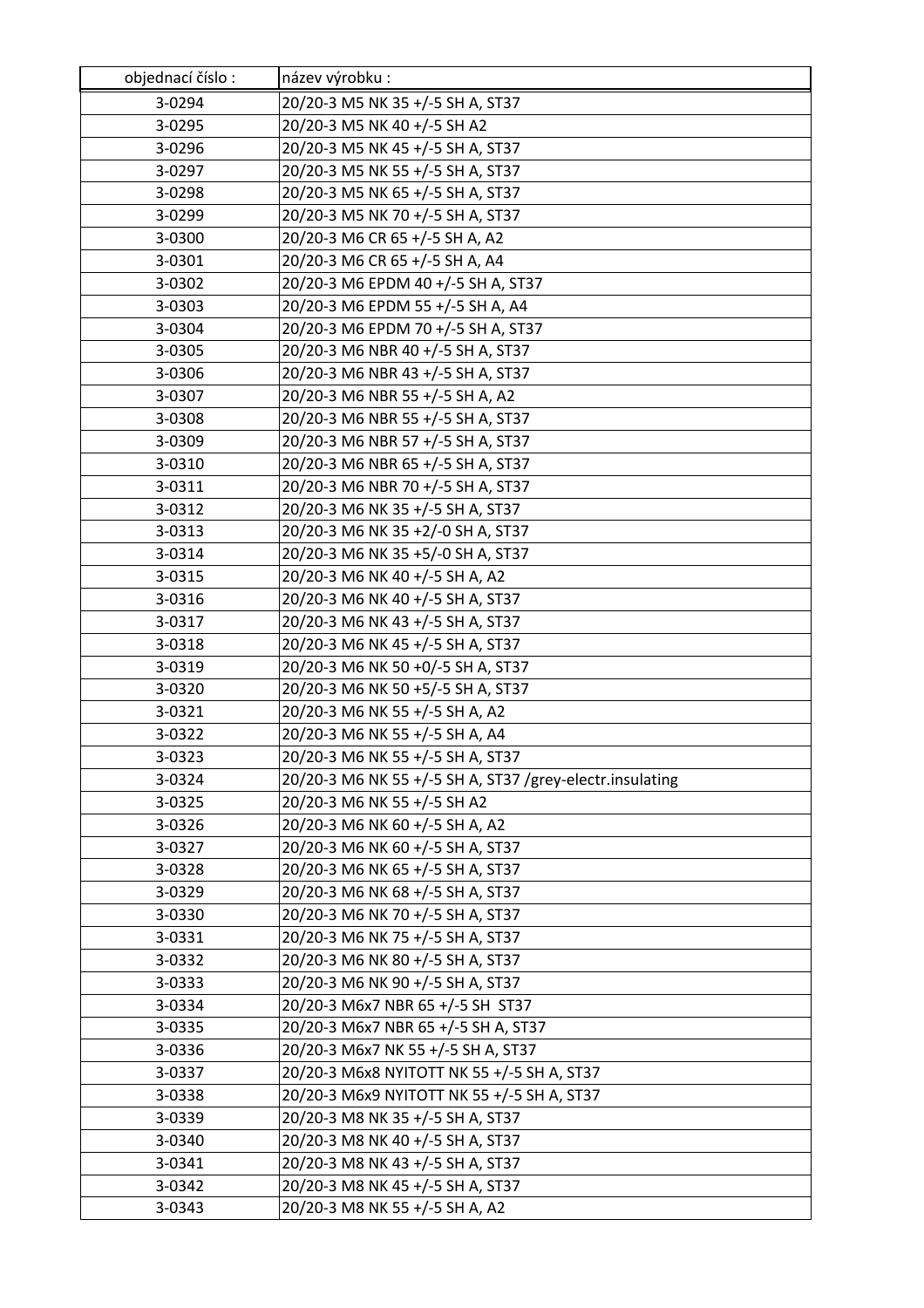| objednací číslo : | název výrobku : |
|---|---|
| 3-0294 | 20/20-3 M5 NK 35 +/-5 SH A, ST37 |
| 3-0295 | 20/20-3 M5 NK 40 +/-5 SH A2 |
| 3-0296 | 20/20-3 M5 NK 45 +/-5 SH A, ST37 |
| 3-0297 | 20/20-3 M5 NK 55 +/-5 SH A, ST37 |
| 3-0298 | 20/20-3 M5 NK 65 +/-5 SH A, ST37 |
| 3-0299 | 20/20-3 M5 NK 70 +/-5 SH A, ST37 |
| 3-0300 | 20/20-3 M6 CR 65 +/-5 SH A, A2 |
| 3-0301 | 20/20-3 M6 CR 65 +/-5 SH A, A4 |
| 3-0302 | 20/20-3 M6 EPDM 40 +/-5 SH A, ST37 |
| 3-0303 | 20/20-3 M6 EPDM 55 +/-5 SH A, A4 |
| 3-0304 | 20/20-3 M6 EPDM 70 +/-5 SH A, ST37 |
| 3-0305 | 20/20-3 M6 NBR 40 +/-5 SH A, ST37 |
| 3-0306 | 20/20-3 M6 NBR 43 +/-5 SH A, ST37 |
| 3-0307 | 20/20-3 M6 NBR 55 +/-5 SH A, A2 |
| 3-0308 | 20/20-3 M6 NBR 55 +/-5 SH A, ST37 |
| 3-0309 | 20/20-3 M6 NBR 57 +/-5 SH A, ST37 |
| 3-0310 | 20/20-3 M6 NBR 65 +/-5 SH A, ST37 |
| 3-0311 | 20/20-3 M6 NBR 70 +/-5 SH A, ST37 |
| 3-0312 | 20/20-3 M6 NK 35 +/-5 SH A, ST37 |
| 3-0313 | 20/20-3 M6 NK 35 +2/-0 SH A, ST37 |
| 3-0314 | 20/20-3 M6 NK 35 +5/-0 SH A, ST37 |
| 3-0315 | 20/20-3 M6 NK 40 +/-5 SH A, A2 |
| 3-0316 | 20/20-3 M6 NK 40 +/-5 SH A, ST37 |
| 3-0317 | 20/20-3 M6 NK 43 +/-5 SH A, ST37 |
| 3-0318 | 20/20-3 M6 NK 45 +/-5 SH A, ST37 |
| 3-0319 | 20/20-3 M6 NK 50 +0/-5 SH A, ST37 |
| 3-0320 | 20/20-3 M6 NK 50 +5/-5 SH A, ST37 |
| 3-0321 | 20/20-3 M6 NK 55 +/-5 SH A, A2 |
| 3-0322 | 20/20-3 M6 NK 55 +/-5 SH A, A4 |
| 3-0323 | 20/20-3 M6 NK 55 +/-5 SH A, ST37 |
| 3-0324 | 20/20-3 M6 NK 55 +/-5 SH A, ST37 /grey-electr.insulating |
| 3-0325 | 20/20-3 M6 NK 55 +/-5 SH A2 |
| 3-0326 | 20/20-3 M6 NK 60 +/-5 SH A, A2 |
| 3-0327 | 20/20-3 M6 NK 60 +/-5 SH A, ST37 |
| 3-0328 | 20/20-3 M6 NK 65 +/-5 SH A, ST37 |
| 3-0329 | 20/20-3 M6 NK 68 +/-5 SH A, ST37 |
| 3-0330 | 20/20-3 M6 NK 70 +/-5 SH A, ST37 |
| 3-0331 | 20/20-3 M6 NK 75 +/-5 SH A, ST37 |
| 3-0332 | 20/20-3 M6 NK 80 +/-5 SH A, ST37 |
| 3-0333 | 20/20-3 M6 NK 90 +/-5 SH A, ST37 |
| 3-0334 | 20/20-3 M6x7 NBR 65 +/-5 SH  ST37 |
| 3-0335 | 20/20-3 M6x7 NBR 65 +/-5 SH A, ST37 |
| 3-0336 | 20/20-3 M6x7 NK 55 +/-5 SH A, ST37 |
| 3-0337 | 20/20-3 M6x8 NYITOTT NK 55 +/-5 SH A, ST37 |
| 3-0338 | 20/20-3 M6x9 NYITOTT NK 55 +/-5 SH A, ST37 |
| 3-0339 | 20/20-3 M8 NK 35 +/-5 SH A, ST37 |
| 3-0340 | 20/20-3 M8 NK 40 +/-5 SH A, ST37 |
| 3-0341 | 20/20-3 M8 NK 43 +/-5 SH A, ST37 |
| 3-0342 | 20/20-3 M8 NK 45 +/-5 SH A, ST37 |
| 3-0343 | 20/20-3 M8 NK 55 +/-5 SH A, A2 |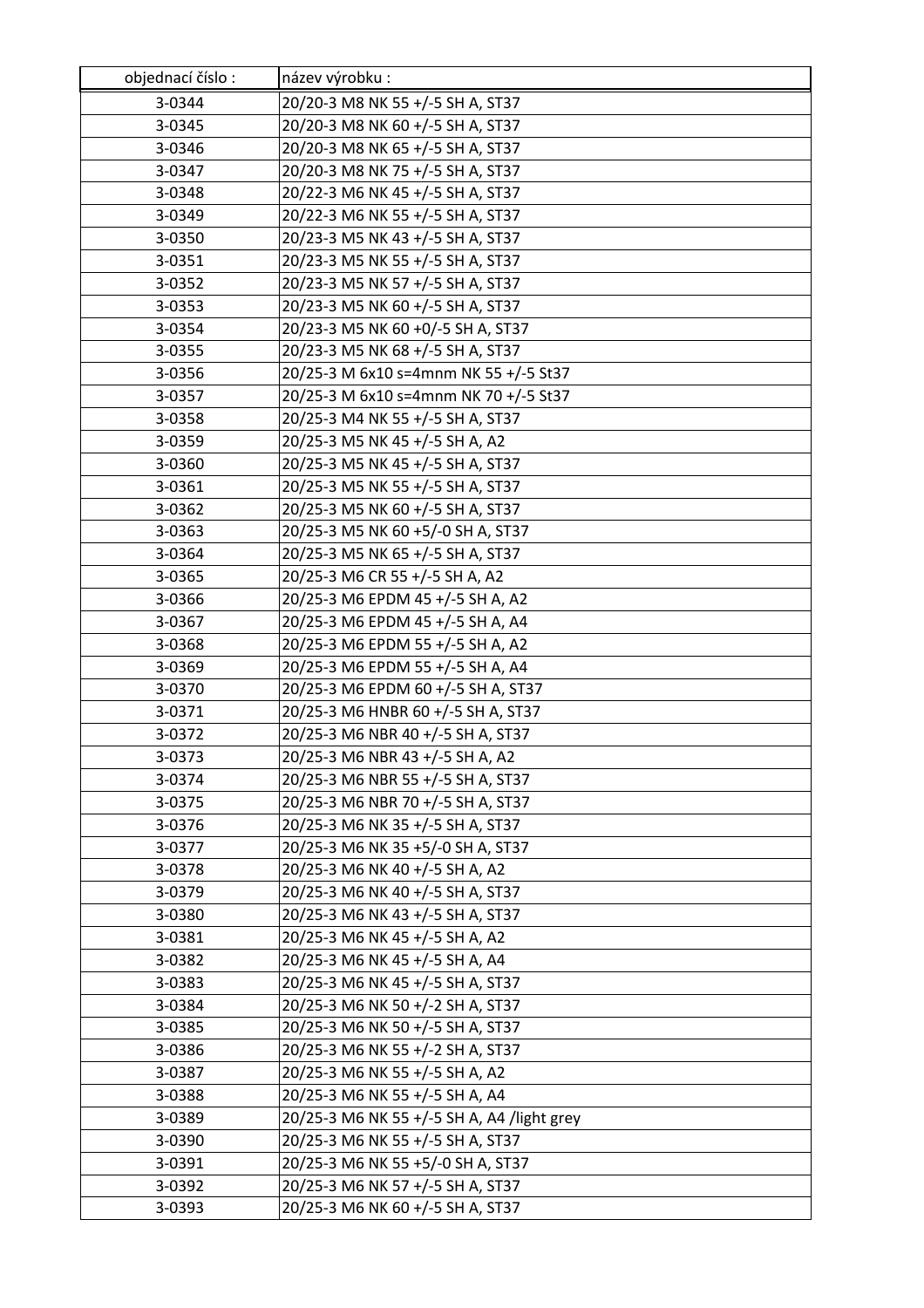| objednací číslo : | název výrobku : |
|---|---|
| 3-0344 | 20/20-3 M8 NK 55 +/-5 SH A, ST37 |
| 3-0345 | 20/20-3 M8 NK 60 +/-5 SH A, ST37 |
| 3-0346 | 20/20-3 M8 NK 65 +/-5 SH A, ST37 |
| 3-0347 | 20/20-3 M8 NK 75 +/-5 SH A, ST37 |
| 3-0348 | 20/22-3 M6 NK 45 +/-5 SH A, ST37 |
| 3-0349 | 20/22-3 M6 NK 55 +/-5 SH A, ST37 |
| 3-0350 | 20/23-3 M5 NK 43 +/-5 SH A, ST37 |
| 3-0351 | 20/23-3 M5 NK 55 +/-5 SH A, ST37 |
| 3-0352 | 20/23-3 M5 NK 57 +/-5 SH A, ST37 |
| 3-0353 | 20/23-3 M5 NK 60 +/-5 SH A, ST37 |
| 3-0354 | 20/23-3 M5 NK 60 +0/-5 SH A, ST37 |
| 3-0355 | 20/23-3 M5 NK 68 +/-5 SH A, ST37 |
| 3-0356 | 20/25-3 M 6x10 s=4mnm NK 55 +/-5 St37 |
| 3-0357 | 20/25-3 M 6x10 s=4mnm NK 70 +/-5 St37 |
| 3-0358 | 20/25-3 M4 NK 55 +/-5 SH A, ST37 |
| 3-0359 | 20/25-3 M5 NK 45 +/-5 SH A, A2 |
| 3-0360 | 20/25-3 M5 NK 45 +/-5 SH A, ST37 |
| 3-0361 | 20/25-3 M5 NK 55 +/-5 SH A, ST37 |
| 3-0362 | 20/25-3 M5 NK 60 +/-5 SH A, ST37 |
| 3-0363 | 20/25-3 M5 NK 60 +5/-0 SH A, ST37 |
| 3-0364 | 20/25-3 M5 NK 65 +/-5 SH A, ST37 |
| 3-0365 | 20/25-3 M6 CR 55 +/-5 SH A, A2 |
| 3-0366 | 20/25-3 M6 EPDM 45 +/-5 SH A, A2 |
| 3-0367 | 20/25-3 M6 EPDM 45 +/-5 SH A, A4 |
| 3-0368 | 20/25-3 M6 EPDM 55 +/-5 SH A, A2 |
| 3-0369 | 20/25-3 M6 EPDM 55 +/-5 SH A, A4 |
| 3-0370 | 20/25-3 M6 EPDM 60 +/-5 SH A, ST37 |
| 3-0371 | 20/25-3 M6 HNBR 60 +/-5 SH A, ST37 |
| 3-0372 | 20/25-3 M6 NBR 40 +/-5 SH A, ST37 |
| 3-0373 | 20/25-3 M6 NBR 43 +/-5 SH A, A2 |
| 3-0374 | 20/25-3 M6 NBR 55 +/-5 SH A, ST37 |
| 3-0375 | 20/25-3 M6 NBR 70 +/-5 SH A, ST37 |
| 3-0376 | 20/25-3 M6 NK 35 +/-5 SH A, ST37 |
| 3-0377 | 20/25-3 M6 NK 35 +5/-0 SH A, ST37 |
| 3-0378 | 20/25-3 M6 NK 40 +/-5 SH A, A2 |
| 3-0379 | 20/25-3 M6 NK 40 +/-5 SH A, ST37 |
| 3-0380 | 20/25-3 M6 NK 43 +/-5 SH A, ST37 |
| 3-0381 | 20/25-3 M6 NK 45 +/-5 SH A, A2 |
| 3-0382 | 20/25-3 M6 NK 45 +/-5 SH A, A4 |
| 3-0383 | 20/25-3 M6 NK 45 +/-5 SH A, ST37 |
| 3-0384 | 20/25-3 M6 NK 50 +/-2 SH A, ST37 |
| 3-0385 | 20/25-3 M6 NK 50 +/-5 SH A, ST37 |
| 3-0386 | 20/25-3 M6 NK 55 +/-2 SH A, ST37 |
| 3-0387 | 20/25-3 M6 NK 55 +/-5 SH A, A2 |
| 3-0388 | 20/25-3 M6 NK 55 +/-5 SH A, A4 |
| 3-0389 | 20/25-3 M6 NK 55 +/-5 SH A, A4 /light grey |
| 3-0390 | 20/25-3 M6 NK 55 +/-5 SH A, ST37 |
| 3-0391 | 20/25-3 M6 NK 55 +5/-0 SH A, ST37 |
| 3-0392 | 20/25-3 M6 NK 57 +/-5 SH A, ST37 |
| 3-0393 | 20/25-3 M6 NK 60 +/-5 SH A, ST37 |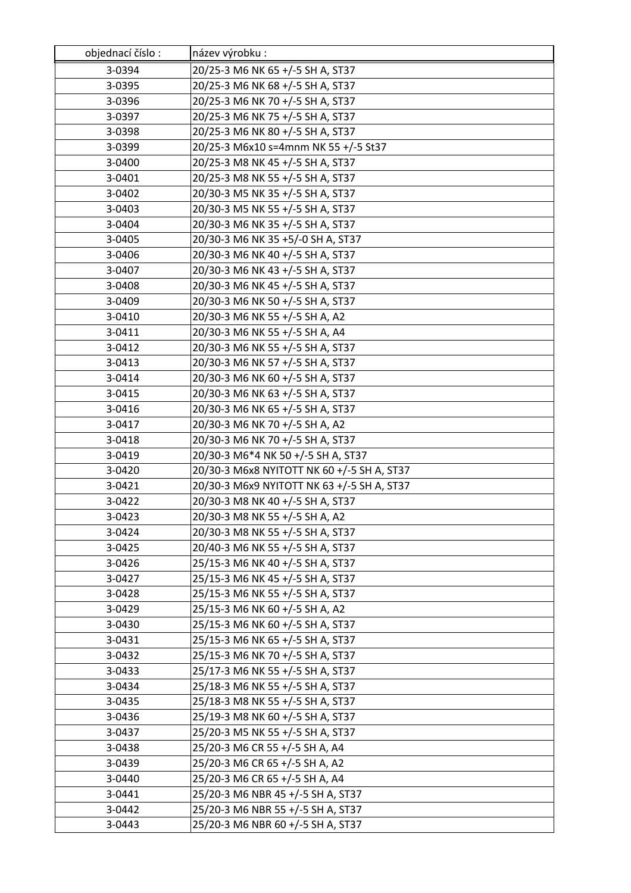| objednací číslo : | název výrobku : |
|---|---|
| 3-0394 | 20/25-3 M6 NK 65 +/-5 SH A, ST37 |
| 3-0395 | 20/25-3 M6 NK 68 +/-5 SH A, ST37 |
| 3-0396 | 20/25-3 M6 NK 70 +/-5 SH A, ST37 |
| 3-0397 | 20/25-3 M6 NK 75 +/-5 SH A, ST37 |
| 3-0398 | 20/25-3 M6 NK 80 +/-5 SH A, ST37 |
| 3-0399 | 20/25-3 M6x10 s=4mnm NK 55 +/-5 St37 |
| 3-0400 | 20/25-3 M8 NK 45 +/-5 SH A, ST37 |
| 3-0401 | 20/25-3 M8 NK 55 +/-5 SH A, ST37 |
| 3-0402 | 20/30-3 M5 NK 35 +/-5 SH A, ST37 |
| 3-0403 | 20/30-3 M5 NK 55 +/-5 SH A, ST37 |
| 3-0404 | 20/30-3 M6 NK 35 +/-5 SH A, ST37 |
| 3-0405 | 20/30-3 M6 NK 35 +5/-0 SH A, ST37 |
| 3-0406 | 20/30-3 M6 NK 40 +/-5 SH A, ST37 |
| 3-0407 | 20/30-3 M6 NK 43 +/-5 SH A, ST37 |
| 3-0408 | 20/30-3 M6 NK 45 +/-5 SH A, ST37 |
| 3-0409 | 20/30-3 M6 NK 50 +/-5 SH A, ST37 |
| 3-0410 | 20/30-3 M6 NK 55 +/-5 SH A, A2 |
| 3-0411 | 20/30-3 M6 NK 55 +/-5 SH A, A4 |
| 3-0412 | 20/30-3 M6 NK 55 +/-5 SH A, ST37 |
| 3-0413 | 20/30-3 M6 NK 57 +/-5 SH A, ST37 |
| 3-0414 | 20/30-3 M6 NK 60 +/-5 SH A, ST37 |
| 3-0415 | 20/30-3 M6 NK 63 +/-5 SH A, ST37 |
| 3-0416 | 20/30-3 M6 NK 65 +/-5 SH A, ST37 |
| 3-0417 | 20/30-3 M6 NK 70 +/-5 SH A, A2 |
| 3-0418 | 20/30-3 M6 NK 70 +/-5 SH A, ST37 |
| 3-0419 | 20/30-3 M6*4 NK 50 +/-5 SH A, ST37 |
| 3-0420 | 20/30-3 M6x8 NYITOTT NK 60 +/-5 SH A, ST37 |
| 3-0421 | 20/30-3 M6x9 NYITOTT NK 63 +/-5 SH A, ST37 |
| 3-0422 | 20/30-3 M8 NK 40 +/-5 SH A, ST37 |
| 3-0423 | 20/30-3 M8 NK 55 +/-5 SH A, A2 |
| 3-0424 | 20/30-3 M8 NK 55 +/-5 SH A, ST37 |
| 3-0425 | 20/40-3 M6 NK 55 +/-5 SH A, ST37 |
| 3-0426 | 25/15-3 M6 NK 40 +/-5 SH A, ST37 |
| 3-0427 | 25/15-3 M6 NK 45 +/-5 SH A, ST37 |
| 3-0428 | 25/15-3 M6 NK 55 +/-5 SH A, ST37 |
| 3-0429 | 25/15-3 M6 NK 60 +/-5 SH A, A2 |
| 3-0430 | 25/15-3 M6 NK 60 +/-5 SH A, ST37 |
| 3-0431 | 25/15-3 M6 NK 65 +/-5 SH A, ST37 |
| 3-0432 | 25/15-3 M6 NK 70 +/-5 SH A, ST37 |
| 3-0433 | 25/17-3 M6 NK 55 +/-5 SH A, ST37 |
| 3-0434 | 25/18-3 M6 NK 55 +/-5 SH A, ST37 |
| 3-0435 | 25/18-3 M8 NK 55 +/-5 SH A, ST37 |
| 3-0436 | 25/19-3 M8 NK 60 +/-5 SH A, ST37 |
| 3-0437 | 25/20-3 M5 NK 55 +/-5 SH A, ST37 |
| 3-0438 | 25/20-3 M6 CR 55 +/-5 SH A, A4 |
| 3-0439 | 25/20-3 M6 CR 65 +/-5 SH A, A2 |
| 3-0440 | 25/20-3 M6 CR 65 +/-5 SH A, A4 |
| 3-0441 | 25/20-3 M6 NBR 45 +/-5 SH A, ST37 |
| 3-0442 | 25/20-3 M6 NBR 55 +/-5 SH A, ST37 |
| 3-0443 | 25/20-3 M6 NBR 60 +/-5 SH A, ST37 |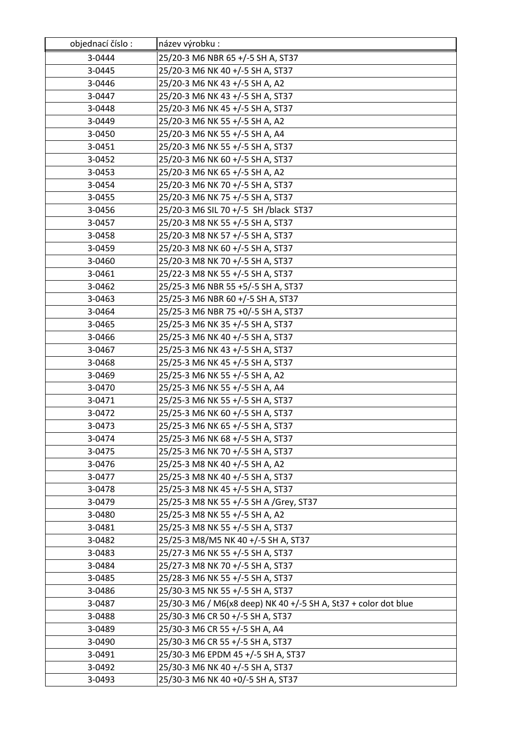| objednací číslo : | název výrobku : |
|---|---|
| 3-0444 | 25/20-3 M6 NBR 65 +/-5 SH A, ST37 |
| 3-0445 | 25/20-3 M6 NK 40 +/-5 SH A, ST37 |
| 3-0446 | 25/20-3 M6 NK 43 +/-5 SH A, A2 |
| 3-0447 | 25/20-3 M6 NK 43 +/-5 SH A, ST37 |
| 3-0448 | 25/20-3 M6 NK 45 +/-5 SH A, ST37 |
| 3-0449 | 25/20-3 M6 NK 55 +/-5 SH A, A2 |
| 3-0450 | 25/20-3 M6 NK 55 +/-5 SH A, A4 |
| 3-0451 | 25/20-3 M6 NK 55 +/-5 SH A, ST37 |
| 3-0452 | 25/20-3 M6 NK 60 +/-5 SH A, ST37 |
| 3-0453 | 25/20-3 M6 NK 65 +/-5 SH A, A2 |
| 3-0454 | 25/20-3 M6 NK 70 +/-5 SH A, ST37 |
| 3-0455 | 25/20-3 M6 NK 75 +/-5 SH A, ST37 |
| 3-0456 | 25/20-3 M6 SIL 70 +/-5 SH /black ST37 |
| 3-0457 | 25/20-3 M8 NK 55 +/-5 SH A, ST37 |
| 3-0458 | 25/20-3 M8 NK 57 +/-5 SH A, ST37 |
| 3-0459 | 25/20-3 M8 NK 60 +/-5 SH A, ST37 |
| 3-0460 | 25/20-3 M8 NK 70 +/-5 SH A, ST37 |
| 3-0461 | 25/22-3 M8 NK 55 +/-5 SH A, ST37 |
| 3-0462 | 25/25-3 M6 NBR 55 +5/-5 SH A, ST37 |
| 3-0463 | 25/25-3 M6 NBR 60 +/-5 SH A, ST37 |
| 3-0464 | 25/25-3 M6 NBR 75 +0/-5 SH A, ST37 |
| 3-0465 | 25/25-3 M6 NK 35 +/-5 SH A, ST37 |
| 3-0466 | 25/25-3 M6 NK 40 +/-5 SH A, ST37 |
| 3-0467 | 25/25-3 M6 NK 43 +/-5 SH A, ST37 |
| 3-0468 | 25/25-3 M6 NK 45 +/-5 SH A, ST37 |
| 3-0469 | 25/25-3 M6 NK 55 +/-5 SH A, A2 |
| 3-0470 | 25/25-3 M6 NK 55 +/-5 SH A, A4 |
| 3-0471 | 25/25-3 M6 NK 55 +/-5 SH A, ST37 |
| 3-0472 | 25/25-3 M6 NK 60 +/-5 SH A, ST37 |
| 3-0473 | 25/25-3 M6 NK 65 +/-5 SH A, ST37 |
| 3-0474 | 25/25-3 M6 NK 68 +/-5 SH A, ST37 |
| 3-0475 | 25/25-3 M6 NK 70 +/-5 SH A, ST37 |
| 3-0476 | 25/25-3 M8 NK 40 +/-5 SH A, A2 |
| 3-0477 | 25/25-3 M8 NK 40 +/-5 SH A, ST37 |
| 3-0478 | 25/25-3 M8 NK 45 +/-5 SH A, ST37 |
| 3-0479 | 25/25-3 M8 NK 55 +/-5 SH A /Grey, ST37 |
| 3-0480 | 25/25-3 M8 NK 55 +/-5 SH A, A2 |
| 3-0481 | 25/25-3 M8 NK 55 +/-5 SH A, ST37 |
| 3-0482 | 25/25-3 M8/M5 NK 40 +/-5 SH A, ST37 |
| 3-0483 | 25/27-3 M6 NK 55 +/-5 SH A, ST37 |
| 3-0484 | 25/27-3 M8 NK 70 +/-5 SH A, ST37 |
| 3-0485 | 25/28-3 M6 NK 55 +/-5 SH A, ST37 |
| 3-0486 | 25/30-3 M5 NK 55 +/-5 SH A, ST37 |
| 3-0487 | 25/30-3 M6 / M6(x8 deep) NK 40 +/-5 SH A, St37 + color dot blue |
| 3-0488 | 25/30-3 M6 CR 50 +/-5 SH A, ST37 |
| 3-0489 | 25/30-3 M6 CR 55 +/-5 SH A, A4 |
| 3-0490 | 25/30-3 M6 CR 55 +/-5 SH A, ST37 |
| 3-0491 | 25/30-3 M6 EPDM 45 +/-5 SH A, ST37 |
| 3-0492 | 25/30-3 M6 NK 40 +/-5 SH A, ST37 |
| 3-0493 | 25/30-3 M6 NK 40 +0/-5 SH A, ST37 |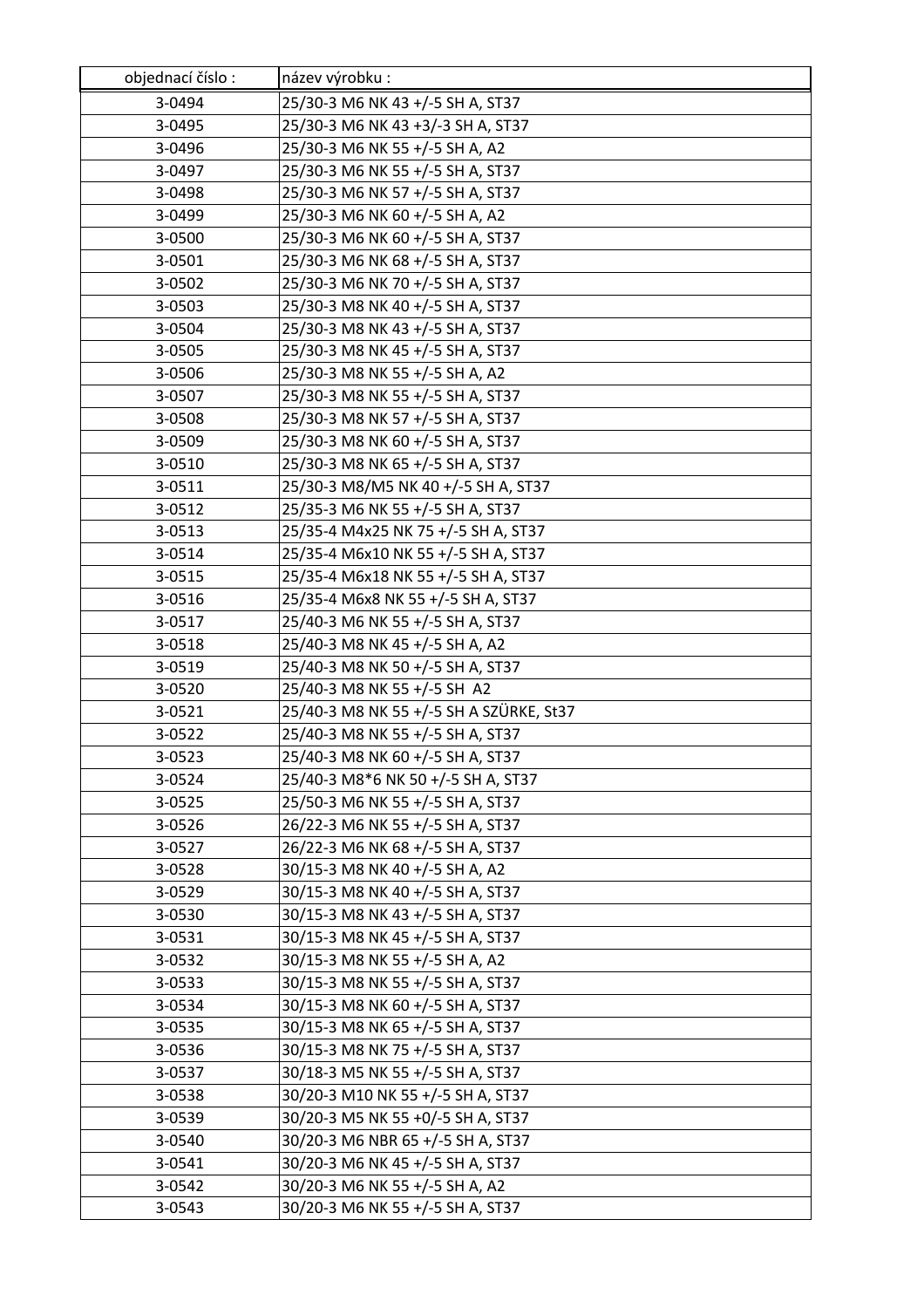| objednací číslo : | název výrobku : |
| --- | --- |
| 3-0494 | 25/30-3 M6 NK 43 +/-5 SH A, ST37 |
| 3-0495 | 25/30-3 M6 NK 43 +3/-3 SH A, ST37 |
| 3-0496 | 25/30-3 M6 NK 55 +/-5 SH A, A2 |
| 3-0497 | 25/30-3 M6 NK 55 +/-5 SH A, ST37 |
| 3-0498 | 25/30-3 M6 NK 57 +/-5 SH A, ST37 |
| 3-0499 | 25/30-3 M6 NK 60 +/-5 SH A, A2 |
| 3-0500 | 25/30-3 M6 NK 60 +/-5 SH A, ST37 |
| 3-0501 | 25/30-3 M6 NK 68 +/-5 SH A, ST37 |
| 3-0502 | 25/30-3 M6 NK 70 +/-5 SH A, ST37 |
| 3-0503 | 25/30-3 M8 NK 40 +/-5 SH A, ST37 |
| 3-0504 | 25/30-3 M8 NK 43 +/-5 SH A, ST37 |
| 3-0505 | 25/30-3 M8 NK 45 +/-5 SH A, ST37 |
| 3-0506 | 25/30-3 M8 NK 55 +/-5 SH A, A2 |
| 3-0507 | 25/30-3 M8 NK 55 +/-5 SH A, ST37 |
| 3-0508 | 25/30-3 M8 NK 57 +/-5 SH A, ST37 |
| 3-0509 | 25/30-3 M8 NK 60 +/-5 SH A, ST37 |
| 3-0510 | 25/30-3 M8 NK 65 +/-5 SH A, ST37 |
| 3-0511 | 25/30-3 M8/M5 NK 40 +/-5 SH A, ST37 |
| 3-0512 | 25/35-3 M6 NK 55 +/-5 SH A, ST37 |
| 3-0513 | 25/35-4 M4x25 NK 75 +/-5 SH A, ST37 |
| 3-0514 | 25/35-4 M6x10 NK 55 +/-5 SH A, ST37 |
| 3-0515 | 25/35-4 M6x18 NK 55 +/-5 SH A, ST37 |
| 3-0516 | 25/35-4 M6x8 NK 55 +/-5 SH A, ST37 |
| 3-0517 | 25/40-3 M6 NK 55 +/-5 SH A, ST37 |
| 3-0518 | 25/40-3 M8 NK 45 +/-5 SH A, A2 |
| 3-0519 | 25/40-3 M8 NK 50 +/-5 SH A, ST37 |
| 3-0520 | 25/40-3 M8 NK 55 +/-5 SH  A2 |
| 3-0521 | 25/40-3 M8 NK 55 +/-5 SH A SZÜRKE, St37 |
| 3-0522 | 25/40-3 M8 NK 55 +/-5 SH A, ST37 |
| 3-0523 | 25/40-3 M8 NK 60 +/-5 SH A, ST37 |
| 3-0524 | 25/40-3 M8*6 NK 50 +/-5 SH A, ST37 |
| 3-0525 | 25/50-3 M6 NK 55 +/-5 SH A, ST37 |
| 3-0526 | 26/22-3 M6 NK 55 +/-5 SH A, ST37 |
| 3-0527 | 26/22-3 M6 NK 68 +/-5 SH A, ST37 |
| 3-0528 | 30/15-3 M8 NK 40 +/-5 SH A, A2 |
| 3-0529 | 30/15-3 M8 NK 40 +/-5 SH A, ST37 |
| 3-0530 | 30/15-3 M8 NK 43 +/-5 SH A, ST37 |
| 3-0531 | 30/15-3 M8 NK 45 +/-5 SH A, ST37 |
| 3-0532 | 30/15-3 M8 NK 55 +/-5 SH A, A2 |
| 3-0533 | 30/15-3 M8 NK 55 +/-5 SH A, ST37 |
| 3-0534 | 30/15-3 M8 NK 60 +/-5 SH A, ST37 |
| 3-0535 | 30/15-3 M8 NK 65 +/-5 SH A, ST37 |
| 3-0536 | 30/15-3 M8 NK 75 +/-5 SH A, ST37 |
| 3-0537 | 30/18-3 M5 NK 55 +/-5 SH A, ST37 |
| 3-0538 | 30/20-3 M10 NK 55 +/-5 SH A, ST37 |
| 3-0539 | 30/20-3 M5 NK 55 +0/-5 SH A, ST37 |
| 3-0540 | 30/20-3 M6 NBR 65 +/-5 SH A, ST37 |
| 3-0541 | 30/20-3 M6 NK 45 +/-5 SH A, ST37 |
| 3-0542 | 30/20-3 M6 NK 55 +/-5 SH A, A2 |
| 3-0543 | 30/20-3 M6 NK 55 +/-5 SH A, ST37 |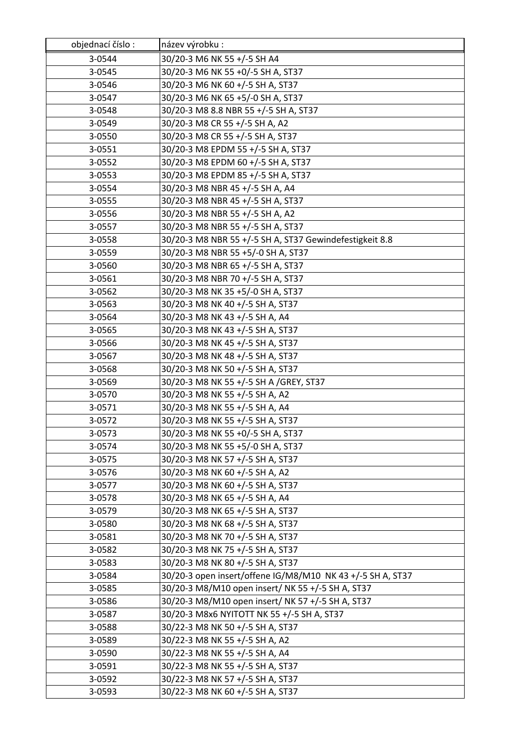| objednací číslo : | název výrobku : |
|---|---|
| 3-0544 | 30/20-3 M6 NK 55 +/-5 SH A4 |
| 3-0545 | 30/20-3 M6 NK 55 +0/-5 SH A, ST37 |
| 3-0546 | 30/20-3 M6 NK 60 +/-5 SH A, ST37 |
| 3-0547 | 30/20-3 M6 NK 65 +5/-0 SH A, ST37 |
| 3-0548 | 30/20-3 M8 8.8 NBR 55 +/-5 SH A, ST37 |
| 3-0549 | 30/20-3 M8 CR 55 +/-5 SH A, A2 |
| 3-0550 | 30/20-3 M8 CR 55 +/-5 SH A, ST37 |
| 3-0551 | 30/20-3 M8 EPDM 55 +/-5 SH A, ST37 |
| 3-0552 | 30/20-3 M8 EPDM 60 +/-5 SH A, ST37 |
| 3-0553 | 30/20-3 M8 EPDM 85 +/-5 SH A, ST37 |
| 3-0554 | 30/20-3 M8 NBR 45 +/-5 SH A, A4 |
| 3-0555 | 30/20-3 M8 NBR 45 +/-5 SH A, ST37 |
| 3-0556 | 30/20-3 M8 NBR 55 +/-5 SH A, A2 |
| 3-0557 | 30/20-3 M8 NBR 55 +/-5 SH A, ST37 |
| 3-0558 | 30/20-3 M8 NBR 55 +/-5 SH A, ST37 Gewindefestigkeit 8.8 |
| 3-0559 | 30/20-3 M8 NBR 55 +5/-0 SH A, ST37 |
| 3-0560 | 30/20-3 M8 NBR 65 +/-5 SH A, ST37 |
| 3-0561 | 30/20-3 M8 NBR 70 +/-5 SH A, ST37 |
| 3-0562 | 30/20-3 M8 NK 35 +5/-0 SH A, ST37 |
| 3-0563 | 30/20-3 M8 NK 40 +/-5 SH A, ST37 |
| 3-0564 | 30/20-3 M8 NK 43 +/-5 SH A, A4 |
| 3-0565 | 30/20-3 M8 NK 43 +/-5 SH A, ST37 |
| 3-0566 | 30/20-3 M8 NK 45 +/-5 SH A, ST37 |
| 3-0567 | 30/20-3 M8 NK 48 +/-5 SH A, ST37 |
| 3-0568 | 30/20-3 M8 NK 50 +/-5 SH A, ST37 |
| 3-0569 | 30/20-3 M8 NK 55 +/-5 SH A /GREY, ST37 |
| 3-0570 | 30/20-3 M8 NK 55 +/-5 SH A, A2 |
| 3-0571 | 30/20-3 M8 NK 55 +/-5 SH A, A4 |
| 3-0572 | 30/20-3 M8 NK 55 +/-5 SH A, ST37 |
| 3-0573 | 30/20-3 M8 NK 55 +0/-5 SH A, ST37 |
| 3-0574 | 30/20-3 M8 NK 55 +5/-0 SH A, ST37 |
| 3-0575 | 30/20-3 M8 NK 57 +/-5 SH A, ST37 |
| 3-0576 | 30/20-3 M8 NK 60 +/-5 SH A, A2 |
| 3-0577 | 30/20-3 M8 NK 60 +/-5 SH A, ST37 |
| 3-0578 | 30/20-3 M8 NK 65 +/-5 SH A, A4 |
| 3-0579 | 30/20-3 M8 NK 65 +/-5 SH A, ST37 |
| 3-0580 | 30/20-3 M8 NK 68 +/-5 SH A, ST37 |
| 3-0581 | 30/20-3 M8 NK 70 +/-5 SH A, ST37 |
| 3-0582 | 30/20-3 M8 NK 75 +/-5 SH A, ST37 |
| 3-0583 | 30/20-3 M8 NK 80 +/-5 SH A, ST37 |
| 3-0584 | 30/20-3 open insert/offene IG/M8/M10 NK 43 +/-5 SH A, ST37 |
| 3-0585 | 30/20-3 M8/M10 open insert/ NK 55 +/-5 SH A, ST37 |
| 3-0586 | 30/20-3 M8/M10 open insert/ NK 57 +/-5 SH A, ST37 |
| 3-0587 | 30/20-3 M8x6 NYITOTT NK 55 +/-5 SH A, ST37 |
| 3-0588 | 30/22-3 M8 NK 50 +/-5 SH A, ST37 |
| 3-0589 | 30/22-3 M8 NK 55 +/-5 SH A, A2 |
| 3-0590 | 30/22-3 M8 NK 55 +/-5 SH A, A4 |
| 3-0591 | 30/22-3 M8 NK 55 +/-5 SH A, ST37 |
| 3-0592 | 30/22-3 M8 NK 57 +/-5 SH A, ST37 |
| 3-0593 | 30/22-3 M8 NK 60 +/-5 SH A, ST37 |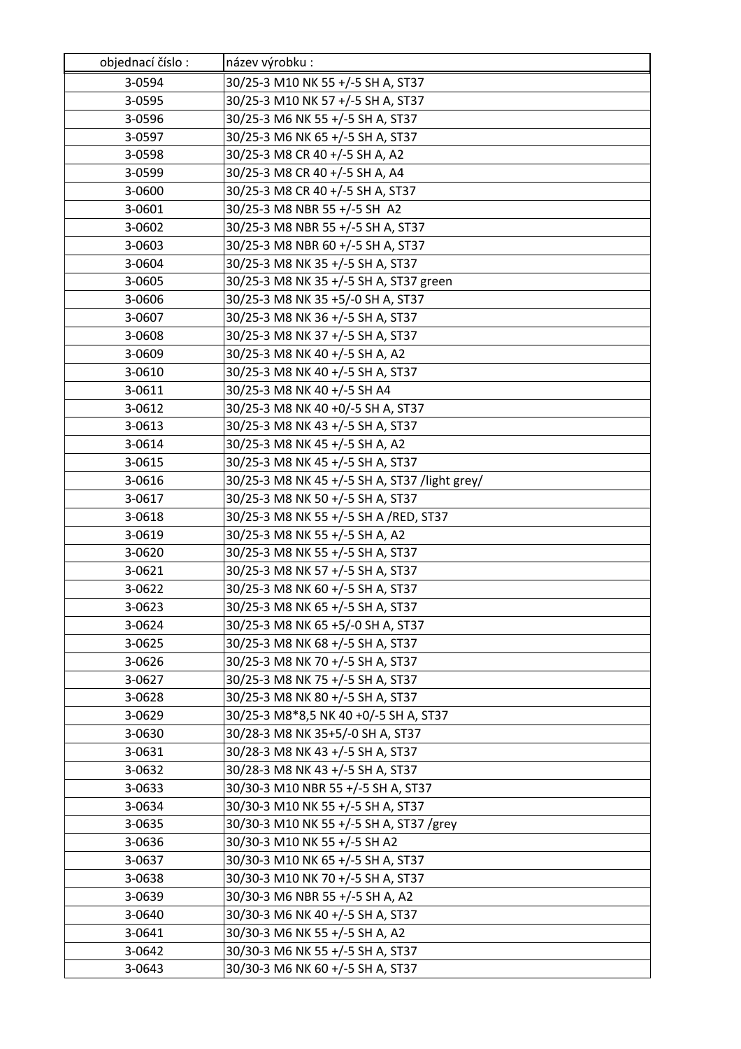| objednací číslo : | název výrobku : |
|---|---|
| 3-0594 | 30/25-3 M10 NK 55 +/-5 SH A, ST37 |
| 3-0595 | 30/25-3 M10 NK 57 +/-5 SH A, ST37 |
| 3-0596 | 30/25-3 M6 NK 55 +/-5 SH A, ST37 |
| 3-0597 | 30/25-3 M6 NK 65 +/-5 SH A, ST37 |
| 3-0598 | 30/25-3 M8 CR 40 +/-5 SH A, A2 |
| 3-0599 | 30/25-3 M8 CR 40 +/-5 SH A, A4 |
| 3-0600 | 30/25-3 M8 CR 40 +/-5 SH A, ST37 |
| 3-0601 | 30/25-3 M8 NBR 55 +/-5 SH  A2 |
| 3-0602 | 30/25-3 M8 NBR 55 +/-5 SH A, ST37 |
| 3-0603 | 30/25-3 M8 NBR 60 +/-5 SH A, ST37 |
| 3-0604 | 30/25-3 M8 NK 35 +/-5 SH A, ST37 |
| 3-0605 | 30/25-3 M8 NK 35 +/-5 SH A, ST37 green |
| 3-0606 | 30/25-3 M8 NK 35 +5/-0 SH A, ST37 |
| 3-0607 | 30/25-3 M8 NK 36 +/-5 SH A, ST37 |
| 3-0608 | 30/25-3 M8 NK 37 +/-5 SH A, ST37 |
| 3-0609 | 30/25-3 M8 NK 40 +/-5 SH A, A2 |
| 3-0610 | 30/25-3 M8 NK 40 +/-5 SH A, ST37 |
| 3-0611 | 30/25-3 M8 NK 40 +/-5 SH A4 |
| 3-0612 | 30/25-3 M8 NK 40 +0/-5 SH A, ST37 |
| 3-0613 | 30/25-3 M8 NK 43 +/-5 SH A, ST37 |
| 3-0614 | 30/25-3 M8 NK 45 +/-5 SH A, A2 |
| 3-0615 | 30/25-3 M8 NK 45 +/-5 SH A, ST37 |
| 3-0616 | 30/25-3 M8 NK 45 +/-5 SH A, ST37 /light grey/ |
| 3-0617 | 30/25-3 M8 NK 50 +/-5 SH A, ST37 |
| 3-0618 | 30/25-3 M8 NK 55 +/-5 SH A /RED, ST37 |
| 3-0619 | 30/25-3 M8 NK 55 +/-5 SH A, A2 |
| 3-0620 | 30/25-3 M8 NK 55 +/-5 SH A, ST37 |
| 3-0621 | 30/25-3 M8 NK 57 +/-5 SH A, ST37 |
| 3-0622 | 30/25-3 M8 NK 60 +/-5 SH A, ST37 |
| 3-0623 | 30/25-3 M8 NK 65 +/-5 SH A, ST37 |
| 3-0624 | 30/25-3 M8 NK 65 +5/-0 SH A, ST37 |
| 3-0625 | 30/25-3 M8 NK 68 +/-5 SH A, ST37 |
| 3-0626 | 30/25-3 M8 NK 70 +/-5 SH A, ST37 |
| 3-0627 | 30/25-3 M8 NK 75 +/-5 SH A, ST37 |
| 3-0628 | 30/25-3 M8 NK 80 +/-5 SH A, ST37 |
| 3-0629 | 30/25-3 M8*8,5 NK 40 +0/-5 SH A, ST37 |
| 3-0630 | 30/28-3 M8 NK 35+5/-0 SH A, ST37 |
| 3-0631 | 30/28-3 M8 NK 43 +/-5 SH A, ST37 |
| 3-0632 | 30/28-3 M8 NK 43 +/-5 SH A, ST37 |
| 3-0633 | 30/30-3 M10 NBR 55 +/-5 SH A, ST37 |
| 3-0634 | 30/30-3 M10 NK 55 +/-5 SH A, ST37 |
| 3-0635 | 30/30-3 M10 NK 55 +/-5 SH A, ST37 /grey |
| 3-0636 | 30/30-3 M10 NK 55 +/-5 SH A2 |
| 3-0637 | 30/30-3 M10 NK 65 +/-5 SH A, ST37 |
| 3-0638 | 30/30-3 M10 NK 70 +/-5 SH A, ST37 |
| 3-0639 | 30/30-3 M6 NBR 55 +/-5 SH A, A2 |
| 3-0640 | 30/30-3 M6 NK 40 +/-5 SH A, ST37 |
| 3-0641 | 30/30-3 M6 NK 55 +/-5 SH A, A2 |
| 3-0642 | 30/30-3 M6 NK 55 +/-5 SH A, ST37 |
| 3-0643 | 30/30-3 M6 NK 60 +/-5 SH A, ST37 |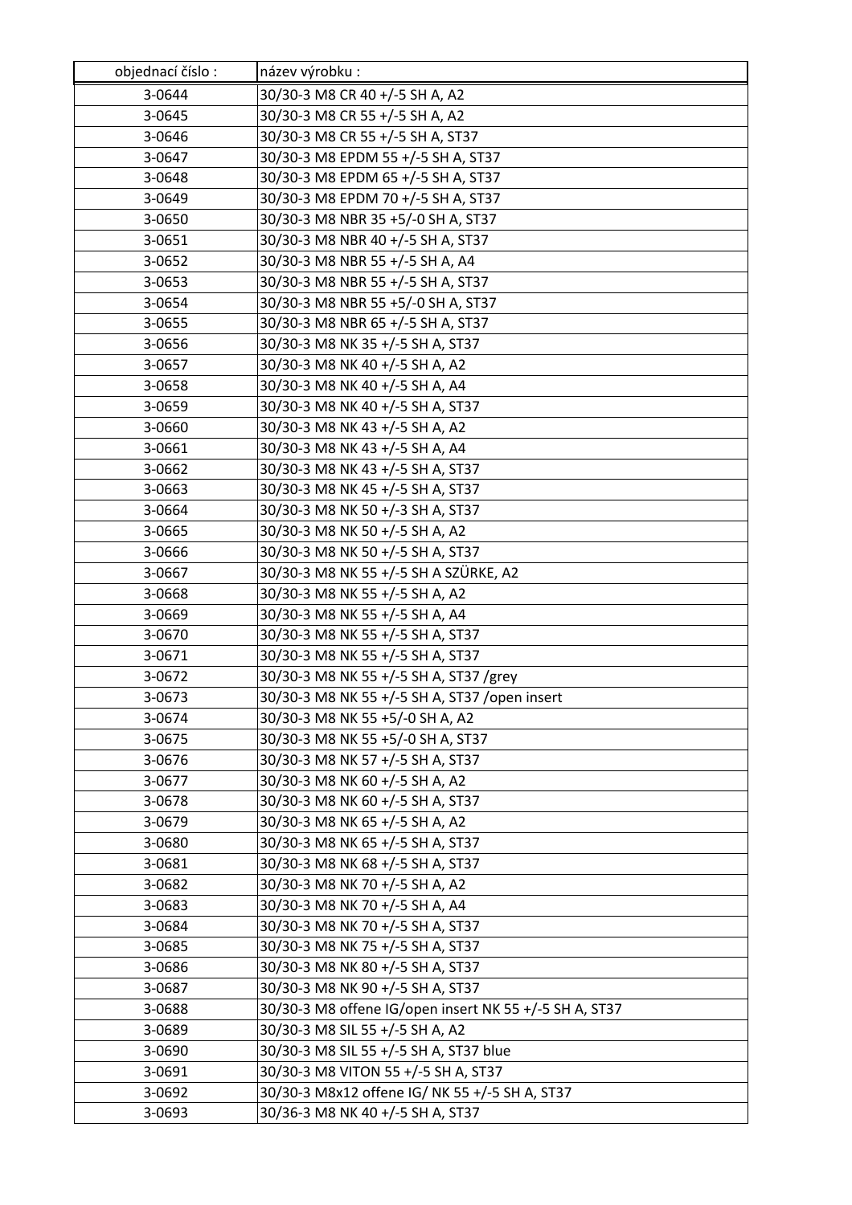| objednací číslo : | název výrobku : |
|---|---|
| 3-0644 | 30/30-3 M8 CR 40 +/-5 SH A, A2 |
| 3-0645 | 30/30-3 M8 CR 55 +/-5 SH A, A2 |
| 3-0646 | 30/30-3 M8 CR 55 +/-5 SH A, ST37 |
| 3-0647 | 30/30-3 M8 EPDM 55 +/-5 SH A, ST37 |
| 3-0648 | 30/30-3 M8 EPDM 65 +/-5 SH A, ST37 |
| 3-0649 | 30/30-3 M8 EPDM 70 +/-5 SH A, ST37 |
| 3-0650 | 30/30-3 M8 NBR 35 +5/-0 SH A, ST37 |
| 3-0651 | 30/30-3 M8 NBR 40 +/-5 SH A, ST37 |
| 3-0652 | 30/30-3 M8 NBR 55 +/-5 SH A, A4 |
| 3-0653 | 30/30-3 M8 NBR 55 +/-5 SH A, ST37 |
| 3-0654 | 30/30-3 M8 NBR 55 +5/-0 SH A, ST37 |
| 3-0655 | 30/30-3 M8 NBR 65 +/-5 SH A, ST37 |
| 3-0656 | 30/30-3 M8 NK 35 +/-5 SH A, ST37 |
| 3-0657 | 30/30-3 M8 NK 40 +/-5 SH A, A2 |
| 3-0658 | 30/30-3 M8 NK 40 +/-5 SH A, A4 |
| 3-0659 | 30/30-3 M8 NK 40 +/-5 SH A, ST37 |
| 3-0660 | 30/30-3 M8 NK 43 +/-5 SH A, A2 |
| 3-0661 | 30/30-3 M8 NK 43 +/-5 SH A, A4 |
| 3-0662 | 30/30-3 M8 NK 43 +/-5 SH A, ST37 |
| 3-0663 | 30/30-3 M8 NK 45 +/-5 SH A, ST37 |
| 3-0664 | 30/30-3 M8 NK 50 +/-3 SH A, ST37 |
| 3-0665 | 30/30-3 M8 NK 50 +/-5 SH A, A2 |
| 3-0666 | 30/30-3 M8 NK 50 +/-5 SH A, ST37 |
| 3-0667 | 30/30-3 M8 NK 55 +/-5 SH A SZÜRKE, A2 |
| 3-0668 | 30/30-3 M8 NK 55 +/-5 SH A, A2 |
| 3-0669 | 30/30-3 M8 NK 55 +/-5 SH A, A4 |
| 3-0670 | 30/30-3 M8 NK 55 +/-5 SH A, ST37 |
| 3-0671 | 30/30-3 M8 NK 55 +/-5 SH A, ST37 |
| 3-0672 | 30/30-3 M8 NK 55 +/-5 SH A, ST37 /grey |
| 3-0673 | 30/30-3 M8 NK 55 +/-5 SH A, ST37 /open insert |
| 3-0674 | 30/30-3 M8 NK 55 +5/-0 SH A, A2 |
| 3-0675 | 30/30-3 M8 NK 55 +5/-0 SH A, ST37 |
| 3-0676 | 30/30-3 M8 NK 57 +/-5 SH A, ST37 |
| 3-0677 | 30/30-3 M8 NK 60 +/-5 SH A, A2 |
| 3-0678 | 30/30-3 M8 NK 60 +/-5 SH A, ST37 |
| 3-0679 | 30/30-3 M8 NK 65 +/-5 SH A, A2 |
| 3-0680 | 30/30-3 M8 NK 65 +/-5 SH A, ST37 |
| 3-0681 | 30/30-3 M8 NK 68 +/-5 SH A, ST37 |
| 3-0682 | 30/30-3 M8 NK 70 +/-5 SH A, A2 |
| 3-0683 | 30/30-3 M8 NK 70 +/-5 SH A, A4 |
| 3-0684 | 30/30-3 M8 NK 70 +/-5 SH A, ST37 |
| 3-0685 | 30/30-3 M8 NK 75 +/-5 SH A, ST37 |
| 3-0686 | 30/30-3 M8 NK 80 +/-5 SH A, ST37 |
| 3-0687 | 30/30-3 M8 NK 90 +/-5 SH A, ST37 |
| 3-0688 | 30/30-3 M8 offene IG/open insert NK 55 +/-5 SH A, ST37 |
| 3-0689 | 30/30-3 M8 SIL 55 +/-5 SH A, A2 |
| 3-0690 | 30/30-3 M8 SIL 55 +/-5 SH A, ST37 blue |
| 3-0691 | 30/30-3 M8 VITON 55 +/-5 SH A, ST37 |
| 3-0692 | 30/30-3 M8x12 offene IG/ NK 55 +/-5 SH A, ST37 |
| 3-0693 | 30/36-3 M8 NK 40 +/-5 SH A, ST37 |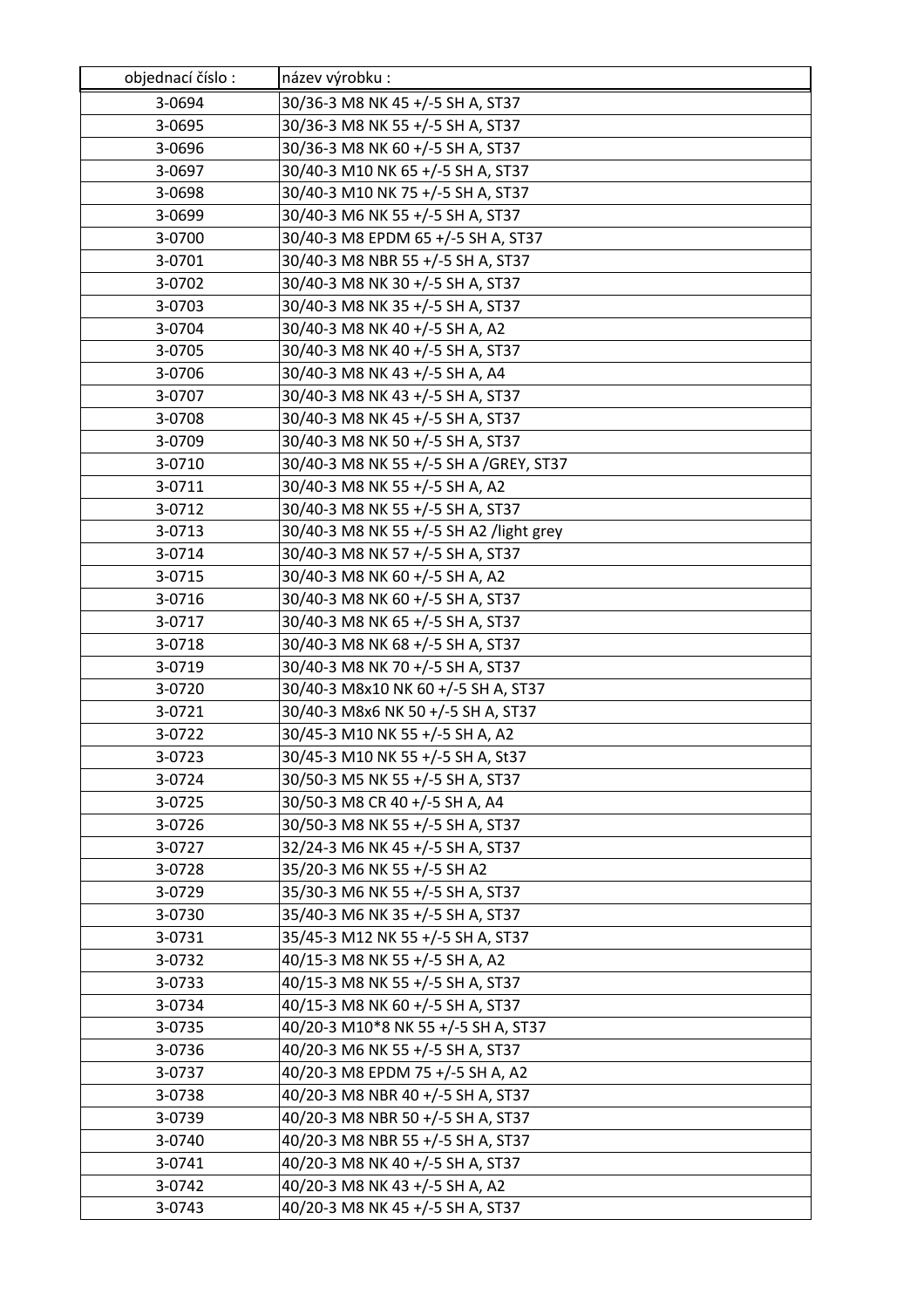| objednací číslo : | název výrobku : |
|---|---|
| 3-0694 | 30/36-3 M8 NK 45 +/-5 SH A, ST37 |
| 3-0695 | 30/36-3 M8 NK 55 +/-5 SH A, ST37 |
| 3-0696 | 30/36-3 M8 NK 60 +/-5 SH A, ST37 |
| 3-0697 | 30/40-3 M10 NK 65 +/-5 SH A, ST37 |
| 3-0698 | 30/40-3 M10 NK 75 +/-5 SH A, ST37 |
| 3-0699 | 30/40-3 M6 NK 55 +/-5 SH A, ST37 |
| 3-0700 | 30/40-3 M8 EPDM 65 +/-5 SH A, ST37 |
| 3-0701 | 30/40-3 M8 NBR 55 +/-5 SH A, ST37 |
| 3-0702 | 30/40-3 M8 NK 30 +/-5 SH A, ST37 |
| 3-0703 | 30/40-3 M8 NK 35 +/-5 SH A, ST37 |
| 3-0704 | 30/40-3 M8 NK 40 +/-5 SH A, A2 |
| 3-0705 | 30/40-3 M8 NK 40 +/-5 SH A, ST37 |
| 3-0706 | 30/40-3 M8 NK 43 +/-5 SH A, A4 |
| 3-0707 | 30/40-3 M8 NK 43 +/-5 SH A, ST37 |
| 3-0708 | 30/40-3 M8 NK 45 +/-5 SH A, ST37 |
| 3-0709 | 30/40-3 M8 NK 50 +/-5 SH A, ST37 |
| 3-0710 | 30/40-3 M8 NK 55 +/-5 SH A /GREY, ST37 |
| 3-0711 | 30/40-3 M8 NK 55 +/-5 SH A, A2 |
| 3-0712 | 30/40-3 M8 NK 55 +/-5 SH A, ST37 |
| 3-0713 | 30/40-3 M8 NK 55 +/-5 SH A2 /light grey |
| 3-0714 | 30/40-3 M8 NK 57 +/-5 SH A, ST37 |
| 3-0715 | 30/40-3 M8 NK 60 +/-5 SH A, A2 |
| 3-0716 | 30/40-3 M8 NK 60 +/-5 SH A, ST37 |
| 3-0717 | 30/40-3 M8 NK 65 +/-5 SH A, ST37 |
| 3-0718 | 30/40-3 M8 NK 68 +/-5 SH A, ST37 |
| 3-0719 | 30/40-3 M8 NK 70 +/-5 SH A, ST37 |
| 3-0720 | 30/40-3 M8x10 NK 60 +/-5 SH A, ST37 |
| 3-0721 | 30/40-3 M8x6 NK 50 +/-5 SH A, ST37 |
| 3-0722 | 30/45-3 M10 NK 55 +/-5 SH A, A2 |
| 3-0723 | 30/45-3 M10 NK 55 +/-5 SH A, St37 |
| 3-0724 | 30/50-3 M5 NK 55 +/-5 SH A, ST37 |
| 3-0725 | 30/50-3 M8 CR 40 +/-5 SH A, A4 |
| 3-0726 | 30/50-3 M8 NK 55 +/-5 SH A, ST37 |
| 3-0727 | 32/24-3 M6 NK 45 +/-5 SH A, ST37 |
| 3-0728 | 35/20-3 M6 NK 55 +/-5 SH A2 |
| 3-0729 | 35/30-3 M6 NK 55 +/-5 SH A, ST37 |
| 3-0730 | 35/40-3 M6 NK 35 +/-5 SH A, ST37 |
| 3-0731 | 35/45-3 M12 NK 55 +/-5 SH A, ST37 |
| 3-0732 | 40/15-3 M8 NK 55 +/-5 SH A, A2 |
| 3-0733 | 40/15-3 M8 NK 55 +/-5 SH A, ST37 |
| 3-0734 | 40/15-3 M8 NK 60 +/-5 SH A, ST37 |
| 3-0735 | 40/20-3 M10*8 NK 55 +/-5 SH A, ST37 |
| 3-0736 | 40/20-3 M6 NK 55 +/-5 SH A, ST37 |
| 3-0737 | 40/20-3 M8 EPDM 75 +/-5 SH A, A2 |
| 3-0738 | 40/20-3 M8 NBR 40 +/-5 SH A, ST37 |
| 3-0739 | 40/20-3 M8 NBR 50 +/-5 SH A, ST37 |
| 3-0740 | 40/20-3 M8 NBR 55 +/-5 SH A, ST37 |
| 3-0741 | 40/20-3 M8 NK 40 +/-5 SH A, ST37 |
| 3-0742 | 40/20-3 M8 NK 43 +/-5 SH A, A2 |
| 3-0743 | 40/20-3 M8 NK 45 +/-5 SH A, ST37 |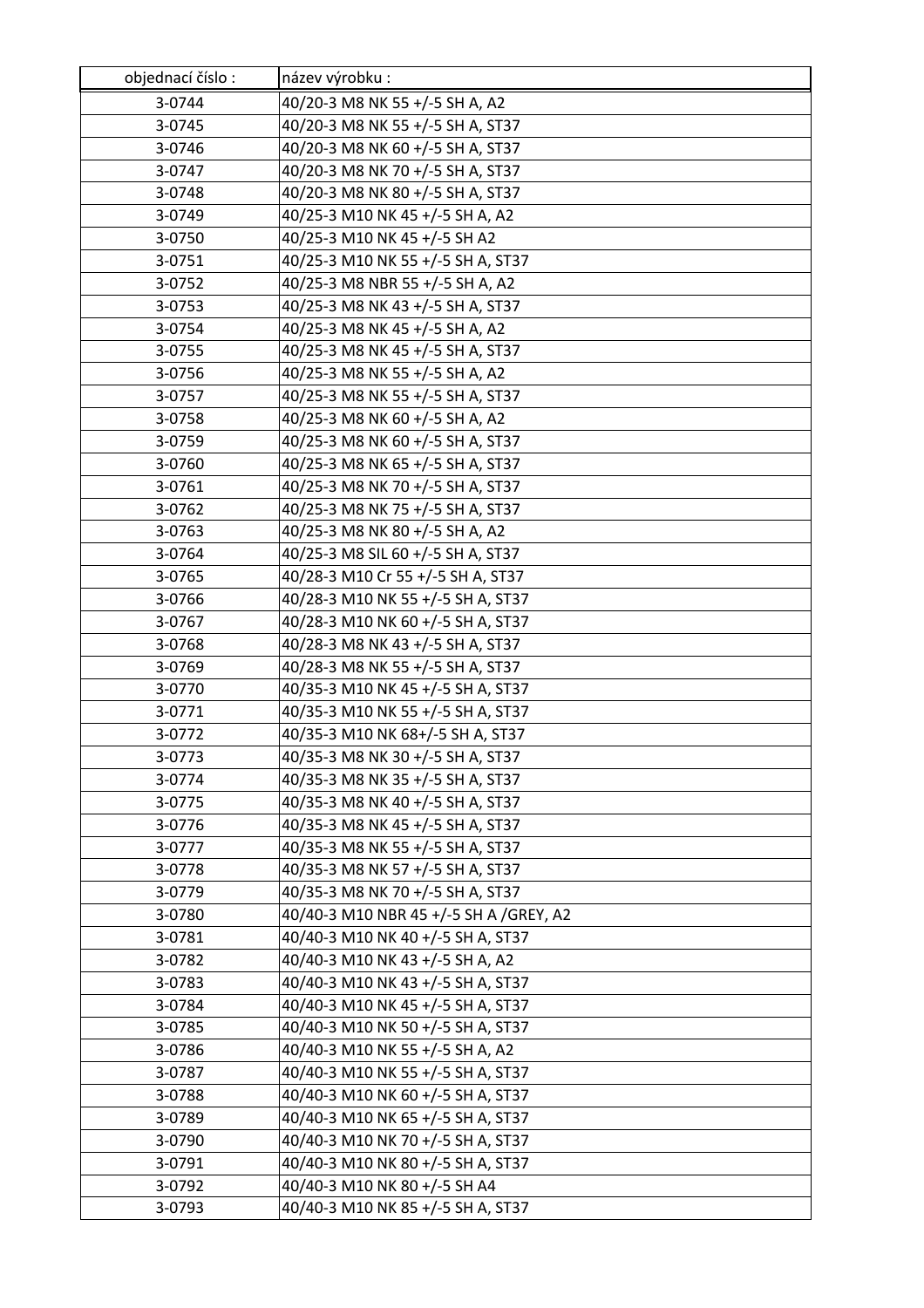| objednací číslo : | název výrobku : |
|---|---|
| 3-0744 | 40/20-3 M8 NK 55 +/-5 SH A, A2 |
| 3-0745 | 40/20-3 M8 NK 55 +/-5 SH A, ST37 |
| 3-0746 | 40/20-3 M8 NK 60 +/-5 SH A, ST37 |
| 3-0747 | 40/20-3 M8 NK 70 +/-5 SH A, ST37 |
| 3-0748 | 40/20-3 M8 NK 80 +/-5 SH A, ST37 |
| 3-0749 | 40/25-3 M10 NK 45 +/-5 SH A, A2 |
| 3-0750 | 40/25-3 M10 NK 45 +/-5 SH A2 |
| 3-0751 | 40/25-3 M10 NK 55 +/-5 SH A, ST37 |
| 3-0752 | 40/25-3 M8 NBR 55 +/-5 SH A, A2 |
| 3-0753 | 40/25-3 M8 NK 43 +/-5 SH A, ST37 |
| 3-0754 | 40/25-3 M8 NK 45 +/-5 SH A, A2 |
| 3-0755 | 40/25-3 M8 NK 45 +/-5 SH A, ST37 |
| 3-0756 | 40/25-3 M8 NK 55 +/-5 SH A, A2 |
| 3-0757 | 40/25-3 M8 NK 55 +/-5 SH A, ST37 |
| 3-0758 | 40/25-3 M8 NK 60 +/-5 SH A, A2 |
| 3-0759 | 40/25-3 M8 NK 60 +/-5 SH A, ST37 |
| 3-0760 | 40/25-3 M8 NK 65 +/-5 SH A, ST37 |
| 3-0761 | 40/25-3 M8 NK 70 +/-5 SH A, ST37 |
| 3-0762 | 40/25-3 M8 NK 75 +/-5 SH A, ST37 |
| 3-0763 | 40/25-3 M8 NK 80 +/-5 SH A, A2 |
| 3-0764 | 40/25-3 M8 SIL 60 +/-5 SH A, ST37 |
| 3-0765 | 40/28-3 M10 Cr 55 +/-5 SH A, ST37 |
| 3-0766 | 40/28-3 M10 NK 55 +/-5 SH A, ST37 |
| 3-0767 | 40/28-3 M10 NK 60 +/-5 SH A, ST37 |
| 3-0768 | 40/28-3 M8 NK 43 +/-5 SH A, ST37 |
| 3-0769 | 40/28-3 M8 NK 55 +/-5 SH A, ST37 |
| 3-0770 | 40/35-3 M10 NK 45 +/-5 SH A, ST37 |
| 3-0771 | 40/35-3 M10 NK 55 +/-5 SH A, ST37 |
| 3-0772 | 40/35-3 M10 NK 68+/-5 SH A, ST37 |
| 3-0773 | 40/35-3 M8 NK 30 +/-5 SH A, ST37 |
| 3-0774 | 40/35-3 M8 NK 35 +/-5 SH A, ST37 |
| 3-0775 | 40/35-3 M8 NK 40 +/-5 SH A, ST37 |
| 3-0776 | 40/35-3 M8 NK 45 +/-5 SH A, ST37 |
| 3-0777 | 40/35-3 M8 NK 55 +/-5 SH A, ST37 |
| 3-0778 | 40/35-3 M8 NK 57 +/-5 SH A, ST37 |
| 3-0779 | 40/35-3 M8 NK 70 +/-5 SH A, ST37 |
| 3-0780 | 40/40-3 M10 NBR 45 +/-5 SH A /GREY, A2 |
| 3-0781 | 40/40-3 M10 NK 40 +/-5 SH A, ST37 |
| 3-0782 | 40/40-3 M10 NK 43 +/-5 SH A, A2 |
| 3-0783 | 40/40-3 M10 NK 43 +/-5 SH A, ST37 |
| 3-0784 | 40/40-3 M10 NK 45 +/-5 SH A, ST37 |
| 3-0785 | 40/40-3 M10 NK 50 +/-5 SH A, ST37 |
| 3-0786 | 40/40-3 M10 NK 55 +/-5 SH A, A2 |
| 3-0787 | 40/40-3 M10 NK 55 +/-5 SH A, ST37 |
| 3-0788 | 40/40-3 M10 NK 60 +/-5 SH A, ST37 |
| 3-0789 | 40/40-3 M10 NK 65 +/-5 SH A, ST37 |
| 3-0790 | 40/40-3 M10 NK 70 +/-5 SH A, ST37 |
| 3-0791 | 40/40-3 M10 NK 80 +/-5 SH A, ST37 |
| 3-0792 | 40/40-3 M10 NK 80 +/-5 SH A4 |
| 3-0793 | 40/40-3 M10 NK 85 +/-5 SH A, ST37 |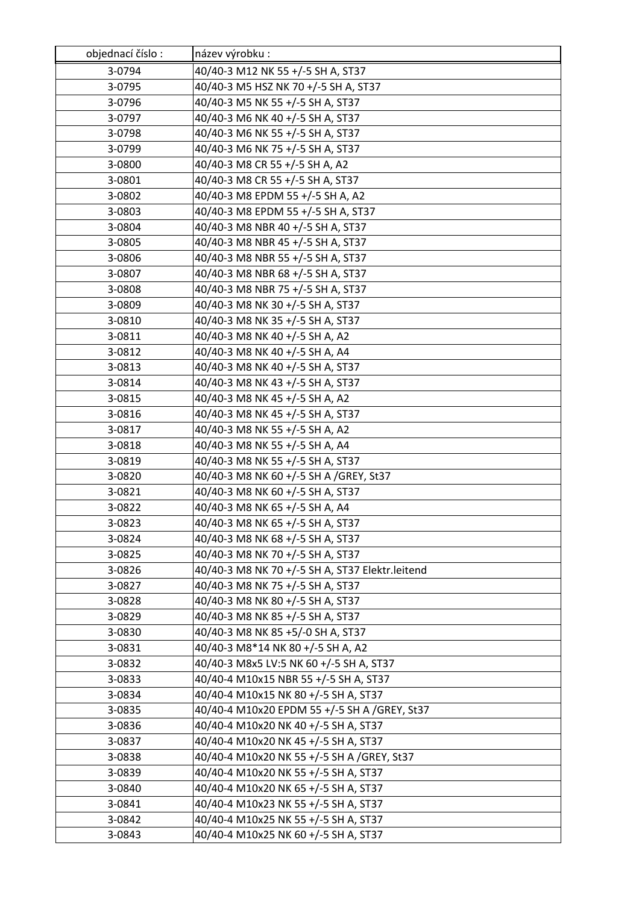| objednací číslo : | název výrobku : |
|---|---|
| 3-0794 | 40/40-3 M12 NK 55 +/-5 SH A, ST37 |
| 3-0795 | 40/40-3 M5 HSZ NK 70 +/-5 SH A, ST37 |
| 3-0796 | 40/40-3 M5 NK 55 +/-5 SH A, ST37 |
| 3-0797 | 40/40-3 M6 NK 40 +/-5 SH A, ST37 |
| 3-0798 | 40/40-3 M6 NK 55 +/-5 SH A, ST37 |
| 3-0799 | 40/40-3 M6 NK 75 +/-5 SH A, ST37 |
| 3-0800 | 40/40-3 M8 CR 55 +/-5 SH A, A2 |
| 3-0801 | 40/40-3 M8 CR 55 +/-5 SH A, ST37 |
| 3-0802 | 40/40-3 M8 EPDM 55 +/-5 SH A, A2 |
| 3-0803 | 40/40-3 M8 EPDM 55 +/-5 SH A, ST37 |
| 3-0804 | 40/40-3 M8 NBR 40 +/-5 SH A, ST37 |
| 3-0805 | 40/40-3 M8 NBR 45 +/-5 SH A, ST37 |
| 3-0806 | 40/40-3 M8 NBR 55 +/-5 SH A, ST37 |
| 3-0807 | 40/40-3 M8 NBR 68 +/-5 SH A, ST37 |
| 3-0808 | 40/40-3 M8 NBR 75 +/-5 SH A, ST37 |
| 3-0809 | 40/40-3 M8 NK 30 +/-5 SH A, ST37 |
| 3-0810 | 40/40-3 M8 NK 35 +/-5 SH A, ST37 |
| 3-0811 | 40/40-3 M8 NK 40 +/-5 SH A, A2 |
| 3-0812 | 40/40-3 M8 NK 40 +/-5 SH A, A4 |
| 3-0813 | 40/40-3 M8 NK 40 +/-5 SH A, ST37 |
| 3-0814 | 40/40-3 M8 NK 43 +/-5 SH A, ST37 |
| 3-0815 | 40/40-3 M8 NK 45 +/-5 SH A, A2 |
| 3-0816 | 40/40-3 M8 NK 45 +/-5 SH A, ST37 |
| 3-0817 | 40/40-3 M8 NK 55 +/-5 SH A, A2 |
| 3-0818 | 40/40-3 M8 NK 55 +/-5 SH A, A4 |
| 3-0819 | 40/40-3 M8 NK 55 +/-5 SH A, ST37 |
| 3-0820 | 40/40-3 M8 NK 60 +/-5 SH A /GREY, St37 |
| 3-0821 | 40/40-3 M8 NK 60 +/-5 SH A, ST37 |
| 3-0822 | 40/40-3 M8 NK 65 +/-5 SH A, A4 |
| 3-0823 | 40/40-3 M8 NK 65 +/-5 SH A, ST37 |
| 3-0824 | 40/40-3 M8 NK 68 +/-5 SH A, ST37 |
| 3-0825 | 40/40-3 M8 NK 70 +/-5 SH A, ST37 |
| 3-0826 | 40/40-3 M8 NK 70 +/-5 SH A, ST37 Elektr.leitend |
| 3-0827 | 40/40-3 M8 NK 75 +/-5 SH A, ST37 |
| 3-0828 | 40/40-3 M8 NK 80 +/-5 SH A, ST37 |
| 3-0829 | 40/40-3 M8 NK 85 +/-5 SH A, ST37 |
| 3-0830 | 40/40-3 M8 NK 85 +5/-0 SH A, ST37 |
| 3-0831 | 40/40-3 M8*14 NK 80 +/-5 SH A, A2 |
| 3-0832 | 40/40-3 M8x5 LV:5 NK 60 +/-5 SH A, ST37 |
| 3-0833 | 40/40-4 M10x15 NBR 55 +/-5 SH A, ST37 |
| 3-0834 | 40/40-4 M10x15 NK 80 +/-5 SH A, ST37 |
| 3-0835 | 40/40-4 M10x20 EPDM 55 +/-5 SH A /GREY, St37 |
| 3-0836 | 40/40-4 M10x20 NK 40 +/-5 SH A, ST37 |
| 3-0837 | 40/40-4 M10x20 NK 45 +/-5 SH A, ST37 |
| 3-0838 | 40/40-4 M10x20 NK 55 +/-5 SH A /GREY, St37 |
| 3-0839 | 40/40-4 M10x20 NK 55 +/-5 SH A, ST37 |
| 3-0840 | 40/40-4 M10x20 NK 65 +/-5 SH A, ST37 |
| 3-0841 | 40/40-4 M10x23 NK 55 +/-5 SH A, ST37 |
| 3-0842 | 40/40-4 M10x25 NK 55 +/-5 SH A, ST37 |
| 3-0843 | 40/40-4 M10x25 NK 60 +/-5 SH A, ST37 |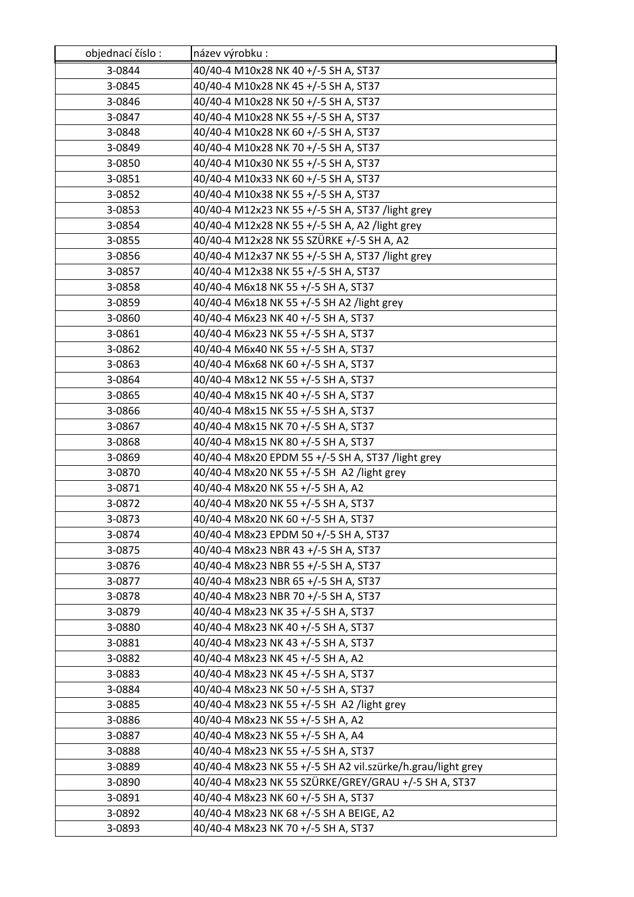| objednací číslo : | název výrobku : |
|---|---|
| 3-0844 | 40/40-4 M10x28 NK 40 +/-5 SH A, ST37 |
| 3-0845 | 40/40-4 M10x28 NK 45 +/-5 SH A, ST37 |
| 3-0846 | 40/40-4 M10x28 NK 50 +/-5 SH A, ST37 |
| 3-0847 | 40/40-4 M10x28 NK 55 +/-5 SH A, ST37 |
| 3-0848 | 40/40-4 M10x28 NK 60 +/-5 SH A, ST37 |
| 3-0849 | 40/40-4 M10x28 NK 70 +/-5 SH A, ST37 |
| 3-0850 | 40/40-4 M10x30 NK 55 +/-5 SH A, ST37 |
| 3-0851 | 40/40-4 M10x33 NK 60 +/-5 SH A, ST37 |
| 3-0852 | 40/40-4 M10x38 NK 55 +/-5 SH A, ST37 |
| 3-0853 | 40/40-4 M12x23 NK 55 +/-5 SH A, ST37 /light grey |
| 3-0854 | 40/40-4 M12x28 NK 55 +/-5 SH A, A2 /light grey |
| 3-0855 | 40/40-4 M12x28 NK 55 SZÜRKE +/-5 SH A, A2 |
| 3-0856 | 40/40-4 M12x37 NK 55 +/-5 SH A, ST37 /light grey |
| 3-0857 | 40/40-4 M12x38 NK 55 +/-5 SH A, ST37 |
| 3-0858 | 40/40-4 M6x18 NK 55 +/-5 SH A, ST37 |
| 3-0859 | 40/40-4 M6x18 NK 55 +/-5 SH A2 /light grey |
| 3-0860 | 40/40-4 M6x23 NK 40 +/-5 SH A, ST37 |
| 3-0861 | 40/40-4 M6x23 NK 55 +/-5 SH A, ST37 |
| 3-0862 | 40/40-4 M6x40 NK 55 +/-5 SH A, ST37 |
| 3-0863 | 40/40-4 M6x68 NK 60 +/-5 SH A, ST37 |
| 3-0864 | 40/40-4 M8x12 NK 55 +/-5 SH A, ST37 |
| 3-0865 | 40/40-4 M8x15 NK 40 +/-5 SH A, ST37 |
| 3-0866 | 40/40-4 M8x15 NK 55 +/-5 SH A, ST37 |
| 3-0867 | 40/40-4 M8x15 NK 70 +/-5 SH A, ST37 |
| 3-0868 | 40/40-4 M8x15 NK 80 +/-5 SH A, ST37 |
| 3-0869 | 40/40-4 M8x20 EPDM 55 +/-5 SH A, ST37 /light grey |
| 3-0870 | 40/40-4 M8x20 NK 55 +/-5 SH A2 /light grey |
| 3-0871 | 40/40-4 M8x20 NK 55 +/-5 SH A, A2 |
| 3-0872 | 40/40-4 M8x20 NK 55 +/-5 SH A, ST37 |
| 3-0873 | 40/40-4 M8x20 NK 60 +/-5 SH A, ST37 |
| 3-0874 | 40/40-4 M8x23 EPDM 50 +/-5 SH A, ST37 |
| 3-0875 | 40/40-4 M8x23 NBR 43 +/-5 SH A, ST37 |
| 3-0876 | 40/40-4 M8x23 NBR 55 +/-5 SH A, ST37 |
| 3-0877 | 40/40-4 M8x23 NBR 65 +/-5 SH A, ST37 |
| 3-0878 | 40/40-4 M8x23 NBR 70 +/-5 SH A, ST37 |
| 3-0879 | 40/40-4 M8x23 NK 35 +/-5 SH A, ST37 |
| 3-0880 | 40/40-4 M8x23 NK 40 +/-5 SH A, ST37 |
| 3-0881 | 40/40-4 M8x23 NK 43 +/-5 SH A, ST37 |
| 3-0882 | 40/40-4 M8x23 NK 45 +/-5 SH A, A2 |
| 3-0883 | 40/40-4 M8x23 NK 45 +/-5 SH A, ST37 |
| 3-0884 | 40/40-4 M8x23 NK 50 +/-5 SH A, ST37 |
| 3-0885 | 40/40-4 M8x23 NK 55 +/-5 SH A2 /light grey |
| 3-0886 | 40/40-4 M8x23 NK 55 +/-5 SH A, A2 |
| 3-0887 | 40/40-4 M8x23 NK 55 +/-5 SH A, A4 |
| 3-0888 | 40/40-4 M8x23 NK 55 +/-5 SH A, ST37 |
| 3-0889 | 40/40-4 M8x23 NK 55 +/-5 SH A2 vil.szürke/h.grau/light grey |
| 3-0890 | 40/40-4 M8x23 NK 55 SZÜRKE/GREY/GRAU +/-5 SH A, ST37 |
| 3-0891 | 40/40-4 M8x23 NK 60 +/-5 SH A, ST37 |
| 3-0892 | 40/40-4 M8x23 NK 68 +/-5 SH A BEIGE, A2 |
| 3-0893 | 40/40-4 M8x23 NK 70 +/-5 SH A, ST37 |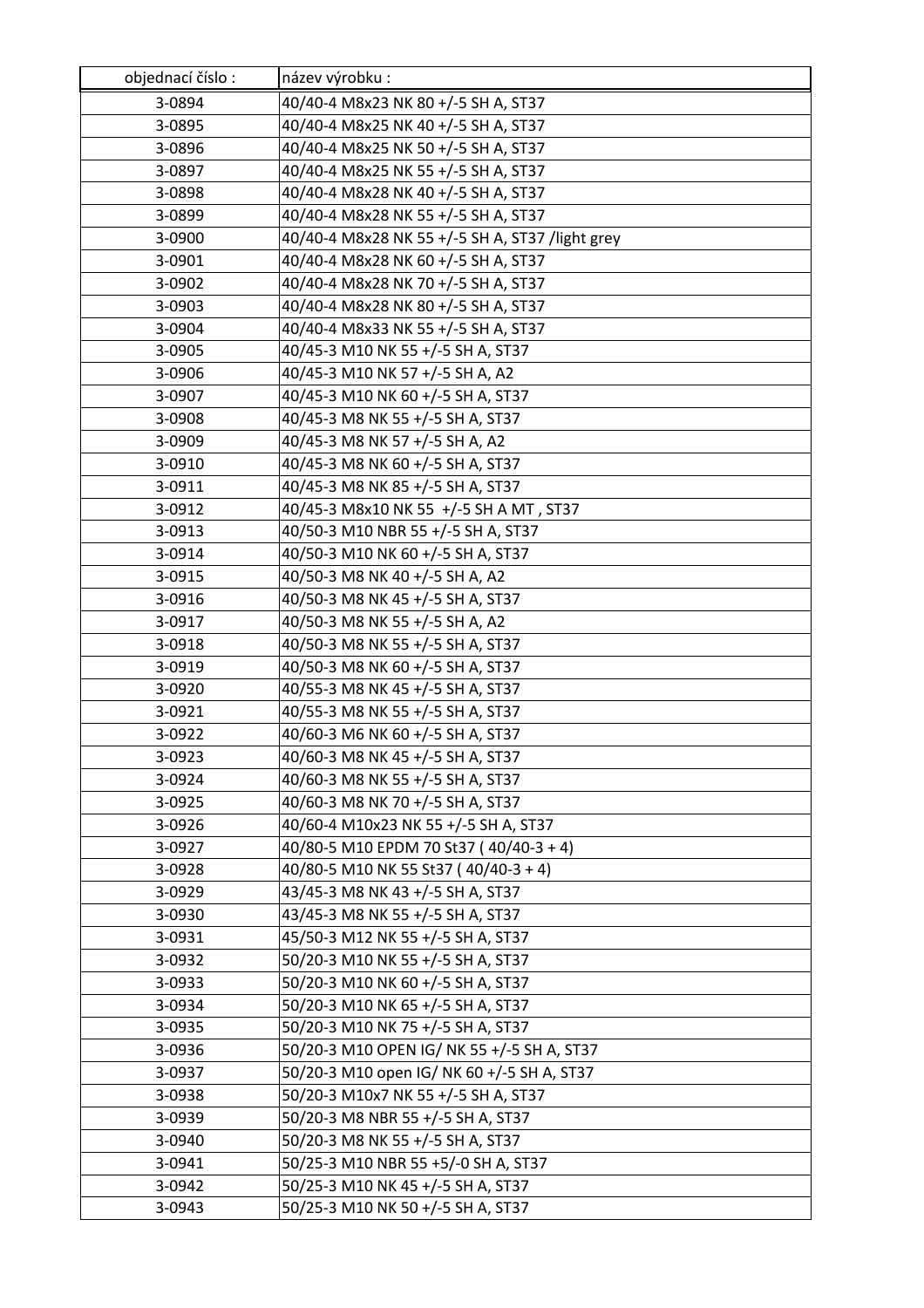| objednací číslo : | název výrobku : |
| --- | --- |
| 3-0894 | 40/40-4 M8x23 NK 80 +/-5 SH A, ST37 |
| 3-0895 | 40/40-4 M8x25 NK 40 +/-5 SH A, ST37 |
| 3-0896 | 40/40-4 M8x25 NK 50 +/-5 SH A, ST37 |
| 3-0897 | 40/40-4 M8x25 NK 55 +/-5 SH A, ST37 |
| 3-0898 | 40/40-4 M8x28 NK 40 +/-5 SH A, ST37 |
| 3-0899 | 40/40-4 M8x28 NK 55 +/-5 SH A, ST37 |
| 3-0900 | 40/40-4 M8x28 NK 55 +/-5 SH A, ST37 /light grey |
| 3-0901 | 40/40-4 M8x28 NK 60 +/-5 SH A, ST37 |
| 3-0902 | 40/40-4 M8x28 NK 70 +/-5 SH A, ST37 |
| 3-0903 | 40/40-4 M8x28 NK 80 +/-5 SH A, ST37 |
| 3-0904 | 40/40-4 M8x33 NK 55 +/-5 SH A, ST37 |
| 3-0905 | 40/45-3 M10 NK 55 +/-5 SH A, ST37 |
| 3-0906 | 40/45-3 M10 NK 57 +/-5 SH A, A2 |
| 3-0907 | 40/45-3 M10 NK 60 +/-5 SH A, ST37 |
| 3-0908 | 40/45-3 M8 NK 55 +/-5 SH A, ST37 |
| 3-0909 | 40/45-3 M8 NK 57 +/-5 SH A, A2 |
| 3-0910 | 40/45-3 M8 NK 60 +/-5 SH A, ST37 |
| 3-0911 | 40/45-3 M8 NK 85 +/-5 SH A, ST37 |
| 3-0912 | 40/45-3 M8x10 NK 55 +/-5 SH A MT , ST37 |
| 3-0913 | 40/50-3 M10 NBR 55 +/-5 SH A, ST37 |
| 3-0914 | 40/50-3 M10 NK 60 +/-5 SH A, ST37 |
| 3-0915 | 40/50-3 M8 NK 40 +/-5 SH A, A2 |
| 3-0916 | 40/50-3 M8 NK 45 +/-5 SH A, ST37 |
| 3-0917 | 40/50-3 M8 NK 55 +/-5 SH A, A2 |
| 3-0918 | 40/50-3 M8 NK 55 +/-5 SH A, ST37 |
| 3-0919 | 40/50-3 M8 NK 60 +/-5 SH A, ST37 |
| 3-0920 | 40/55-3 M8 NK 45 +/-5 SH A, ST37 |
| 3-0921 | 40/55-3 M8 NK 55 +/-5 SH A, ST37 |
| 3-0922 | 40/60-3 M6 NK 60 +/-5 SH A, ST37 |
| 3-0923 | 40/60-3 M8 NK 45 +/-5 SH A, ST37 |
| 3-0924 | 40/60-3 M8 NK 55 +/-5 SH A, ST37 |
| 3-0925 | 40/60-3 M8 NK 70 +/-5 SH A, ST37 |
| 3-0926 | 40/60-4 M10x23 NK 55 +/-5 SH A, ST37 |
| 3-0927 | 40/80-5 M10 EPDM 70 St37 ( 40/40-3 + 4) |
| 3-0928 | 40/80-5 M10 NK 55 St37 ( 40/40-3 + 4) |
| 3-0929 | 43/45-3 M8 NK 43 +/-5 SH A, ST37 |
| 3-0930 | 43/45-3 M8 NK 55 +/-5 SH A, ST37 |
| 3-0931 | 45/50-3 M12 NK 55 +/-5 SH A, ST37 |
| 3-0932 | 50/20-3 M10 NK 55 +/-5 SH A, ST37 |
| 3-0933 | 50/20-3 M10 NK 60 +/-5 SH A, ST37 |
| 3-0934 | 50/20-3 M10 NK 65 +/-5 SH A, ST37 |
| 3-0935 | 50/20-3 M10 NK 75 +/-5 SH A, ST37 |
| 3-0936 | 50/20-3 M10 OPEN IG/ NK 55 +/-5 SH A, ST37 |
| 3-0937 | 50/20-3 M10 open IG/ NK 60 +/-5 SH A, ST37 |
| 3-0938 | 50/20-3 M10x7 NK 55 +/-5 SH A, ST37 |
| 3-0939 | 50/20-3 M8 NBR 55 +/-5 SH A, ST37 |
| 3-0940 | 50/20-3 M8 NK 55 +/-5 SH A, ST37 |
| 3-0941 | 50/25-3 M10 NBR 55 +5/-0 SH A, ST37 |
| 3-0942 | 50/25-3 M10 NK 45 +/-5 SH A, ST37 |
| 3-0943 | 50/25-3 M10 NK 50 +/-5 SH A, ST37 |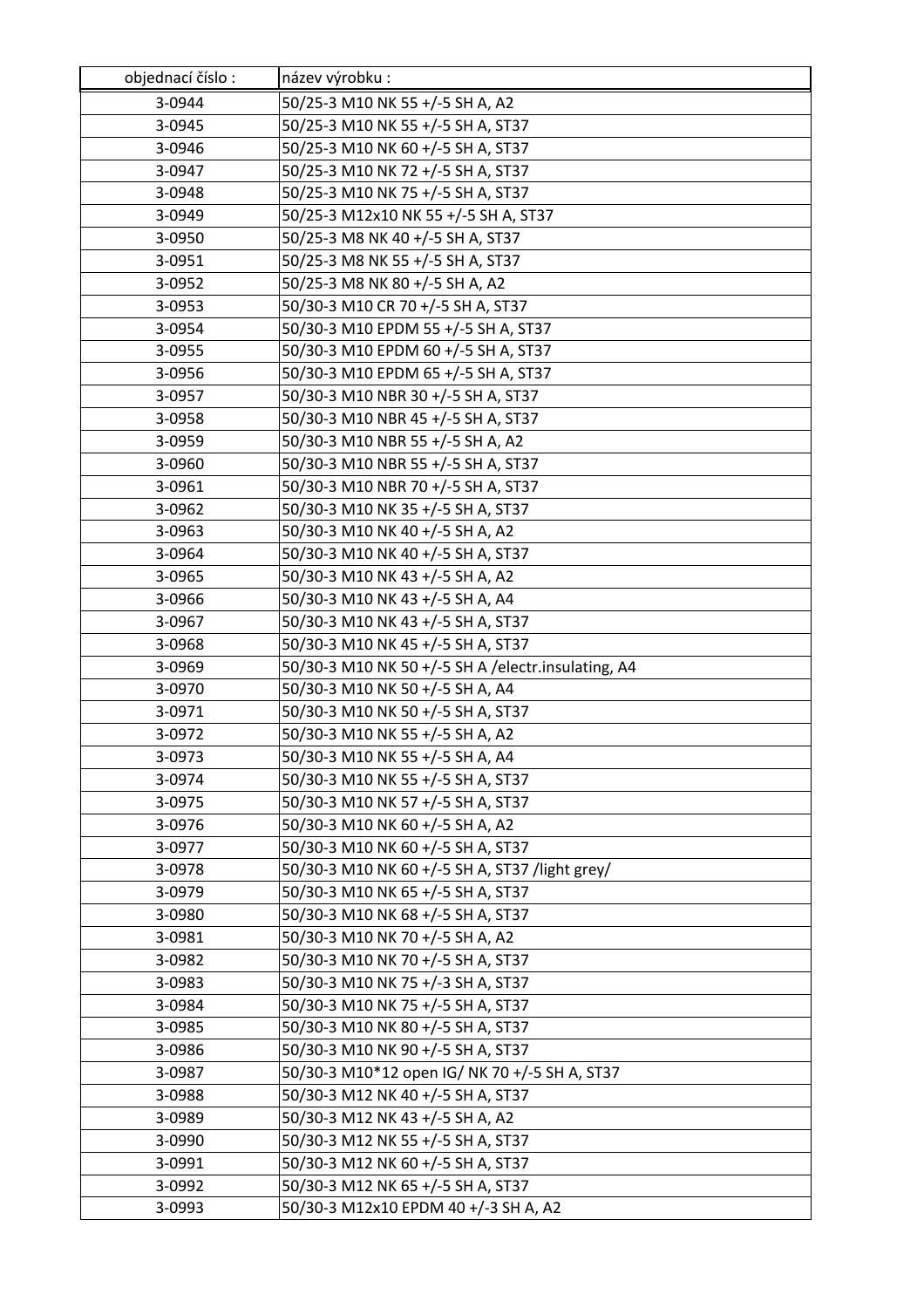| objednací číslo : | název výrobku : |
|---|---|
| 3-0944 | 50/25-3 M10 NK 55 +/-5 SH A, A2 |
| 3-0945 | 50/25-3 M10 NK 55 +/-5 SH A, ST37 |
| 3-0946 | 50/25-3 M10 NK 60 +/-5 SH A, ST37 |
| 3-0947 | 50/25-3 M10 NK 72 +/-5 SH A, ST37 |
| 3-0948 | 50/25-3 M10 NK 75 +/-5 SH A, ST37 |
| 3-0949 | 50/25-3 M12x10 NK 55 +/-5 SH A, ST37 |
| 3-0950 | 50/25-3 M8 NK 40 +/-5 SH A, ST37 |
| 3-0951 | 50/25-3 M8 NK 55 +/-5 SH A, ST37 |
| 3-0952 | 50/25-3 M8 NK 80 +/-5 SH A, A2 |
| 3-0953 | 50/30-3 M10 CR 70 +/-5 SH A, ST37 |
| 3-0954 | 50/30-3 M10 EPDM 55 +/-5 SH A, ST37 |
| 3-0955 | 50/30-3 M10 EPDM 60 +/-5 SH A, ST37 |
| 3-0956 | 50/30-3 M10 EPDM 65 +/-5 SH A, ST37 |
| 3-0957 | 50/30-3 M10 NBR 30 +/-5 SH A, ST37 |
| 3-0958 | 50/30-3 M10 NBR 45 +/-5 SH A, ST37 |
| 3-0959 | 50/30-3 M10 NBR 55 +/-5 SH A, A2 |
| 3-0960 | 50/30-3 M10 NBR 55 +/-5 SH A, ST37 |
| 3-0961 | 50/30-3 M10 NBR 70 +/-5 SH A, ST37 |
| 3-0962 | 50/30-3 M10 NK 35 +/-5 SH A, ST37 |
| 3-0963 | 50/30-3 M10 NK 40 +/-5 SH A, A2 |
| 3-0964 | 50/30-3 M10 NK 40 +/-5 SH A, ST37 |
| 3-0965 | 50/30-3 M10 NK 43 +/-5 SH A, A2 |
| 3-0966 | 50/30-3 M10 NK 43 +/-5 SH A, A4 |
| 3-0967 | 50/30-3 M10 NK 43 +/-5 SH A, ST37 |
| 3-0968 | 50/30-3 M10 NK 45 +/-5 SH A, ST37 |
| 3-0969 | 50/30-3 M10 NK 50 +/-5 SH A /electr.insulating, A4 |
| 3-0970 | 50/30-3 M10 NK 50 +/-5 SH A, A4 |
| 3-0971 | 50/30-3 M10 NK 50 +/-5 SH A, ST37 |
| 3-0972 | 50/30-3 M10 NK 55 +/-5 SH A, A2 |
| 3-0973 | 50/30-3 M10 NK 55 +/-5 SH A, A4 |
| 3-0974 | 50/30-3 M10 NK 55 +/-5 SH A, ST37 |
| 3-0975 | 50/30-3 M10 NK 57 +/-5 SH A, ST37 |
| 3-0976 | 50/30-3 M10 NK 60 +/-5 SH A, A2 |
| 3-0977 | 50/30-3 M10 NK 60 +/-5 SH A, ST37 |
| 3-0978 | 50/30-3 M10 NK 60 +/-5 SH A, ST37 /light grey/ |
| 3-0979 | 50/30-3 M10 NK 65 +/-5 SH A, ST37 |
| 3-0980 | 50/30-3 M10 NK 68 +/-5 SH A, ST37 |
| 3-0981 | 50/30-3 M10 NK 70 +/-5 SH A, A2 |
| 3-0982 | 50/30-3 M10 NK 70 +/-5 SH A, ST37 |
| 3-0983 | 50/30-3 M10 NK 75 +/-3 SH A, ST37 |
| 3-0984 | 50/30-3 M10 NK 75 +/-5 SH A, ST37 |
| 3-0985 | 50/30-3 M10 NK 80 +/-5 SH A, ST37 |
| 3-0986 | 50/30-3 M10 NK 90 +/-5 SH A, ST37 |
| 3-0987 | 50/30-3 M10*12 open IG/ NK 70 +/-5 SH A, ST37 |
| 3-0988 | 50/30-3 M12 NK 40 +/-5 SH A, ST37 |
| 3-0989 | 50/30-3 M12 NK 43 +/-5 SH A, A2 |
| 3-0990 | 50/30-3 M12 NK 55 +/-5 SH A, ST37 |
| 3-0991 | 50/30-3 M12 NK 60 +/-5 SH A, ST37 |
| 3-0992 | 50/30-3 M12 NK 65 +/-5 SH A, ST37 |
| 3-0993 | 50/30-3 M12x10 EPDM 40 +/-3 SH A, A2 |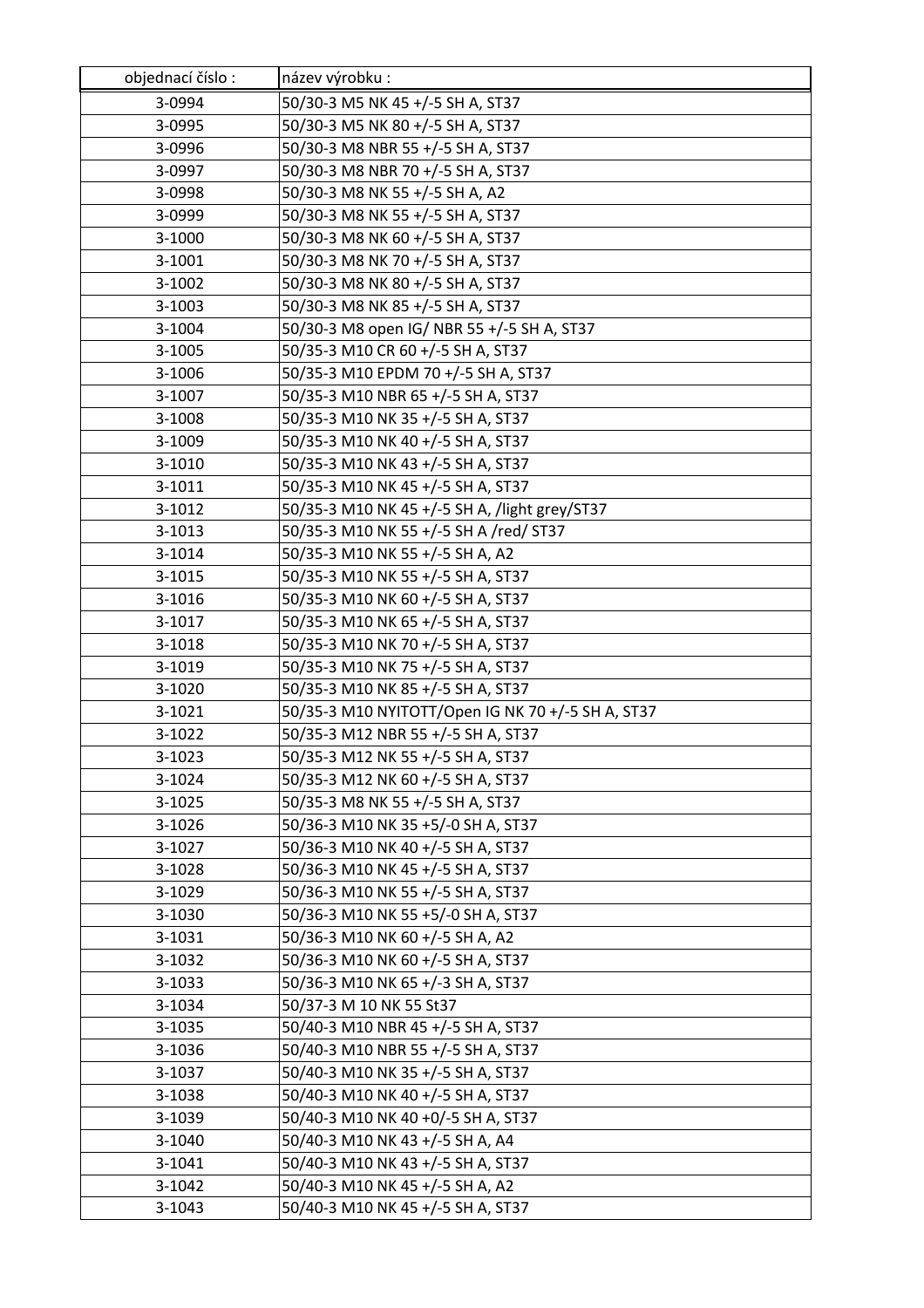| objednací číslo : | název výrobku : |
|---|---|
| 3-0994 | 50/30-3 M5 NK 45 +/-5 SH A, ST37 |
| 3-0995 | 50/30-3 M5 NK 80 +/-5 SH A, ST37 |
| 3-0996 | 50/30-3 M8 NBR 55 +/-5 SH A, ST37 |
| 3-0997 | 50/30-3 M8 NBR 70 +/-5 SH A, ST37 |
| 3-0998 | 50/30-3 M8 NK 55 +/-5 SH A, A2 |
| 3-0999 | 50/30-3 M8 NK 55 +/-5 SH A, ST37 |
| 3-1000 | 50/30-3 M8 NK 60 +/-5 SH A, ST37 |
| 3-1001 | 50/30-3 M8 NK 70 +/-5 SH A, ST37 |
| 3-1002 | 50/30-3 M8 NK 80 +/-5 SH A, ST37 |
| 3-1003 | 50/30-3 M8 NK 85 +/-5 SH A, ST37 |
| 3-1004 | 50/30-3 M8 open IG/ NBR 55 +/-5 SH A, ST37 |
| 3-1005 | 50/35-3 M10 CR 60 +/-5 SH A, ST37 |
| 3-1006 | 50/35-3 M10 EPDM 70 +/-5 SH A, ST37 |
| 3-1007 | 50/35-3 M10 NBR 65 +/-5 SH A, ST37 |
| 3-1008 | 50/35-3 M10 NK 35 +/-5 SH A, ST37 |
| 3-1009 | 50/35-3 M10 NK 40 +/-5 SH A, ST37 |
| 3-1010 | 50/35-3 M10 NK 43 +/-5 SH A, ST37 |
| 3-1011 | 50/35-3 M10 NK 45 +/-5 SH A, ST37 |
| 3-1012 | 50/35-3 M10 NK 45 +/-5 SH A, /light grey/ST37 |
| 3-1013 | 50/35-3 M10 NK 55 +/-5 SH A /red/ ST37 |
| 3-1014 | 50/35-3 M10 NK 55 +/-5 SH A, A2 |
| 3-1015 | 50/35-3 M10 NK 55 +/-5 SH A, ST37 |
| 3-1016 | 50/35-3 M10 NK 60 +/-5 SH A, ST37 |
| 3-1017 | 50/35-3 M10 NK 65 +/-5 SH A, ST37 |
| 3-1018 | 50/35-3 M10 NK 70 +/-5 SH A, ST37 |
| 3-1019 | 50/35-3 M10 NK 75 +/-5 SH A, ST37 |
| 3-1020 | 50/35-3 M10 NK 85 +/-5 SH A, ST37 |
| 3-1021 | 50/35-3 M10 NYITOTT/Open IG NK 70 +/-5 SH A, ST37 |
| 3-1022 | 50/35-3 M12 NBR 55 +/-5 SH A, ST37 |
| 3-1023 | 50/35-3 M12 NK 55 +/-5 SH A, ST37 |
| 3-1024 | 50/35-3 M12 NK 60 +/-5 SH A, ST37 |
| 3-1025 | 50/35-3 M8 NK 55 +/-5 SH A, ST37 |
| 3-1026 | 50/36-3 M10 NK 35 +5/-0 SH A, ST37 |
| 3-1027 | 50/36-3 M10 NK 40 +/-5 SH A, ST37 |
| 3-1028 | 50/36-3 M10 NK 45 +/-5 SH A, ST37 |
| 3-1029 | 50/36-3 M10 NK 55 +/-5 SH A, ST37 |
| 3-1030 | 50/36-3 M10 NK 55 +5/-0 SH A, ST37 |
| 3-1031 | 50/36-3 M10 NK 60 +/-5 SH A, A2 |
| 3-1032 | 50/36-3 M10 NK 60 +/-5 SH A, ST37 |
| 3-1033 | 50/36-3 M10 NK 65 +/-3 SH A, ST37 |
| 3-1034 | 50/37-3 M 10 NK 55 St37 |
| 3-1035 | 50/40-3 M10 NBR 45 +/-5 SH A, ST37 |
| 3-1036 | 50/40-3 M10 NBR 55 +/-5 SH A, ST37 |
| 3-1037 | 50/40-3 M10 NK 35 +/-5 SH A, ST37 |
| 3-1038 | 50/40-3 M10 NK 40 +/-5 SH A, ST37 |
| 3-1039 | 50/40-3 M10 NK 40 +0/-5 SH A, ST37 |
| 3-1040 | 50/40-3 M10 NK 43 +/-5 SH A, A4 |
| 3-1041 | 50/40-3 M10 NK 43 +/-5 SH A, ST37 |
| 3-1042 | 50/40-3 M10 NK 45 +/-5 SH A, A2 |
| 3-1043 | 50/40-3 M10 NK 45 +/-5 SH A, ST37 |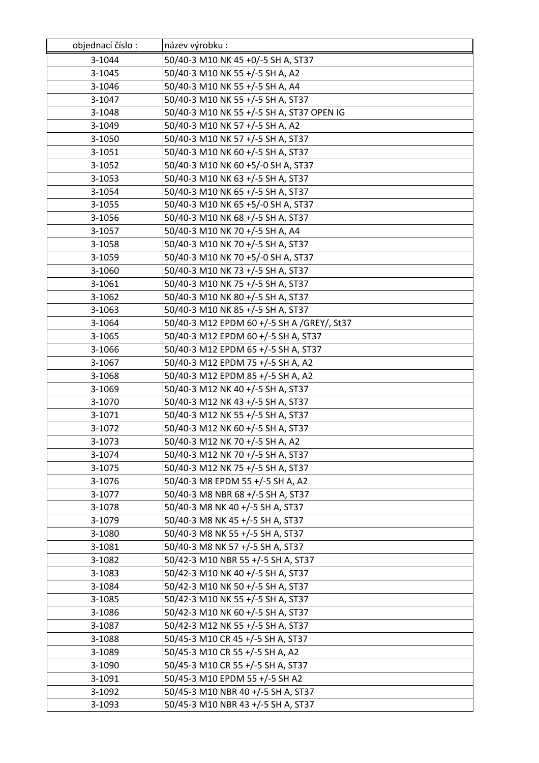| objednací číslo : | název výrobku : |
|---|---|
| 3-1044 | 50/40-3 M10 NK 45 +0/-5 SH A, ST37 |
| 3-1045 | 50/40-3 M10 NK 55 +/-5 SH A, A2 |
| 3-1046 | 50/40-3 M10 NK 55 +/-5 SH A, A4 |
| 3-1047 | 50/40-3 M10 NK 55 +/-5 SH A, ST37 |
| 3-1048 | 50/40-3 M10 NK 55 +/-5 SH A, ST37 OPEN IG |
| 3-1049 | 50/40-3 M10 NK 57 +/-5 SH A, A2 |
| 3-1050 | 50/40-3 M10 NK 57 +/-5 SH A, ST37 |
| 3-1051 | 50/40-3 M10 NK 60 +/-5 SH A, ST37 |
| 3-1052 | 50/40-3 M10 NK 60 +5/-0 SH A, ST37 |
| 3-1053 | 50/40-3 M10 NK 63 +/-5 SH A, ST37 |
| 3-1054 | 50/40-3 M10 NK 65 +/-5 SH A, ST37 |
| 3-1055 | 50/40-3 M10 NK 65 +5/-0 SH A, ST37 |
| 3-1056 | 50/40-3 M10 NK 68 +/-5 SH A, ST37 |
| 3-1057 | 50/40-3 M10 NK 70 +/-5 SH A, A4 |
| 3-1058 | 50/40-3 M10 NK 70 +/-5 SH A, ST37 |
| 3-1059 | 50/40-3 M10 NK 70 +5/-0 SH A, ST37 |
| 3-1060 | 50/40-3 M10 NK 73 +/-5 SH A, ST37 |
| 3-1061 | 50/40-3 M10 NK 75 +/-5 SH A, ST37 |
| 3-1062 | 50/40-3 M10 NK 80 +/-5 SH A, ST37 |
| 3-1063 | 50/40-3 M10 NK 85 +/-5 SH A, ST37 |
| 3-1064 | 50/40-3 M12 EPDM 60 +/-5 SH A /GREY/, St37 |
| 3-1065 | 50/40-3 M12 EPDM 60 +/-5 SH A, ST37 |
| 3-1066 | 50/40-3 M12 EPDM 65 +/-5 SH A, ST37 |
| 3-1067 | 50/40-3 M12 EPDM 75 +/-5 SH A, A2 |
| 3-1068 | 50/40-3 M12 EPDM 85 +/-5 SH A, A2 |
| 3-1069 | 50/40-3 M12 NK 40 +/-5 SH A, ST37 |
| 3-1070 | 50/40-3 M12 NK 43 +/-5 SH A, ST37 |
| 3-1071 | 50/40-3 M12 NK 55 +/-5 SH A, ST37 |
| 3-1072 | 50/40-3 M12 NK 60 +/-5 SH A, ST37 |
| 3-1073 | 50/40-3 M12 NK 70 +/-5 SH A, A2 |
| 3-1074 | 50/40-3 M12 NK 70 +/-5 SH A, ST37 |
| 3-1075 | 50/40-3 M12 NK 75 +/-5 SH A, ST37 |
| 3-1076 | 50/40-3 M8 EPDM 55 +/-5 SH A, A2 |
| 3-1077 | 50/40-3 M8 NBR 68 +/-5 SH A, ST37 |
| 3-1078 | 50/40-3 M8 NK 40 +/-5 SH A, ST37 |
| 3-1079 | 50/40-3 M8 NK 45 +/-5 SH A, ST37 |
| 3-1080 | 50/40-3 M8 NK 55 +/-5 SH A, ST37 |
| 3-1081 | 50/40-3 M8 NK 57 +/-5 SH A, ST37 |
| 3-1082 | 50/42-3 M10 NBR 55 +/-5 SH A, ST37 |
| 3-1083 | 50/42-3 M10 NK 40 +/-5 SH A, ST37 |
| 3-1084 | 50/42-3 M10 NK 50 +/-5 SH A, ST37 |
| 3-1085 | 50/42-3 M10 NK 55 +/-5 SH A, ST37 |
| 3-1086 | 50/42-3 M10 NK 60 +/-5 SH A, ST37 |
| 3-1087 | 50/42-3 M12 NK 55 +/-5 SH A, ST37 |
| 3-1088 | 50/45-3 M10 CR 45 +/-5 SH A, ST37 |
| 3-1089 | 50/45-3 M10 CR 55 +/-5 SH A, A2 |
| 3-1090 | 50/45-3 M10 CR 55 +/-5 SH A, ST37 |
| 3-1091 | 50/45-3 M10 EPDM 55 +/-5 SH A2 |
| 3-1092 | 50/45-3 M10 NBR 40 +/-5 SH A, ST37 |
| 3-1093 | 50/45-3 M10 NBR 43 +/-5 SH A, ST37 |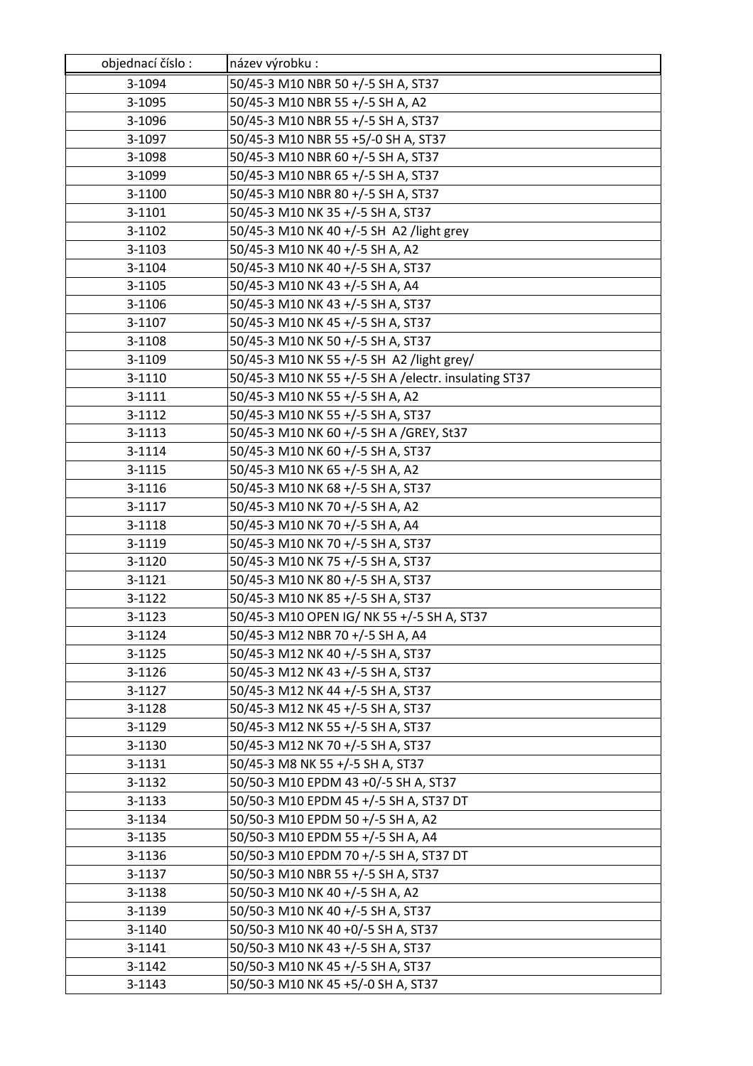| objednací číslo : | název výrobku : |
|---|---|
| 3-1094 | 50/45-3 M10 NBR 50 +/-5 SH A, ST37 |
| 3-1095 | 50/45-3 M10 NBR 55 +/-5 SH A, A2 |
| 3-1096 | 50/45-3 M10 NBR 55 +/-5 SH A, ST37 |
| 3-1097 | 50/45-3 M10 NBR 55 +5/-0 SH A, ST37 |
| 3-1098 | 50/45-3 M10 NBR 60 +/-5 SH A, ST37 |
| 3-1099 | 50/45-3 M10 NBR 65 +/-5 SH A, ST37 |
| 3-1100 | 50/45-3 M10 NBR 80 +/-5 SH A, ST37 |
| 3-1101 | 50/45-3 M10 NK 35 +/-5 SH A, ST37 |
| 3-1102 | 50/45-3 M10 NK 40 +/-5 SH A2 /light grey |
| 3-1103 | 50/45-3 M10 NK 40 +/-5 SH A, A2 |
| 3-1104 | 50/45-3 M10 NK 40 +/-5 SH A, ST37 |
| 3-1105 | 50/45-3 M10 NK 43 +/-5 SH A, A4 |
| 3-1106 | 50/45-3 M10 NK 43 +/-5 SH A, ST37 |
| 3-1107 | 50/45-3 M10 NK 45 +/-5 SH A, ST37 |
| 3-1108 | 50/45-3 M10 NK 50 +/-5 SH A, ST37 |
| 3-1109 | 50/45-3 M10 NK 55 +/-5 SH A2 /light grey/ |
| 3-1110 | 50/45-3 M10 NK 55 +/-5 SH A /electr. insulating ST37 |
| 3-1111 | 50/45-3 M10 NK 55 +/-5 SH A, A2 |
| 3-1112 | 50/45-3 M10 NK 55 +/-5 SH A, ST37 |
| 3-1113 | 50/45-3 M10 NK 60 +/-5 SH A /GREY, St37 |
| 3-1114 | 50/45-3 M10 NK 60 +/-5 SH A, ST37 |
| 3-1115 | 50/45-3 M10 NK 65 +/-5 SH A, A2 |
| 3-1116 | 50/45-3 M10 NK 68 +/-5 SH A, ST37 |
| 3-1117 | 50/45-3 M10 NK 70 +/-5 SH A, A2 |
| 3-1118 | 50/45-3 M10 NK 70 +/-5 SH A, A4 |
| 3-1119 | 50/45-3 M10 NK 70 +/-5 SH A, ST37 |
| 3-1120 | 50/45-3 M10 NK 75 +/-5 SH A, ST37 |
| 3-1121 | 50/45-3 M10 NK 80 +/-5 SH A, ST37 |
| 3-1122 | 50/45-3 M10 NK 85 +/-5 SH A, ST37 |
| 3-1123 | 50/45-3 M10 OPEN IG/ NK 55 +/-5 SH A, ST37 |
| 3-1124 | 50/45-3 M12 NBR 70 +/-5 SH A, A4 |
| 3-1125 | 50/45-3 M12 NK 40 +/-5 SH A, ST37 |
| 3-1126 | 50/45-3 M12 NK 43 +/-5 SH A, ST37 |
| 3-1127 | 50/45-3 M12 NK 44 +/-5 SH A, ST37 |
| 3-1128 | 50/45-3 M12 NK 45 +/-5 SH A, ST37 |
| 3-1129 | 50/45-3 M12 NK 55 +/-5 SH A, ST37 |
| 3-1130 | 50/45-3 M12 NK 70 +/-5 SH A, ST37 |
| 3-1131 | 50/45-3 M8 NK 55 +/-5 SH A, ST37 |
| 3-1132 | 50/50-3 M10 EPDM 43 +0/-5 SH A, ST37 |
| 3-1133 | 50/50-3 M10 EPDM 45 +/-5 SH A, ST37 DT |
| 3-1134 | 50/50-3 M10 EPDM 50 +/-5 SH A, A2 |
| 3-1135 | 50/50-3 M10 EPDM 55 +/-5 SH A, A4 |
| 3-1136 | 50/50-3 M10 EPDM 70 +/-5 SH A, ST37 DT |
| 3-1137 | 50/50-3 M10 NBR 55 +/-5 SH A, ST37 |
| 3-1138 | 50/50-3 M10 NK 40 +/-5 SH A, A2 |
| 3-1139 | 50/50-3 M10 NK 40 +/-5 SH A, ST37 |
| 3-1140 | 50/50-3 M10 NK 40 +0/-5 SH A, ST37 |
| 3-1141 | 50/50-3 M10 NK 43 +/-5 SH A, ST37 |
| 3-1142 | 50/50-3 M10 NK 45 +/-5 SH A, ST37 |
| 3-1143 | 50/50-3 M10 NK 45 +5/-0 SH A, ST37 |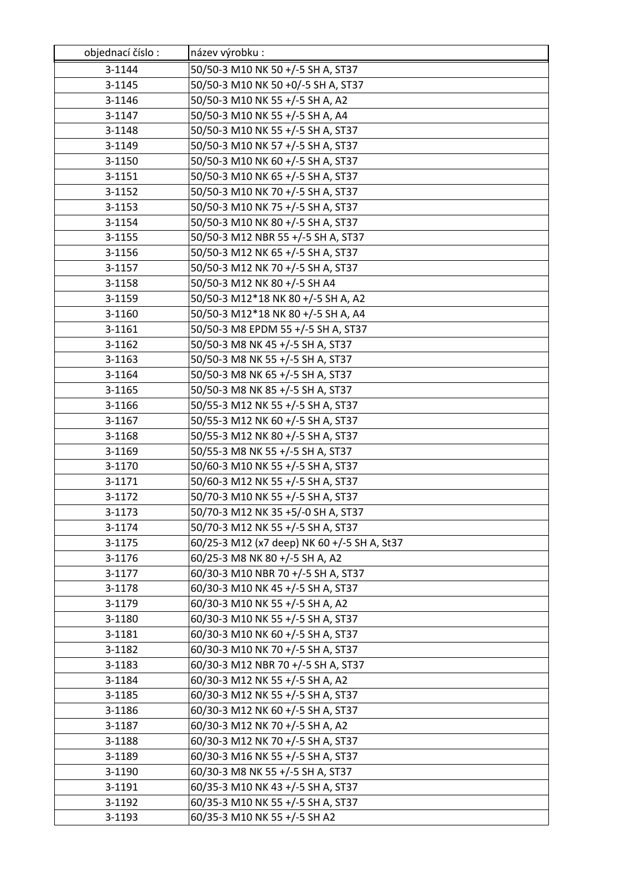| objednací číslo : | název výrobku : |
|---|---|
| 3-1144 | 50/50-3 M10 NK 50 +/-5 SH A, ST37 |
| 3-1145 | 50/50-3 M10 NK 50 +0/-5 SH A, ST37 |
| 3-1146 | 50/50-3 M10 NK 55 +/-5 SH A, A2 |
| 3-1147 | 50/50-3 M10 NK 55 +/-5 SH A, A4 |
| 3-1148 | 50/50-3 M10 NK 55 +/-5 SH A, ST37 |
| 3-1149 | 50/50-3 M10 NK 57 +/-5 SH A, ST37 |
| 3-1150 | 50/50-3 M10 NK 60 +/-5 SH A, ST37 |
| 3-1151 | 50/50-3 M10 NK 65 +/-5 SH A, ST37 |
| 3-1152 | 50/50-3 M10 NK 70 +/-5 SH A, ST37 |
| 3-1153 | 50/50-3 M10 NK 75 +/-5 SH A, ST37 |
| 3-1154 | 50/50-3 M10 NK 80 +/-5 SH A, ST37 |
| 3-1155 | 50/50-3 M12 NBR 55 +/-5 SH A, ST37 |
| 3-1156 | 50/50-3 M12 NK 65 +/-5 SH A, ST37 |
| 3-1157 | 50/50-3 M12 NK 70 +/-5 SH A, ST37 |
| 3-1158 | 50/50-3 M12 NK 80 +/-5 SH A4 |
| 3-1159 | 50/50-3 M12*18 NK 80 +/-5 SH A, A2 |
| 3-1160 | 50/50-3 M12*18 NK 80 +/-5 SH A, A4 |
| 3-1161 | 50/50-3 M8 EPDM 55 +/-5 SH A, ST37 |
| 3-1162 | 50/50-3 M8 NK 45 +/-5 SH A, ST37 |
| 3-1163 | 50/50-3 M8 NK 55 +/-5 SH A, ST37 |
| 3-1164 | 50/50-3 M8 NK 65 +/-5 SH A, ST37 |
| 3-1165 | 50/50-3 M8 NK 85 +/-5 SH A, ST37 |
| 3-1166 | 50/55-3 M12 NK 55 +/-5 SH A, ST37 |
| 3-1167 | 50/55-3 M12 NK 60 +/-5 SH A, ST37 |
| 3-1168 | 50/55-3 M12 NK 80 +/-5 SH A, ST37 |
| 3-1169 | 50/55-3 M8 NK 55 +/-5 SH A, ST37 |
| 3-1170 | 50/60-3 M10 NK 55 +/-5 SH A, ST37 |
| 3-1171 | 50/60-3 M12 NK 55 +/-5 SH A, ST37 |
| 3-1172 | 50/70-3 M10 NK 55 +/-5 SH A, ST37 |
| 3-1173 | 50/70-3 M12 NK 35 +5/-0 SH A, ST37 |
| 3-1174 | 50/70-3 M12 NK 55 +/-5 SH A, ST37 |
| 3-1175 | 60/25-3 M12 (x7 deep) NK 60 +/-5 SH A, St37 |
| 3-1176 | 60/25-3 M8 NK 80 +/-5 SH A, A2 |
| 3-1177 | 60/30-3 M10 NBR 70 +/-5 SH A, ST37 |
| 3-1178 | 60/30-3 M10 NK 45 +/-5 SH A, ST37 |
| 3-1179 | 60/30-3 M10 NK 55 +/-5 SH A, A2 |
| 3-1180 | 60/30-3 M10 NK 55 +/-5 SH A, ST37 |
| 3-1181 | 60/30-3 M10 NK 60 +/-5 SH A, ST37 |
| 3-1182 | 60/30-3 M10 NK 70 +/-5 SH A, ST37 |
| 3-1183 | 60/30-3 M12 NBR 70 +/-5 SH A, ST37 |
| 3-1184 | 60/30-3 M12 NK 55 +/-5 SH A, A2 |
| 3-1185 | 60/30-3 M12 NK 55 +/-5 SH A, ST37 |
| 3-1186 | 60/30-3 M12 NK 60 +/-5 SH A, ST37 |
| 3-1187 | 60/30-3 M12 NK 70 +/-5 SH A, A2 |
| 3-1188 | 60/30-3 M12 NK 70 +/-5 SH A, ST37 |
| 3-1189 | 60/30-3 M16 NK 55 +/-5 SH A, ST37 |
| 3-1190 | 60/30-3 M8 NK 55 +/-5 SH A, ST37 |
| 3-1191 | 60/35-3 M10 NK 43 +/-5 SH A, ST37 |
| 3-1192 | 60/35-3 M10 NK 55 +/-5 SH A, ST37 |
| 3-1193 | 60/35-3 M10 NK 55 +/-5 SH A2 |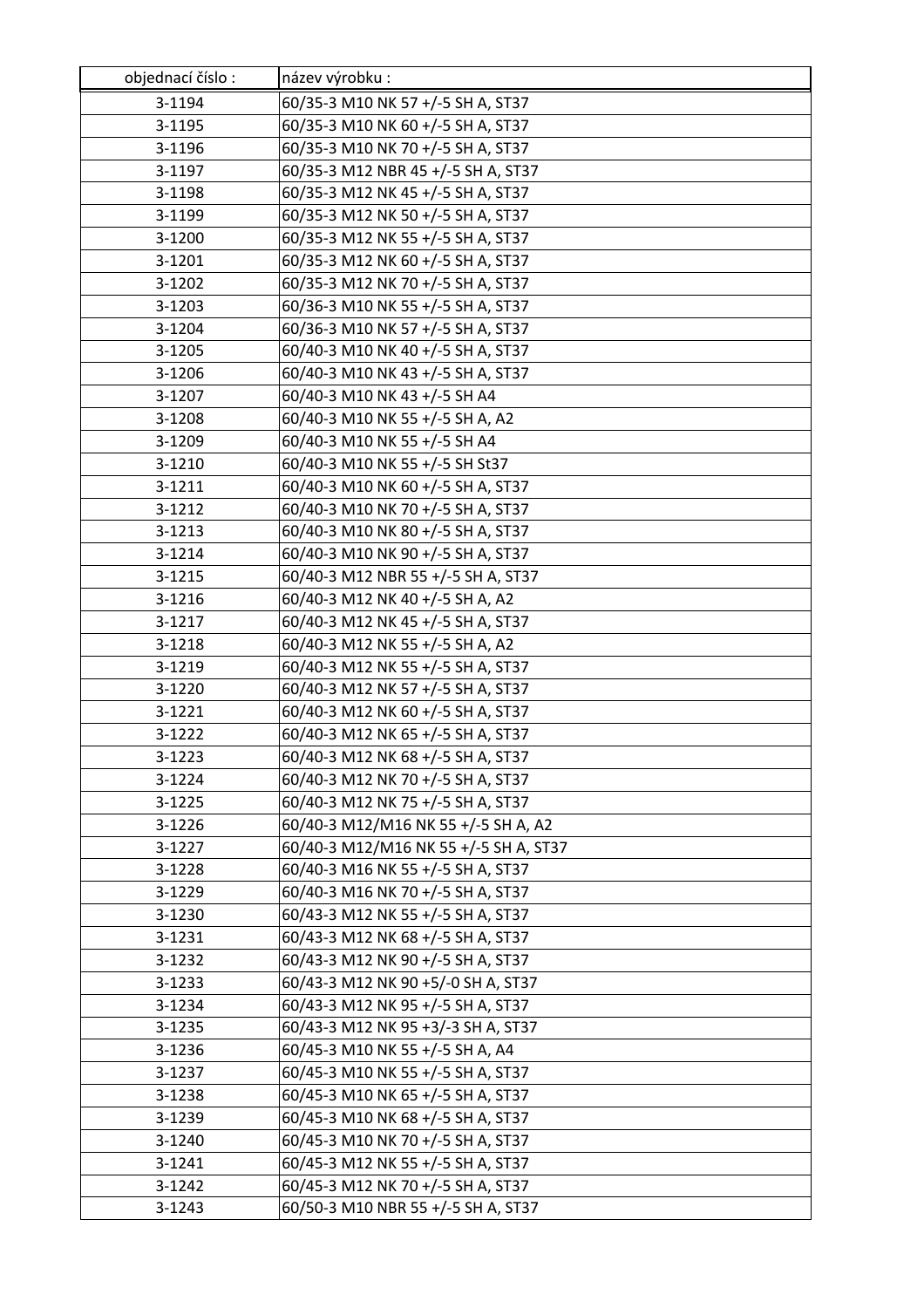| objednací číslo : | název výrobku : |
|---|---|
| 3-1194 | 60/35-3 M10 NK 57 +/-5 SH A, ST37 |
| 3-1195 | 60/35-3 M10 NK 60 +/-5 SH A, ST37 |
| 3-1196 | 60/35-3 M10 NK 70 +/-5 SH A, ST37 |
| 3-1197 | 60/35-3 M12 NBR 45 +/-5 SH A, ST37 |
| 3-1198 | 60/35-3 M12 NK 45 +/-5 SH A, ST37 |
| 3-1199 | 60/35-3 M12 NK 50 +/-5 SH A, ST37 |
| 3-1200 | 60/35-3 M12 NK 55 +/-5 SH A, ST37 |
| 3-1201 | 60/35-3 M12 NK 60 +/-5 SH A, ST37 |
| 3-1202 | 60/35-3 M12 NK 70 +/-5 SH A, ST37 |
| 3-1203 | 60/36-3 M10 NK 55 +/-5 SH A, ST37 |
| 3-1204 | 60/36-3 M10 NK 57 +/-5 SH A, ST37 |
| 3-1205 | 60/40-3 M10 NK 40 +/-5 SH A, ST37 |
| 3-1206 | 60/40-3 M10 NK 43 +/-5 SH A, ST37 |
| 3-1207 | 60/40-3 M10 NK 43 +/-5 SH A4 |
| 3-1208 | 60/40-3 M10 NK 55 +/-5 SH A, A2 |
| 3-1209 | 60/40-3 M10 NK 55 +/-5 SH A4 |
| 3-1210 | 60/40-3 M10 NK 55 +/-5 SH St37 |
| 3-1211 | 60/40-3 M10 NK 60 +/-5 SH A, ST37 |
| 3-1212 | 60/40-3 M10 NK 70 +/-5 SH A, ST37 |
| 3-1213 | 60/40-3 M10 NK 80 +/-5 SH A, ST37 |
| 3-1214 | 60/40-3 M10 NK 90 +/-5 SH A, ST37 |
| 3-1215 | 60/40-3 M12 NBR 55 +/-5 SH A, ST37 |
| 3-1216 | 60/40-3 M12 NK 40 +/-5 SH A, A2 |
| 3-1217 | 60/40-3 M12 NK 45 +/-5 SH A, ST37 |
| 3-1218 | 60/40-3 M12 NK 55 +/-5 SH A, A2 |
| 3-1219 | 60/40-3 M12 NK 55 +/-5 SH A, ST37 |
| 3-1220 | 60/40-3 M12 NK 57 +/-5 SH A, ST37 |
| 3-1221 | 60/40-3 M12 NK 60 +/-5 SH A, ST37 |
| 3-1222 | 60/40-3 M12 NK 65 +/-5 SH A, ST37 |
| 3-1223 | 60/40-3 M12 NK 68 +/-5 SH A, ST37 |
| 3-1224 | 60/40-3 M12 NK 70 +/-5 SH A, ST37 |
| 3-1225 | 60/40-3 M12 NK 75 +/-5 SH A, ST37 |
| 3-1226 | 60/40-3 M12/M16 NK 55 +/-5 SH A, A2 |
| 3-1227 | 60/40-3 M12/M16 NK 55 +/-5 SH A, ST37 |
| 3-1228 | 60/40-3 M16 NK 55 +/-5 SH A, ST37 |
| 3-1229 | 60/40-3 M16 NK 70 +/-5 SH A, ST37 |
| 3-1230 | 60/43-3 M12 NK 55 +/-5 SH A, ST37 |
| 3-1231 | 60/43-3 M12 NK 68 +/-5 SH A, ST37 |
| 3-1232 | 60/43-3 M12 NK 90 +/-5 SH A, ST37 |
| 3-1233 | 60/43-3 M12 NK 90 +5/-0 SH A, ST37 |
| 3-1234 | 60/43-3 M12 NK 95 +/-5 SH A, ST37 |
| 3-1235 | 60/43-3 M12 NK 95 +3/-3 SH A, ST37 |
| 3-1236 | 60/45-3 M10 NK 55 +/-5 SH A, A4 |
| 3-1237 | 60/45-3 M10 NK 55 +/-5 SH A, ST37 |
| 3-1238 | 60/45-3 M10 NK 65 +/-5 SH A, ST37 |
| 3-1239 | 60/45-3 M10 NK 68 +/-5 SH A, ST37 |
| 3-1240 | 60/45-3 M10 NK 70 +/-5 SH A, ST37 |
| 3-1241 | 60/45-3 M12 NK 55 +/-5 SH A, ST37 |
| 3-1242 | 60/45-3 M12 NK 70 +/-5 SH A, ST37 |
| 3-1243 | 60/50-3 M10 NBR 55 +/-5 SH A, ST37 |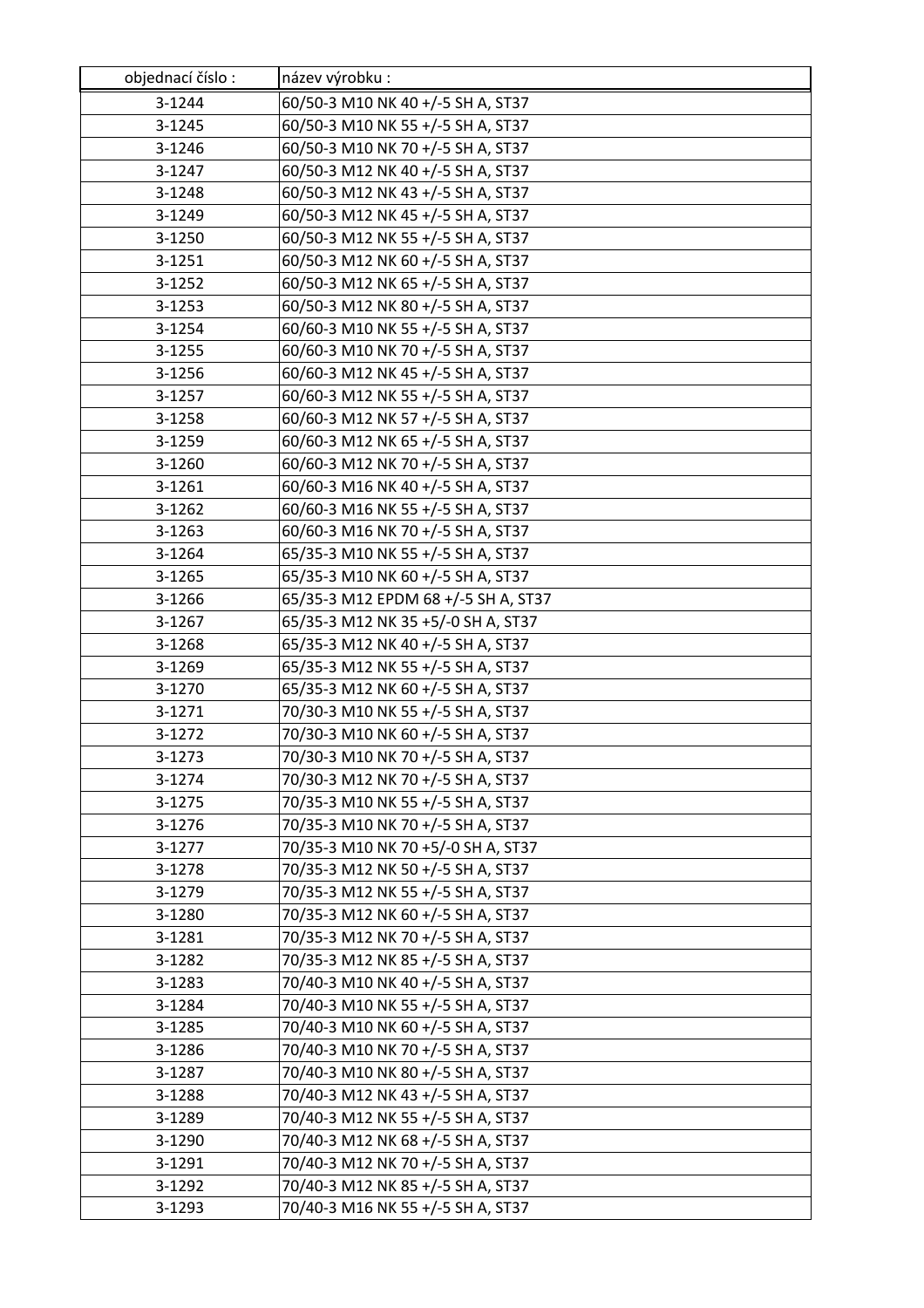| objednací číslo : | název výrobku : |
|---|---|
| 3-1244 | 60/50-3 M10 NK 40 +/-5 SH A, ST37 |
| 3-1245 | 60/50-3 M10 NK 55 +/-5 SH A, ST37 |
| 3-1246 | 60/50-3 M10 NK 70 +/-5 SH A, ST37 |
| 3-1247 | 60/50-3 M12 NK 40 +/-5 SH A, ST37 |
| 3-1248 | 60/50-3 M12 NK 43 +/-5 SH A, ST37 |
| 3-1249 | 60/50-3 M12 NK 45 +/-5 SH A, ST37 |
| 3-1250 | 60/50-3 M12 NK 55 +/-5 SH A, ST37 |
| 3-1251 | 60/50-3 M12 NK 60 +/-5 SH A, ST37 |
| 3-1252 | 60/50-3 M12 NK 65 +/-5 SH A, ST37 |
| 3-1253 | 60/50-3 M12 NK 80 +/-5 SH A, ST37 |
| 3-1254 | 60/60-3 M10 NK 55 +/-5 SH A, ST37 |
| 3-1255 | 60/60-3 M10 NK 70 +/-5 SH A, ST37 |
| 3-1256 | 60/60-3 M12 NK 45 +/-5 SH A, ST37 |
| 3-1257 | 60/60-3 M12 NK 55 +/-5 SH A, ST37 |
| 3-1258 | 60/60-3 M12 NK 57 +/-5 SH A, ST37 |
| 3-1259 | 60/60-3 M12 NK 65 +/-5 SH A, ST37 |
| 3-1260 | 60/60-3 M12 NK 70 +/-5 SH A, ST37 |
| 3-1261 | 60/60-3 M16 NK 40 +/-5 SH A, ST37 |
| 3-1262 | 60/60-3 M16 NK 55 +/-5 SH A, ST37 |
| 3-1263 | 60/60-3 M16 NK 70 +/-5 SH A, ST37 |
| 3-1264 | 65/35-3 M10 NK 55 +/-5 SH A, ST37 |
| 3-1265 | 65/35-3 M10 NK 60 +/-5 SH A, ST37 |
| 3-1266 | 65/35-3 M12 EPDM 68 +/-5 SH A, ST37 |
| 3-1267 | 65/35-3 M12 NK 35 +5/-0 SH A, ST37 |
| 3-1268 | 65/35-3 M12 NK 40 +/-5 SH A, ST37 |
| 3-1269 | 65/35-3 M12 NK 55 +/-5 SH A, ST37 |
| 3-1270 | 65/35-3 M12 NK 60 +/-5 SH A, ST37 |
| 3-1271 | 70/30-3 M10 NK 55 +/-5 SH A, ST37 |
| 3-1272 | 70/30-3 M10 NK 60 +/-5 SH A, ST37 |
| 3-1273 | 70/30-3 M10 NK 70 +/-5 SH A, ST37 |
| 3-1274 | 70/30-3 M12 NK 70 +/-5 SH A, ST37 |
| 3-1275 | 70/35-3 M10 NK 55 +/-5 SH A, ST37 |
| 3-1276 | 70/35-3 M10 NK 70 +/-5 SH A, ST37 |
| 3-1277 | 70/35-3 M10 NK 70 +5/-0 SH A, ST37 |
| 3-1278 | 70/35-3 M12 NK 50 +/-5 SH A, ST37 |
| 3-1279 | 70/35-3 M12 NK 55 +/-5 SH A, ST37 |
| 3-1280 | 70/35-3 M12 NK 60 +/-5 SH A, ST37 |
| 3-1281 | 70/35-3 M12 NK 70 +/-5 SH A, ST37 |
| 3-1282 | 70/35-3 M12 NK 85 +/-5 SH A, ST37 |
| 3-1283 | 70/40-3 M10 NK 40 +/-5 SH A, ST37 |
| 3-1284 | 70/40-3 M10 NK 55 +/-5 SH A, ST37 |
| 3-1285 | 70/40-3 M10 NK 60 +/-5 SH A, ST37 |
| 3-1286 | 70/40-3 M10 NK 70 +/-5 SH A, ST37 |
| 3-1287 | 70/40-3 M10 NK 80 +/-5 SH A, ST37 |
| 3-1288 | 70/40-3 M12 NK 43 +/-5 SH A, ST37 |
| 3-1289 | 70/40-3 M12 NK 55 +/-5 SH A, ST37 |
| 3-1290 | 70/40-3 M12 NK 68 +/-5 SH A, ST37 |
| 3-1291 | 70/40-3 M12 NK 70 +/-5 SH A, ST37 |
| 3-1292 | 70/40-3 M12 NK 85 +/-5 SH A, ST37 |
| 3-1293 | 70/40-3 M16 NK 55 +/-5 SH A, ST37 |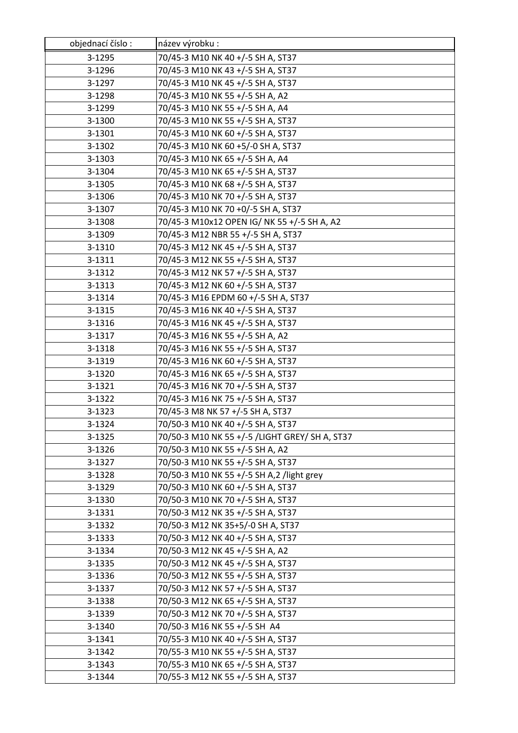| objednací číslo : | název výrobku : |
|---|---|
| 3-1295 | 70/45-3 M10 NK 40 +/-5 SH A, ST37 |
| 3-1296 | 70/45-3 M10 NK 43 +/-5 SH A, ST37 |
| 3-1297 | 70/45-3 M10 NK 45 +/-5 SH A, ST37 |
| 3-1298 | 70/45-3 M10 NK 55 +/-5 SH A, A2 |
| 3-1299 | 70/45-3 M10 NK 55 +/-5 SH A, A4 |
| 3-1300 | 70/45-3 M10 NK 55 +/-5 SH A, ST37 |
| 3-1301 | 70/45-3 M10 NK 60 +/-5 SH A, ST37 |
| 3-1302 | 70/45-3 M10 NK 60 +5/-0 SH A, ST37 |
| 3-1303 | 70/45-3 M10 NK 65 +/-5 SH A, A4 |
| 3-1304 | 70/45-3 M10 NK 65 +/-5 SH A, ST37 |
| 3-1305 | 70/45-3 M10 NK 68 +/-5 SH A, ST37 |
| 3-1306 | 70/45-3 M10 NK 70 +/-5 SH A, ST37 |
| 3-1307 | 70/45-3 M10 NK 70 +0/-5 SH A, ST37 |
| 3-1308 | 70/45-3 M10x12 OPEN IG/ NK 55 +/-5 SH A, A2 |
| 3-1309 | 70/45-3 M12 NBR 55 +/-5 SH A, ST37 |
| 3-1310 | 70/45-3 M12 NK 45 +/-5 SH A, ST37 |
| 3-1311 | 70/45-3 M12 NK 55 +/-5 SH A, ST37 |
| 3-1312 | 70/45-3 M12 NK 57 +/-5 SH A, ST37 |
| 3-1313 | 70/45-3 M12 NK 60 +/-5 SH A, ST37 |
| 3-1314 | 70/45-3 M16 EPDM 60 +/-5 SH A, ST37 |
| 3-1315 | 70/45-3 M16 NK 40 +/-5 SH A, ST37 |
| 3-1316 | 70/45-3 M16 NK 45 +/-5 SH A, ST37 |
| 3-1317 | 70/45-3 M16 NK 55 +/-5 SH A, A2 |
| 3-1318 | 70/45-3 M16 NK 55 +/-5 SH A, ST37 |
| 3-1319 | 70/45-3 M16 NK 60 +/-5 SH A, ST37 |
| 3-1320 | 70/45-3 M16 NK 65 +/-5 SH A, ST37 |
| 3-1321 | 70/45-3 M16 NK 70 +/-5 SH A, ST37 |
| 3-1322 | 70/45-3 M16 NK 75 +/-5 SH A, ST37 |
| 3-1323 | 70/45-3 M8 NK 57 +/-5 SH A, ST37 |
| 3-1324 | 70/50-3 M10 NK 40 +/-5 SH A, ST37 |
| 3-1325 | 70/50-3 M10 NK 55 +/-5 /LIGHT GREY/ SH A, ST37 |
| 3-1326 | 70/50-3 M10 NK 55 +/-5 SH A, A2 |
| 3-1327 | 70/50-3 M10 NK 55 +/-5 SH A, ST37 |
| 3-1328 | 70/50-3 M10 NK 55 +/-5 SH A,2 /light grey |
| 3-1329 | 70/50-3 M10 NK 60 +/-5 SH A, ST37 |
| 3-1330 | 70/50-3 M10 NK 70 +/-5 SH A, ST37 |
| 3-1331 | 70/50-3 M12 NK 35 +/-5 SH A, ST37 |
| 3-1332 | 70/50-3 M12 NK 35+5/-0 SH A, ST37 |
| 3-1333 | 70/50-3 M12 NK 40 +/-5 SH A, ST37 |
| 3-1334 | 70/50-3 M12 NK 45 +/-5 SH A, A2 |
| 3-1335 | 70/50-3 M12 NK 45 +/-5 SH A, ST37 |
| 3-1336 | 70/50-3 M12 NK 55 +/-5 SH A, ST37 |
| 3-1337 | 70/50-3 M12 NK 57 +/-5 SH A, ST37 |
| 3-1338 | 70/50-3 M12 NK 65 +/-5 SH A, ST37 |
| 3-1339 | 70/50-3 M12 NK 70 +/-5 SH A, ST37 |
| 3-1340 | 70/50-3 M16 NK 55 +/-5 SH  A4 |
| 3-1341 | 70/55-3 M10 NK 40 +/-5 SH A, ST37 |
| 3-1342 | 70/55-3 M10 NK 55 +/-5 SH A, ST37 |
| 3-1343 | 70/55-3 M10 NK 65 +/-5 SH A, ST37 |
| 3-1344 | 70/55-3 M12 NK 55 +/-5 SH A, ST37 |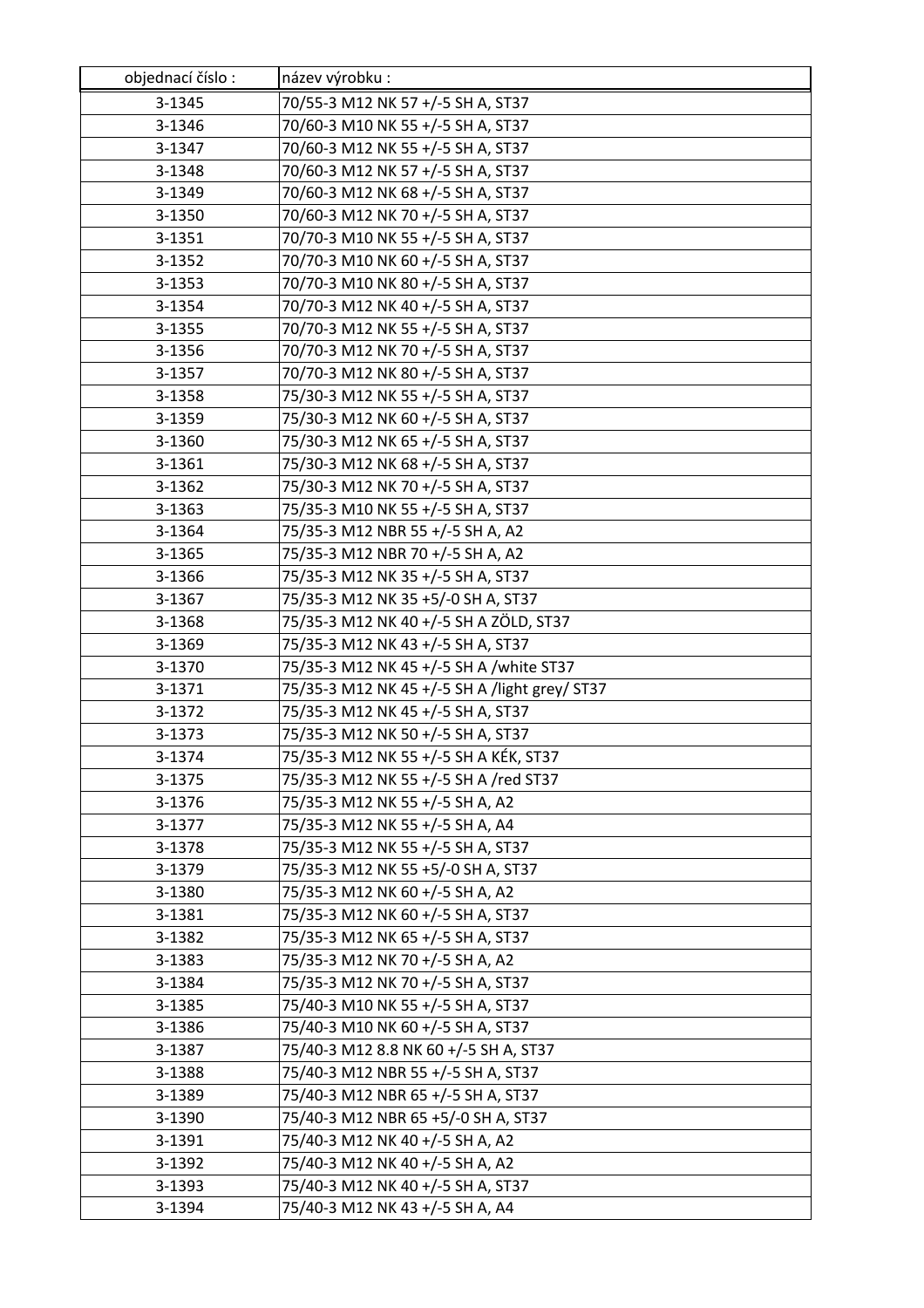| objednací číslo : | název výrobku : |
|---|---|
| 3-1345 | 70/55-3 M12 NK 57 +/-5 SH A, ST37 |
| 3-1346 | 70/60-3 M10 NK 55 +/-5 SH A, ST37 |
| 3-1347 | 70/60-3 M12 NK 55 +/-5 SH A, ST37 |
| 3-1348 | 70/60-3 M12 NK 57 +/-5 SH A, ST37 |
| 3-1349 | 70/60-3 M12 NK 68 +/-5 SH A, ST37 |
| 3-1350 | 70/60-3 M12 NK 70 +/-5 SH A, ST37 |
| 3-1351 | 70/70-3 M10 NK 55 +/-5 SH A, ST37 |
| 3-1352 | 70/70-3 M10 NK 60 +/-5 SH A, ST37 |
| 3-1353 | 70/70-3 M10 NK 80 +/-5 SH A, ST37 |
| 3-1354 | 70/70-3 M12 NK 40 +/-5 SH A, ST37 |
| 3-1355 | 70/70-3 M12 NK 55 +/-5 SH A, ST37 |
| 3-1356 | 70/70-3 M12 NK 70 +/-5 SH A, ST37 |
| 3-1357 | 70/70-3 M12 NK 80 +/-5 SH A, ST37 |
| 3-1358 | 75/30-3 M12 NK 55 +/-5 SH A, ST37 |
| 3-1359 | 75/30-3 M12 NK 60 +/-5 SH A, ST37 |
| 3-1360 | 75/30-3 M12 NK 65 +/-5 SH A, ST37 |
| 3-1361 | 75/30-3 M12 NK 68 +/-5 SH A, ST37 |
| 3-1362 | 75/30-3 M12 NK 70 +/-5 SH A, ST37 |
| 3-1363 | 75/35-3 M10 NK 55 +/-5 SH A, ST37 |
| 3-1364 | 75/35-3 M12 NBR 55 +/-5 SH A, A2 |
| 3-1365 | 75/35-3 M12 NBR 70 +/-5 SH A, A2 |
| 3-1366 | 75/35-3 M12 NK 35 +/-5 SH A, ST37 |
| 3-1367 | 75/35-3 M12 NK 35 +5/-0 SH A, ST37 |
| 3-1368 | 75/35-3 M12 NK 40 +/-5 SH A ZÖLD, ST37 |
| 3-1369 | 75/35-3 M12 NK 43 +/-5 SH A, ST37 |
| 3-1370 | 75/35-3 M12 NK 45 +/-5 SH A /white ST37 |
| 3-1371 | 75/35-3 M12 NK 45 +/-5 SH A /light grey/ ST37 |
| 3-1372 | 75/35-3 M12 NK 45 +/-5 SH A, ST37 |
| 3-1373 | 75/35-3 M12 NK 50 +/-5 SH A, ST37 |
| 3-1374 | 75/35-3 M12 NK 55 +/-5 SH A KÉK, ST37 |
| 3-1375 | 75/35-3 M12 NK 55 +/-5 SH A /red ST37 |
| 3-1376 | 75/35-3 M12 NK 55 +/-5 SH A, A2 |
| 3-1377 | 75/35-3 M12 NK 55 +/-5 SH A, A4 |
| 3-1378 | 75/35-3 M12 NK 55 +/-5 SH A, ST37 |
| 3-1379 | 75/35-3 M12 NK 55 +5/-0 SH A, ST37 |
| 3-1380 | 75/35-3 M12 NK 60 +/-5 SH A, A2 |
| 3-1381 | 75/35-3 M12 NK 60 +/-5 SH A, ST37 |
| 3-1382 | 75/35-3 M12 NK 65 +/-5 SH A, ST37 |
| 3-1383 | 75/35-3 M12 NK 70 +/-5 SH A, A2 |
| 3-1384 | 75/35-3 M12 NK 70 +/-5 SH A, ST37 |
| 3-1385 | 75/40-3 M10 NK 55 +/-5 SH A, ST37 |
| 3-1386 | 75/40-3 M10 NK 60 +/-5 SH A, ST37 |
| 3-1387 | 75/40-3 M12 8.8 NK 60 +/-5 SH A, ST37 |
| 3-1388 | 75/40-3 M12 NBR 55 +/-5 SH A, ST37 |
| 3-1389 | 75/40-3 M12 NBR 65 +/-5 SH A, ST37 |
| 3-1390 | 75/40-3 M12 NBR 65 +5/-0 SH A, ST37 |
| 3-1391 | 75/40-3 M12 NK 40 +/-5 SH A, A2 |
| 3-1392 | 75/40-3 M12 NK 40 +/-5 SH A, A2 |
| 3-1393 | 75/40-3 M12 NK 40 +/-5 SH A, ST37 |
| 3-1394 | 75/40-3 M12 NK 43 +/-5 SH A, A4 |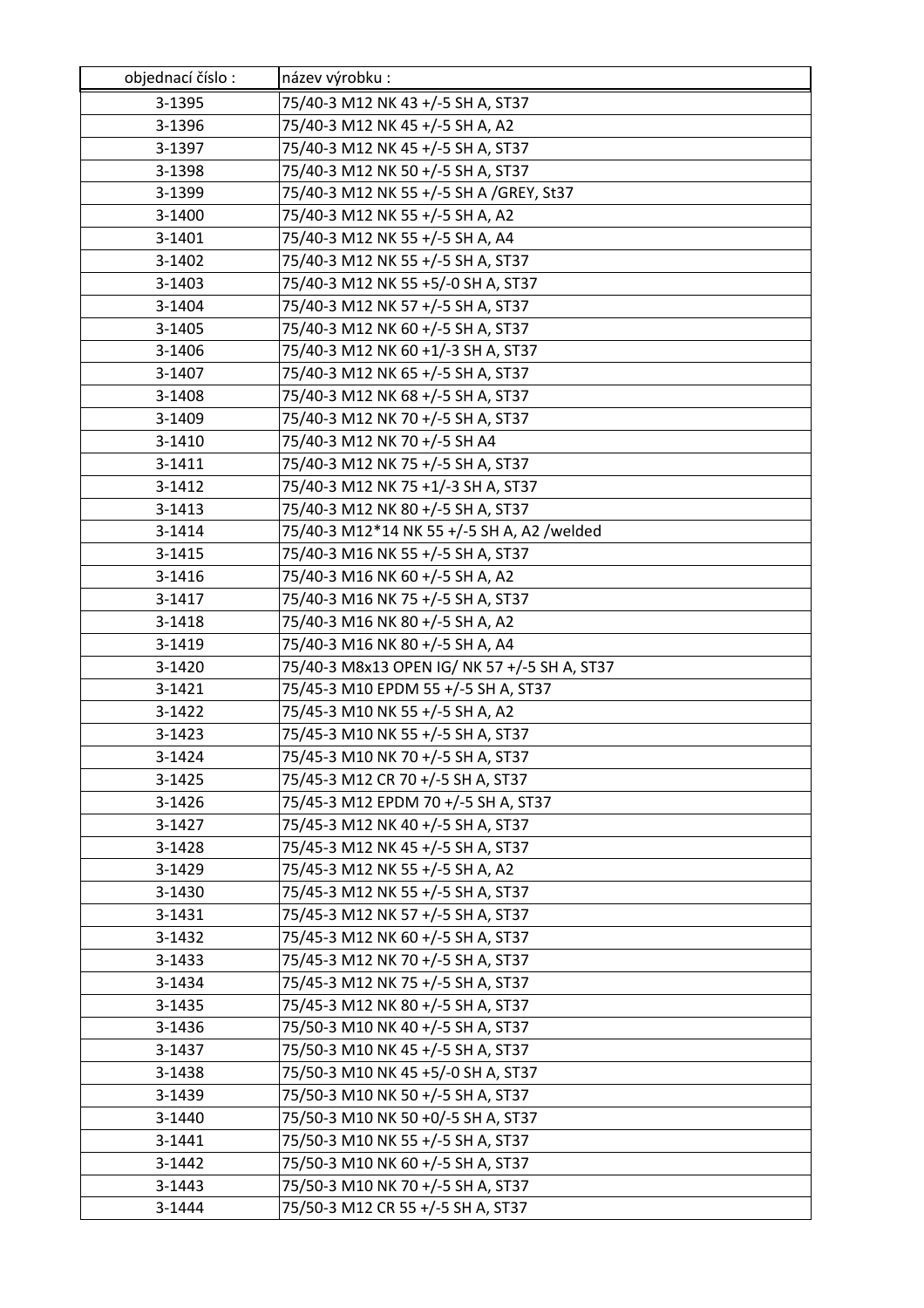| objednací číslo : | název výrobku : |
|---|---|
| 3-1395 | 75/40-3 M12 NK 43 +/-5 SH A, ST37 |
| 3-1396 | 75/40-3 M12 NK 45 +/-5 SH A, A2 |
| 3-1397 | 75/40-3 M12 NK 45 +/-5 SH A, ST37 |
| 3-1398 | 75/40-3 M12 NK 50 +/-5 SH A, ST37 |
| 3-1399 | 75/40-3 M12 NK 55 +/-5 SH A /GREY, St37 |
| 3-1400 | 75/40-3 M12 NK 55 +/-5 SH A, A2 |
| 3-1401 | 75/40-3 M12 NK 55 +/-5 SH A, A4 |
| 3-1402 | 75/40-3 M12 NK 55 +/-5 SH A, ST37 |
| 3-1403 | 75/40-3 M12 NK 55 +5/-0 SH A, ST37 |
| 3-1404 | 75/40-3 M12 NK 57 +/-5 SH A, ST37 |
| 3-1405 | 75/40-3 M12 NK 60 +/-5 SH A, ST37 |
| 3-1406 | 75/40-3 M12 NK 60 +1/-3 SH A, ST37 |
| 3-1407 | 75/40-3 M12 NK 65 +/-5 SH A, ST37 |
| 3-1408 | 75/40-3 M12 NK 68 +/-5 SH A, ST37 |
| 3-1409 | 75/40-3 M12 NK 70 +/-5 SH A, ST37 |
| 3-1410 | 75/40-3 M12 NK 70 +/-5 SH A4 |
| 3-1411 | 75/40-3 M12 NK 75 +/-5 SH A, ST37 |
| 3-1412 | 75/40-3 M12 NK 75 +1/-3 SH A, ST37 |
| 3-1413 | 75/40-3 M12 NK 80 +/-5 SH A, ST37 |
| 3-1414 | 75/40-3 M12*14 NK 55 +/-5 SH A, A2 /welded |
| 3-1415 | 75/40-3 M16 NK 55 +/-5 SH A, ST37 |
| 3-1416 | 75/40-3 M16 NK 60 +/-5 SH A, A2 |
| 3-1417 | 75/40-3 M16 NK 75 +/-5 SH A, ST37 |
| 3-1418 | 75/40-3 M16 NK 80 +/-5 SH A, A2 |
| 3-1419 | 75/40-3 M16 NK 80 +/-5 SH A, A4 |
| 3-1420 | 75/40-3 M8x13 OPEN IG/ NK 57 +/-5 SH A, ST37 |
| 3-1421 | 75/45-3 M10 EPDM 55 +/-5 SH A, ST37 |
| 3-1422 | 75/45-3 M10 NK 55 +/-5 SH A, A2 |
| 3-1423 | 75/45-3 M10 NK 55 +/-5 SH A, ST37 |
| 3-1424 | 75/45-3 M10 NK 70 +/-5 SH A, ST37 |
| 3-1425 | 75/45-3 M12 CR 70 +/-5 SH A, ST37 |
| 3-1426 | 75/45-3 M12 EPDM 70 +/-5 SH A, ST37 |
| 3-1427 | 75/45-3 M12 NK 40 +/-5 SH A, ST37 |
| 3-1428 | 75/45-3 M12 NK 45 +/-5 SH A, ST37 |
| 3-1429 | 75/45-3 M12 NK 55 +/-5 SH A, A2 |
| 3-1430 | 75/45-3 M12 NK 55 +/-5 SH A, ST37 |
| 3-1431 | 75/45-3 M12 NK 57 +/-5 SH A, ST37 |
| 3-1432 | 75/45-3 M12 NK 60 +/-5 SH A, ST37 |
| 3-1433 | 75/45-3 M12 NK 70 +/-5 SH A, ST37 |
| 3-1434 | 75/45-3 M12 NK 75 +/-5 SH A, ST37 |
| 3-1435 | 75/45-3 M12 NK 80 +/-5 SH A, ST37 |
| 3-1436 | 75/50-3 M10 NK 40 +/-5 SH A, ST37 |
| 3-1437 | 75/50-3 M10 NK 45 +/-5 SH A, ST37 |
| 3-1438 | 75/50-3 M10 NK 45 +5/-0 SH A, ST37 |
| 3-1439 | 75/50-3 M10 NK 50 +/-5 SH A, ST37 |
| 3-1440 | 75/50-3 M10 NK 50 +0/-5 SH A, ST37 |
| 3-1441 | 75/50-3 M10 NK 55 +/-5 SH A, ST37 |
| 3-1442 | 75/50-3 M10 NK 60 +/-5 SH A, ST37 |
| 3-1443 | 75/50-3 M10 NK 70 +/-5 SH A, ST37 |
| 3-1444 | 75/50-3 M12 CR 55 +/-5 SH A, ST37 |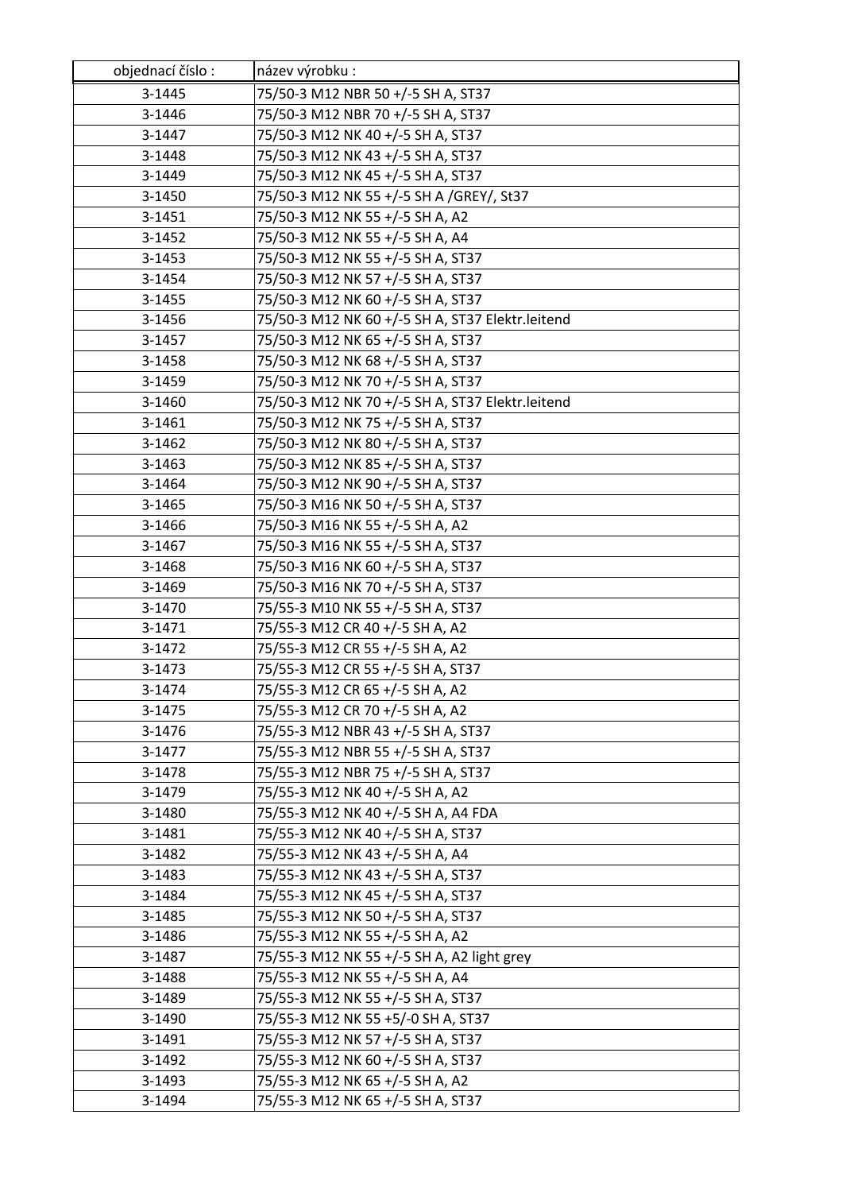| objednací číslo : | název výrobku : |
|---|---|
| 3-1445 | 75/50-3 M12 NBR 50 +/-5 SH A, ST37 |
| 3-1446 | 75/50-3 M12 NBR 70 +/-5 SH A, ST37 |
| 3-1447 | 75/50-3 M12 NK 40 +/-5 SH A, ST37 |
| 3-1448 | 75/50-3 M12 NK 43 +/-5 SH A, ST37 |
| 3-1449 | 75/50-3 M12 NK 45 +/-5 SH A, ST37 |
| 3-1450 | 75/50-3 M12 NK 55 +/-5 SH A /GREY/, St37 |
| 3-1451 | 75/50-3 M12 NK 55 +/-5 SH A, A2 |
| 3-1452 | 75/50-3 M12 NK 55 +/-5 SH A, A4 |
| 3-1453 | 75/50-3 M12 NK 55 +/-5 SH A, ST37 |
| 3-1454 | 75/50-3 M12 NK 57 +/-5 SH A, ST37 |
| 3-1455 | 75/50-3 M12 NK 60 +/-5 SH A, ST37 |
| 3-1456 | 75/50-3 M12 NK 60 +/-5 SH A, ST37 Elektr.leitend |
| 3-1457 | 75/50-3 M12 NK 65 +/-5 SH A, ST37 |
| 3-1458 | 75/50-3 M12 NK 68 +/-5 SH A, ST37 |
| 3-1459 | 75/50-3 M12 NK 70 +/-5 SH A, ST37 |
| 3-1460 | 75/50-3 M12 NK 70 +/-5 SH A, ST37 Elektr.leitend |
| 3-1461 | 75/50-3 M12 NK 75 +/-5 SH A, ST37 |
| 3-1462 | 75/50-3 M12 NK 80 +/-5 SH A, ST37 |
| 3-1463 | 75/50-3 M12 NK 85 +/-5 SH A, ST37 |
| 3-1464 | 75/50-3 M12 NK 90 +/-5 SH A, ST37 |
| 3-1465 | 75/50-3 M16 NK 50 +/-5 SH A, ST37 |
| 3-1466 | 75/50-3 M16 NK 55 +/-5 SH A, A2 |
| 3-1467 | 75/50-3 M16 NK 55 +/-5 SH A, ST37 |
| 3-1468 | 75/50-3 M16 NK 60 +/-5 SH A, ST37 |
| 3-1469 | 75/50-3 M16 NK 70 +/-5 SH A, ST37 |
| 3-1470 | 75/55-3 M10 NK 55 +/-5 SH A, ST37 |
| 3-1471 | 75/55-3 M12 CR 40 +/-5 SH A, A2 |
| 3-1472 | 75/55-3 M12 CR 55 +/-5 SH A, A2 |
| 3-1473 | 75/55-3 M12 CR 55 +/-5 SH A, ST37 |
| 3-1474 | 75/55-3 M12 CR 65 +/-5 SH A, A2 |
| 3-1475 | 75/55-3 M12 CR 70 +/-5 SH A, A2 |
| 3-1476 | 75/55-3 M12 NBR 43 +/-5 SH A, ST37 |
| 3-1477 | 75/55-3 M12 NBR 55 +/-5 SH A, ST37 |
| 3-1478 | 75/55-3 M12 NBR 75 +/-5 SH A, ST37 |
| 3-1479 | 75/55-3 M12 NK 40 +/-5 SH A, A2 |
| 3-1480 | 75/55-3 M12 NK 40 +/-5 SH A, A4 FDA |
| 3-1481 | 75/55-3 M12 NK 40 +/-5 SH A, ST37 |
| 3-1482 | 75/55-3 M12 NK 43 +/-5 SH A, A4 |
| 3-1483 | 75/55-3 M12 NK 43 +/-5 SH A, ST37 |
| 3-1484 | 75/55-3 M12 NK 45 +/-5 SH A, ST37 |
| 3-1485 | 75/55-3 M12 NK 50 +/-5 SH A, ST37 |
| 3-1486 | 75/55-3 M12 NK 55 +/-5 SH A, A2 |
| 3-1487 | 75/55-3 M12 NK 55 +/-5 SH A, A2 light grey |
| 3-1488 | 75/55-3 M12 NK 55 +/-5 SH A, A4 |
| 3-1489 | 75/55-3 M12 NK 55 +/-5 SH A, ST37 |
| 3-1490 | 75/55-3 M12 NK 55 +5/-0 SH A, ST37 |
| 3-1491 | 75/55-3 M12 NK 57 +/-5 SH A, ST37 |
| 3-1492 | 75/55-3 M12 NK 60 +/-5 SH A, ST37 |
| 3-1493 | 75/55-3 M12 NK 65 +/-5 SH A, A2 |
| 3-1494 | 75/55-3 M12 NK 65 +/-5 SH A, ST37 |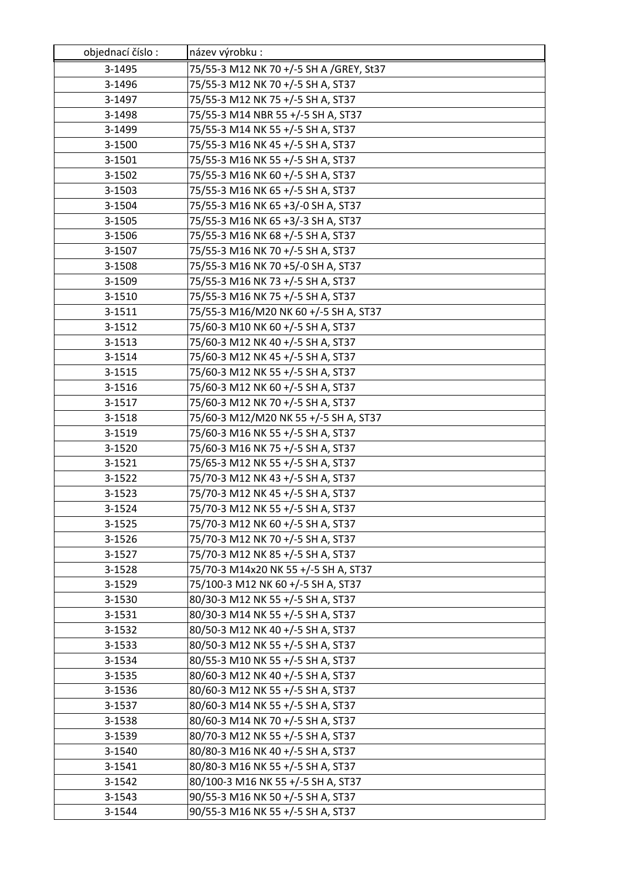| objednací číslo : | název výrobku : |
| --- | --- |
| 3-1495 | 75/55-3 M12 NK 70 +/-5 SH A /GREY, St37 |
| 3-1496 | 75/55-3 M12 NK 70 +/-5 SH A, ST37 |
| 3-1497 | 75/55-3 M12 NK 75 +/-5 SH A, ST37 |
| 3-1498 | 75/55-3 M14 NBR 55 +/-5 SH A, ST37 |
| 3-1499 | 75/55-3 M14 NK 55 +/-5 SH A, ST37 |
| 3-1500 | 75/55-3 M16 NK 45 +/-5 SH A, ST37 |
| 3-1501 | 75/55-3 M16 NK 55 +/-5 SH A, ST37 |
| 3-1502 | 75/55-3 M16 NK 60 +/-5 SH A, ST37 |
| 3-1503 | 75/55-3 M16 NK 65 +/-5 SH A, ST37 |
| 3-1504 | 75/55-3 M16 NK 65 +3/-0 SH A, ST37 |
| 3-1505 | 75/55-3 M16 NK 65 +3/-3 SH A, ST37 |
| 3-1506 | 75/55-3 M16 NK 68 +/-5 SH A, ST37 |
| 3-1507 | 75/55-3 M16 NK 70 +/-5 SH A, ST37 |
| 3-1508 | 75/55-3 M16 NK 70 +5/-0 SH A, ST37 |
| 3-1509 | 75/55-3 M16 NK 73 +/-5 SH A, ST37 |
| 3-1510 | 75/55-3 M16 NK 75 +/-5 SH A, ST37 |
| 3-1511 | 75/55-3 M16/M20 NK 60 +/-5 SH A, ST37 |
| 3-1512 | 75/60-3 M10 NK 60 +/-5 SH A, ST37 |
| 3-1513 | 75/60-3 M12 NK 40 +/-5 SH A, ST37 |
| 3-1514 | 75/60-3 M12 NK 45 +/-5 SH A, ST37 |
| 3-1515 | 75/60-3 M12 NK 55 +/-5 SH A, ST37 |
| 3-1516 | 75/60-3 M12 NK 60 +/-5 SH A, ST37 |
| 3-1517 | 75/60-3 M12 NK 70 +/-5 SH A, ST37 |
| 3-1518 | 75/60-3 M12/M20 NK 55 +/-5 SH A, ST37 |
| 3-1519 | 75/60-3 M16 NK 55 +/-5 SH A, ST37 |
| 3-1520 | 75/60-3 M16 NK 75 +/-5 SH A, ST37 |
| 3-1521 | 75/65-3 M12 NK 55 +/-5 SH A, ST37 |
| 3-1522 | 75/70-3 M12 NK 43 +/-5 SH A, ST37 |
| 3-1523 | 75/70-3 M12 NK 45 +/-5 SH A, ST37 |
| 3-1524 | 75/70-3 M12 NK 55 +/-5 SH A, ST37 |
| 3-1525 | 75/70-3 M12 NK 60 +/-5 SH A, ST37 |
| 3-1526 | 75/70-3 M12 NK 70 +/-5 SH A, ST37 |
| 3-1527 | 75/70-3 M12 NK 85 +/-5 SH A, ST37 |
| 3-1528 | 75/70-3 M14x20 NK 55 +/-5 SH A, ST37 |
| 3-1529 | 75/100-3 M12 NK 60 +/-5 SH A, ST37 |
| 3-1530 | 80/30-3 M12 NK 55 +/-5 SH A, ST37 |
| 3-1531 | 80/30-3 M14 NK 55 +/-5 SH A, ST37 |
| 3-1532 | 80/50-3 M12 NK 40 +/-5 SH A, ST37 |
| 3-1533 | 80/50-3 M12 NK 55 +/-5 SH A, ST37 |
| 3-1534 | 80/55-3 M10 NK 55 +/-5 SH A, ST37 |
| 3-1535 | 80/60-3 M12 NK 40 +/-5 SH A, ST37 |
| 3-1536 | 80/60-3 M12 NK 55 +/-5 SH A, ST37 |
| 3-1537 | 80/60-3 M14 NK 55 +/-5 SH A, ST37 |
| 3-1538 | 80/60-3 M14 NK 70 +/-5 SH A, ST37 |
| 3-1539 | 80/70-3 M12 NK 55 +/-5 SH A, ST37 |
| 3-1540 | 80/80-3 M16 NK 40 +/-5 SH A, ST37 |
| 3-1541 | 80/80-3 M16 NK 55 +/-5 SH A, ST37 |
| 3-1542 | 80/100-3 M16 NK 55 +/-5 SH A, ST37 |
| 3-1543 | 90/55-3 M16 NK 50 +/-5 SH A, ST37 |
| 3-1544 | 90/55-3 M16 NK 55 +/-5 SH A, ST37 |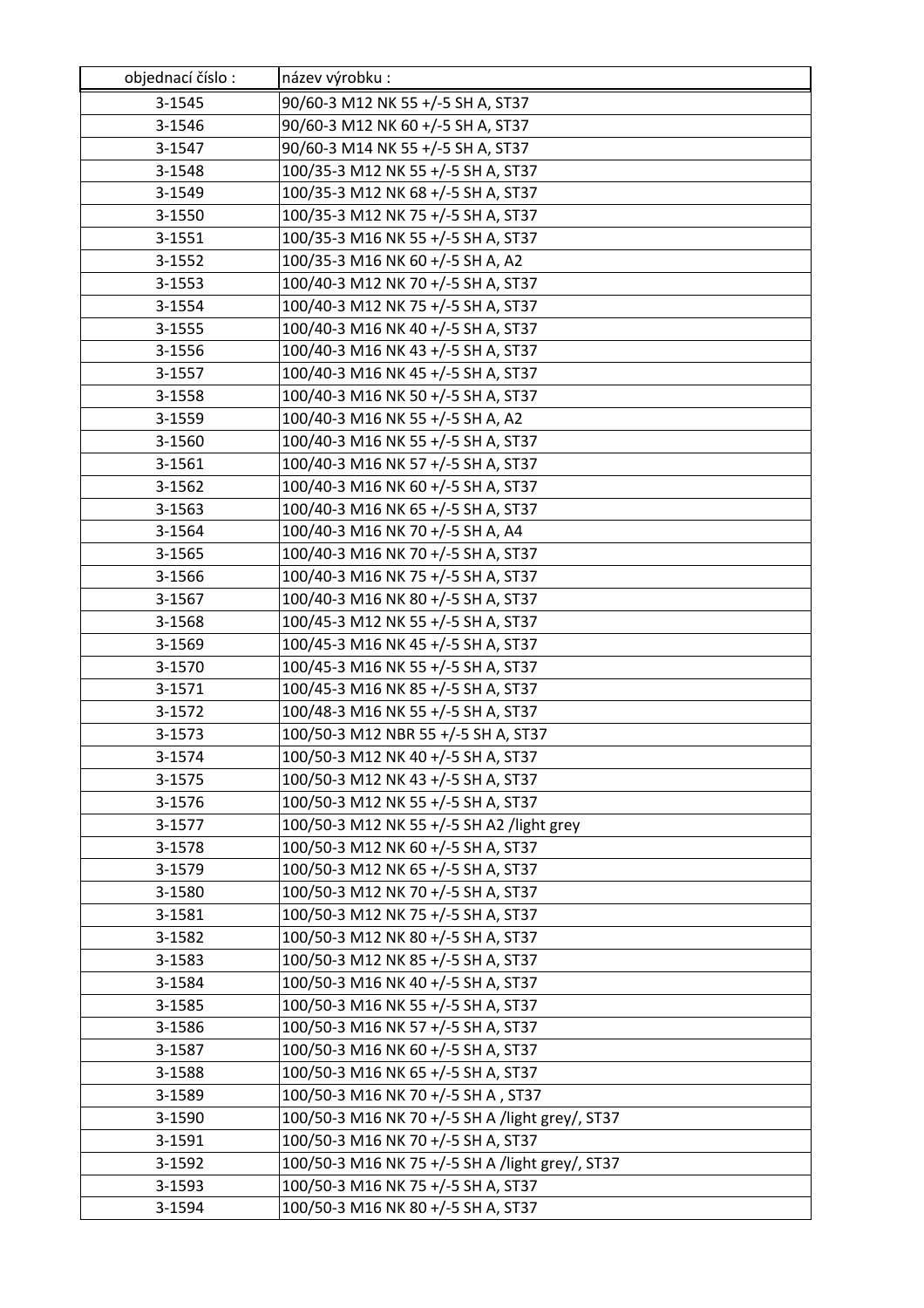| objednací číslo : | název výrobku : |
| --- | --- |
| 3-1545 | 90/60-3 M12 NK 55 +/-5 SH A, ST37 |
| 3-1546 | 90/60-3 M12 NK 60 +/-5 SH A, ST37 |
| 3-1547 | 90/60-3 M14 NK 55 +/-5 SH A, ST37 |
| 3-1548 | 100/35-3 M12 NK 55 +/-5 SH A, ST37 |
| 3-1549 | 100/35-3 M12 NK 68 +/-5 SH A, ST37 |
| 3-1550 | 100/35-3 M12 NK 75 +/-5 SH A, ST37 |
| 3-1551 | 100/35-3 M16 NK 55 +/-5 SH A, ST37 |
| 3-1552 | 100/35-3 M16 NK 60 +/-5 SH A, A2 |
| 3-1553 | 100/40-3 M12 NK 70 +/-5 SH A, ST37 |
| 3-1554 | 100/40-3 M12 NK 75 +/-5 SH A, ST37 |
| 3-1555 | 100/40-3 M16 NK 40 +/-5 SH A, ST37 |
| 3-1556 | 100/40-3 M16 NK 43 +/-5 SH A, ST37 |
| 3-1557 | 100/40-3 M16 NK 45 +/-5 SH A, ST37 |
| 3-1558 | 100/40-3 M16 NK 50 +/-5 SH A, ST37 |
| 3-1559 | 100/40-3 M16 NK 55 +/-5 SH A, A2 |
| 3-1560 | 100/40-3 M16 NK 55 +/-5 SH A, ST37 |
| 3-1561 | 100/40-3 M16 NK 57 +/-5 SH A, ST37 |
| 3-1562 | 100/40-3 M16 NK 60 +/-5 SH A, ST37 |
| 3-1563 | 100/40-3 M16 NK 65 +/-5 SH A, ST37 |
| 3-1564 | 100/40-3 M16 NK 70 +/-5 SH A, A4 |
| 3-1565 | 100/40-3 M16 NK 70 +/-5 SH A, ST37 |
| 3-1566 | 100/40-3 M16 NK 75 +/-5 SH A, ST37 |
| 3-1567 | 100/40-3 M16 NK 80 +/-5 SH A, ST37 |
| 3-1568 | 100/45-3 M12 NK 55 +/-5 SH A, ST37 |
| 3-1569 | 100/45-3 M16 NK 45 +/-5 SH A, ST37 |
| 3-1570 | 100/45-3 M16 NK 55 +/-5 SH A, ST37 |
| 3-1571 | 100/45-3 M16 NK 85 +/-5 SH A, ST37 |
| 3-1572 | 100/48-3 M16 NK 55 +/-5 SH A, ST37 |
| 3-1573 | 100/50-3 M12 NBR 55 +/-5 SH A, ST37 |
| 3-1574 | 100/50-3 M12 NK 40 +/-5 SH A, ST37 |
| 3-1575 | 100/50-3 M12 NK 43 +/-5 SH A, ST37 |
| 3-1576 | 100/50-3 M12 NK 55 +/-5 SH A, ST37 |
| 3-1577 | 100/50-3 M12 NK 55 +/-5 SH A2 /light grey |
| 3-1578 | 100/50-3 M12 NK 60 +/-5 SH A, ST37 |
| 3-1579 | 100/50-3 M12 NK 65 +/-5 SH A, ST37 |
| 3-1580 | 100/50-3 M12 NK 70 +/-5 SH A, ST37 |
| 3-1581 | 100/50-3 M12 NK 75 +/-5 SH A, ST37 |
| 3-1582 | 100/50-3 M12 NK 80 +/-5 SH A, ST37 |
| 3-1583 | 100/50-3 M12 NK 85 +/-5 SH A, ST37 |
| 3-1584 | 100/50-3 M16 NK 40 +/-5 SH A, ST37 |
| 3-1585 | 100/50-3 M16 NK 55 +/-5 SH A, ST37 |
| 3-1586 | 100/50-3 M16 NK 57 +/-5 SH A, ST37 |
| 3-1587 | 100/50-3 M16 NK 60 +/-5 SH A, ST37 |
| 3-1588 | 100/50-3 M16 NK 65 +/-5 SH A, ST37 |
| 3-1589 | 100/50-3 M16 NK 70 +/-5 SH A , ST37 |
| 3-1590 | 100/50-3 M16 NK 70 +/-5 SH A /light grey/, ST37 |
| 3-1591 | 100/50-3 M16 NK 70 +/-5 SH A, ST37 |
| 3-1592 | 100/50-3 M16 NK 75 +/-5 SH A /light grey/, ST37 |
| 3-1593 | 100/50-3 M16 NK 75 +/-5 SH A, ST37 |
| 3-1594 | 100/50-3 M16 NK 80 +/-5 SH A, ST37 |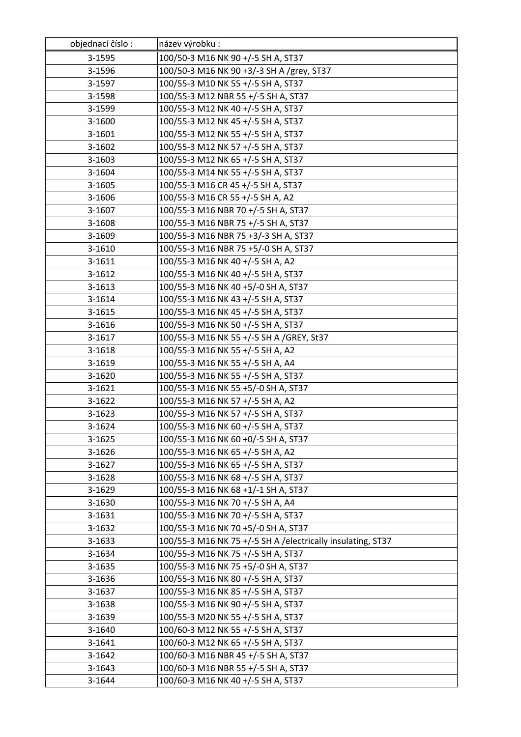| objednací číslo : | název výrobku : |
|---|---|
| 3-1595 | 100/50-3 M16 NK 90 +/-5 SH A, ST37 |
| 3-1596 | 100/50-3 M16 NK 90 +3/-3 SH A /grey, ST37 |
| 3-1597 | 100/55-3 M10 NK 55 +/-5 SH A, ST37 |
| 3-1598 | 100/55-3 M12 NBR 55 +/-5 SH A, ST37 |
| 3-1599 | 100/55-3 M12 NK 40 +/-5 SH A, ST37 |
| 3-1600 | 100/55-3 M12 NK 45 +/-5 SH A, ST37 |
| 3-1601 | 100/55-3 M12 NK 55 +/-5 SH A, ST37 |
| 3-1602 | 100/55-3 M12 NK 57 +/-5 SH A, ST37 |
| 3-1603 | 100/55-3 M12 NK 65 +/-5 SH A, ST37 |
| 3-1604 | 100/55-3 M14 NK 55 +/-5 SH A, ST37 |
| 3-1605 | 100/55-3 M16 CR 45 +/-5 SH A, ST37 |
| 3-1606 | 100/55-3 M16 CR 55 +/-5 SH A, A2 |
| 3-1607 | 100/55-3 M16 NBR 70 +/-5 SH A, ST37 |
| 3-1608 | 100/55-3 M16 NBR 75 +/-5 SH A, ST37 |
| 3-1609 | 100/55-3 M16 NBR 75 +3/-3 SH A, ST37 |
| 3-1610 | 100/55-3 M16 NBR 75 +5/-0 SH A, ST37 |
| 3-1611 | 100/55-3 M16 NK 40 +/-5 SH A, A2 |
| 3-1612 | 100/55-3 M16 NK 40 +/-5 SH A, ST37 |
| 3-1613 | 100/55-3 M16 NK 40 +5/-0 SH A, ST37 |
| 3-1614 | 100/55-3 M16 NK 43 +/-5 SH A, ST37 |
| 3-1615 | 100/55-3 M16 NK 45 +/-5 SH A, ST37 |
| 3-1616 | 100/55-3 M16 NK 50 +/-5 SH A, ST37 |
| 3-1617 | 100/55-3 M16 NK 55 +/-5 SH A /GREY, St37 |
| 3-1618 | 100/55-3 M16 NK 55 +/-5 SH A, A2 |
| 3-1619 | 100/55-3 M16 NK 55 +/-5 SH A, A4 |
| 3-1620 | 100/55-3 M16 NK 55 +/-5 SH A, ST37 |
| 3-1621 | 100/55-3 M16 NK 55 +5/-0 SH A, ST37 |
| 3-1622 | 100/55-3 M16 NK 57 +/-5 SH A, A2 |
| 3-1623 | 100/55-3 M16 NK 57 +/-5 SH A, ST37 |
| 3-1624 | 100/55-3 M16 NK 60 +/-5 SH A, ST37 |
| 3-1625 | 100/55-3 M16 NK 60 +0/-5 SH A, ST37 |
| 3-1626 | 100/55-3 M16 NK 65 +/-5 SH A, A2 |
| 3-1627 | 100/55-3 M16 NK 65 +/-5 SH A, ST37 |
| 3-1628 | 100/55-3 M16 NK 68 +/-5 SH A, ST37 |
| 3-1629 | 100/55-3 M16 NK 68 +1/-1 SH A, ST37 |
| 3-1630 | 100/55-3 M16 NK 70 +/-5 SH A, A4 |
| 3-1631 | 100/55-3 M16 NK 70 +/-5 SH A, ST37 |
| 3-1632 | 100/55-3 M16 NK 70 +5/-0 SH A, ST37 |
| 3-1633 | 100/55-3 M16 NK 75 +/-5 SH A /electrically insulating, ST37 |
| 3-1634 | 100/55-3 M16 NK 75 +/-5 SH A, ST37 |
| 3-1635 | 100/55-3 M16 NK 75 +5/-0 SH A, ST37 |
| 3-1636 | 100/55-3 M16 NK 80 +/-5 SH A, ST37 |
| 3-1637 | 100/55-3 M16 NK 85 +/-5 SH A, ST37 |
| 3-1638 | 100/55-3 M16 NK 90 +/-5 SH A, ST37 |
| 3-1639 | 100/55-3 M20 NK 55 +/-5 SH A, ST37 |
| 3-1640 | 100/60-3 M12 NK 55 +/-5 SH A, ST37 |
| 3-1641 | 100/60-3 M12 NK 65 +/-5 SH A, ST37 |
| 3-1642 | 100/60-3 M16 NBR 45 +/-5 SH A, ST37 |
| 3-1643 | 100/60-3 M16 NBR 55 +/-5 SH A, ST37 |
| 3-1644 | 100/60-3 M16 NK 40 +/-5 SH A, ST37 |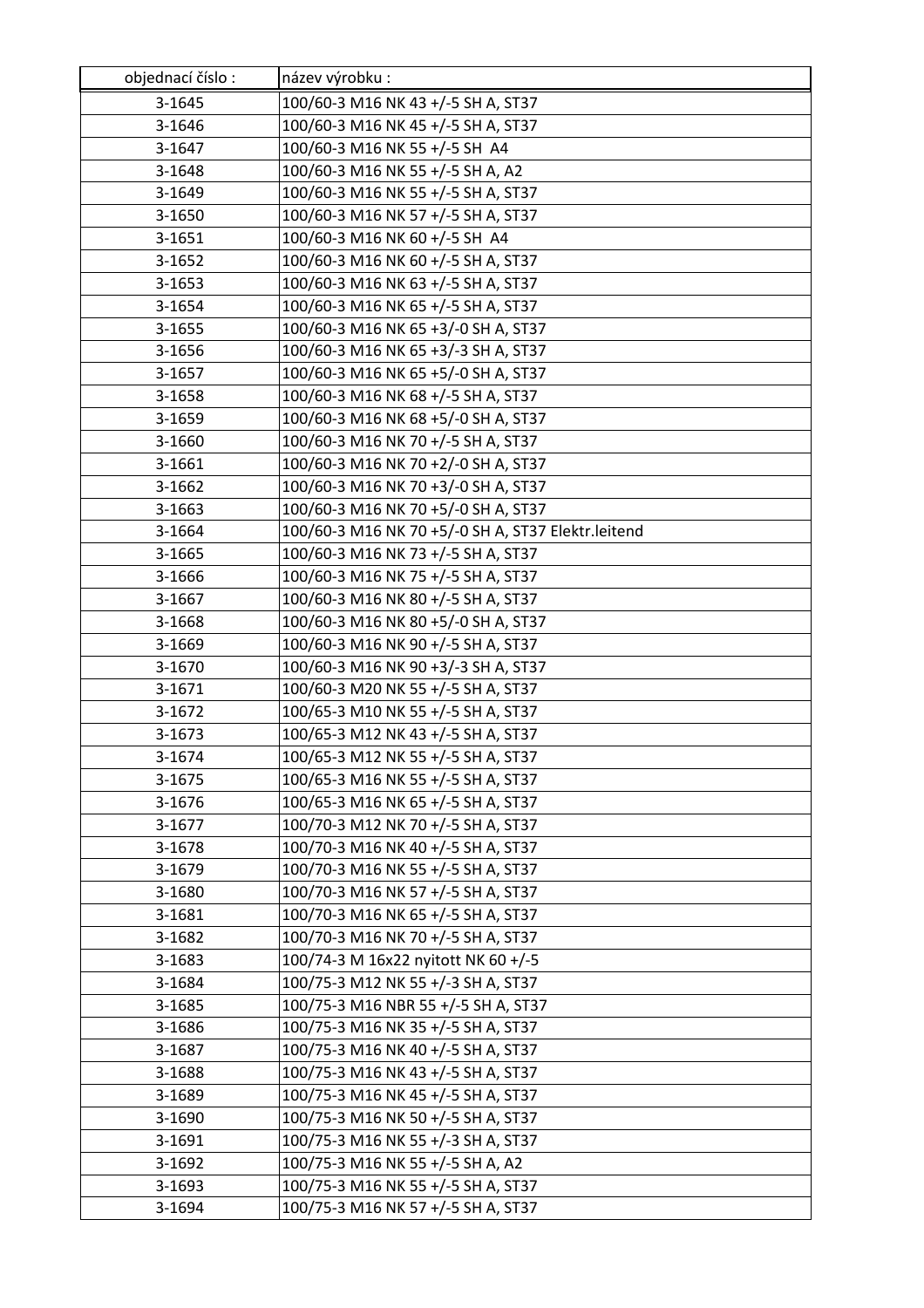| objednací číslo : | název výrobku : |
| --- | --- |
| 3-1645 | 100/60-3 M16 NK 43 +/-5 SH A, ST37 |
| 3-1646 | 100/60-3 M16 NK 45 +/-5 SH A, ST37 |
| 3-1647 | 100/60-3 M16 NK 55 +/-5 SH A4 |
| 3-1648 | 100/60-3 M16 NK 55 +/-5 SH A, A2 |
| 3-1649 | 100/60-3 M16 NK 55 +/-5 SH A, ST37 |
| 3-1650 | 100/60-3 M16 NK 57 +/-5 SH A, ST37 |
| 3-1651 | 100/60-3 M16 NK 60 +/-5 SH A4 |
| 3-1652 | 100/60-3 M16 NK 60 +/-5 SH A, ST37 |
| 3-1653 | 100/60-3 M16 NK 63 +/-5 SH A, ST37 |
| 3-1654 | 100/60-3 M16 NK 65 +/-5 SH A, ST37 |
| 3-1655 | 100/60-3 M16 NK 65 +3/-0 SH A, ST37 |
| 3-1656 | 100/60-3 M16 NK 65 +3/-3 SH A, ST37 |
| 3-1657 | 100/60-3 M16 NK 65 +5/-0 SH A, ST37 |
| 3-1658 | 100/60-3 M16 NK 68 +/-5 SH A, ST37 |
| 3-1659 | 100/60-3 M16 NK 68 +5/-0 SH A, ST37 |
| 3-1660 | 100/60-3 M16 NK 70 +/-5 SH A, ST37 |
| 3-1661 | 100/60-3 M16 NK 70 +2/-0 SH A, ST37 |
| 3-1662 | 100/60-3 M16 NK 70 +3/-0 SH A, ST37 |
| 3-1663 | 100/60-3 M16 NK 70 +5/-0 SH A, ST37 |
| 3-1664 | 100/60-3 M16 NK 70 +5/-0 SH A, ST37 Elektr.leitend |
| 3-1665 | 100/60-3 M16 NK 73 +/-5 SH A, ST37 |
| 3-1666 | 100/60-3 M16 NK 75 +/-5 SH A, ST37 |
| 3-1667 | 100/60-3 M16 NK 80 +/-5 SH A, ST37 |
| 3-1668 | 100/60-3 M16 NK 80 +5/-0 SH A, ST37 |
| 3-1669 | 100/60-3 M16 NK 90 +/-5 SH A, ST37 |
| 3-1670 | 100/60-3 M16 NK 90 +3/-3 SH A, ST37 |
| 3-1671 | 100/60-3 M20 NK 55 +/-5 SH A, ST37 |
| 3-1672 | 100/65-3 M10 NK 55 +/-5 SH A, ST37 |
| 3-1673 | 100/65-3 M12 NK 43 +/-5 SH A, ST37 |
| 3-1674 | 100/65-3 M12 NK 55 +/-5 SH A, ST37 |
| 3-1675 | 100/65-3 M16 NK 55 +/-5 SH A, ST37 |
| 3-1676 | 100/65-3 M16 NK 65 +/-5 SH A, ST37 |
| 3-1677 | 100/70-3 M12 NK 70 +/-5 SH A, ST37 |
| 3-1678 | 100/70-3 M16 NK 40 +/-5 SH A, ST37 |
| 3-1679 | 100/70-3 M16 NK 55 +/-5 SH A, ST37 |
| 3-1680 | 100/70-3 M16 NK 57 +/-5 SH A, ST37 |
| 3-1681 | 100/70-3 M16 NK 65 +/-5 SH A, ST37 |
| 3-1682 | 100/70-3 M16 NK 70 +/-5 SH A, ST37 |
| 3-1683 | 100/74-3 M 16x22 nyitott NK 60 +/-5 |
| 3-1684 | 100/75-3 M12 NK 55 +/-3 SH A, ST37 |
| 3-1685 | 100/75-3 M16 NBR 55 +/-5 SH A, ST37 |
| 3-1686 | 100/75-3 M16 NK 35 +/-5 SH A, ST37 |
| 3-1687 | 100/75-3 M16 NK 40 +/-5 SH A, ST37 |
| 3-1688 | 100/75-3 M16 NK 43 +/-5 SH A, ST37 |
| 3-1689 | 100/75-3 M16 NK 45 +/-5 SH A, ST37 |
| 3-1690 | 100/75-3 M16 NK 50 +/-5 SH A, ST37 |
| 3-1691 | 100/75-3 M16 NK 55 +/-3 SH A, ST37 |
| 3-1692 | 100/75-3 M16 NK 55 +/-5 SH A, A2 |
| 3-1693 | 100/75-3 M16 NK 55 +/-5 SH A, ST37 |
| 3-1694 | 100/75-3 M16 NK 57 +/-5 SH A, ST37 |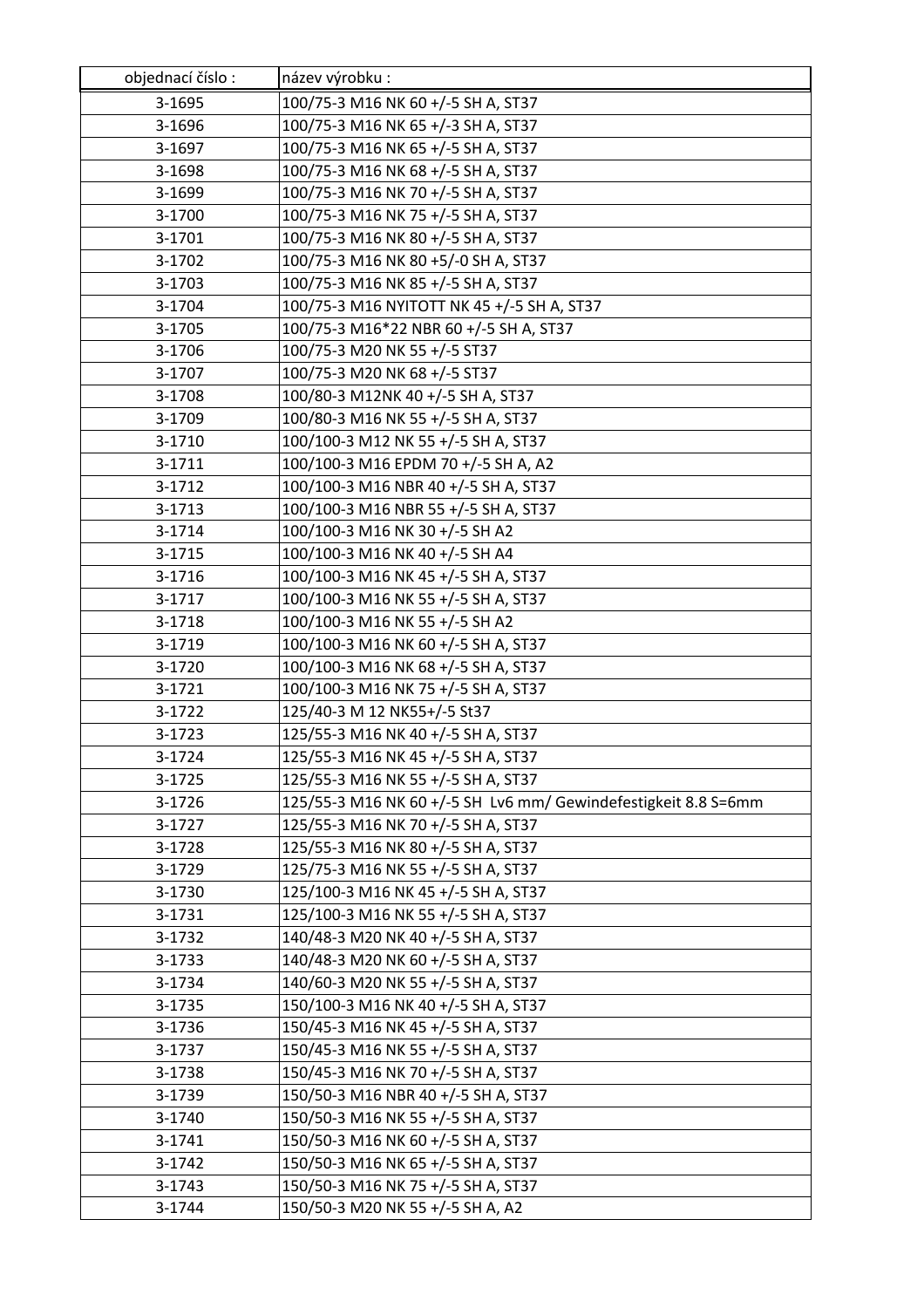| objednací číslo : | název výrobku : |
|---|---|
| 3-1695 | 100/75-3 M16 NK 60 +/-5 SH A, ST37 |
| 3-1696 | 100/75-3 M16 NK 65 +/-3 SH A, ST37 |
| 3-1697 | 100/75-3 M16 NK 65 +/-5 SH A, ST37 |
| 3-1698 | 100/75-3 M16 NK 68 +/-5 SH A, ST37 |
| 3-1699 | 100/75-3 M16 NK 70 +/-5 SH A, ST37 |
| 3-1700 | 100/75-3 M16 NK 75 +/-5 SH A, ST37 |
| 3-1701 | 100/75-3 M16 NK 80 +/-5 SH A, ST37 |
| 3-1702 | 100/75-3 M16 NK 80 +5/-0 SH A, ST37 |
| 3-1703 | 100/75-3 M16 NK 85 +/-5 SH A, ST37 |
| 3-1704 | 100/75-3 M16 NYITOTT NK 45 +/-5 SH A, ST37 |
| 3-1705 | 100/75-3 M16*22 NBR 60 +/-5 SH A, ST37 |
| 3-1706 | 100/75-3 M20 NK 55 +/-5 ST37 |
| 3-1707 | 100/75-3 M20 NK 68 +/-5 ST37 |
| 3-1708 | 100/80-3 M12NK 40 +/-5 SH A, ST37 |
| 3-1709 | 100/80-3 M16 NK 55 +/-5 SH A, ST37 |
| 3-1710 | 100/100-3 M12 NK 55 +/-5 SH A, ST37 |
| 3-1711 | 100/100-3 M16 EPDM 70 +/-5 SH A, A2 |
| 3-1712 | 100/100-3 M16 NBR 40 +/-5 SH A, ST37 |
| 3-1713 | 100/100-3 M16 NBR 55 +/-5 SH A, ST37 |
| 3-1714 | 100/100-3 M16 NK 30 +/-5 SH A2 |
| 3-1715 | 100/100-3 M16 NK 40 +/-5 SH A4 |
| 3-1716 | 100/100-3 M16 NK 45 +/-5 SH A, ST37 |
| 3-1717 | 100/100-3 M16 NK 55 +/-5 SH A, ST37 |
| 3-1718 | 100/100-3 M16 NK 55 +/-5 SH A2 |
| 3-1719 | 100/100-3 M16 NK 60 +/-5 SH A, ST37 |
| 3-1720 | 100/100-3 M16 NK 68 +/-5 SH A, ST37 |
| 3-1721 | 100/100-3 M16 NK 75 +/-5 SH A, ST37 |
| 3-1722 | 125/40-3 M 12 NK55+/-5 St37 |
| 3-1723 | 125/55-3 M16 NK 40 +/-5 SH A, ST37 |
| 3-1724 | 125/55-3 M16 NK 45 +/-5 SH A, ST37 |
| 3-1725 | 125/55-3 M16 NK 55 +/-5 SH A, ST37 |
| 3-1726 | 125/55-3 M16 NK 60 +/-5 SH Lv6 mm/ Gewindefestigkeit 8.8 S=6mm |
| 3-1727 | 125/55-3 M16 NK 70 +/-5 SH A, ST37 |
| 3-1728 | 125/55-3 M16 NK 80 +/-5 SH A, ST37 |
| 3-1729 | 125/75-3 M16 NK 55 +/-5 SH A, ST37 |
| 3-1730 | 125/100-3 M16 NK 45 +/-5 SH A, ST37 |
| 3-1731 | 125/100-3 M16 NK 55 +/-5 SH A, ST37 |
| 3-1732 | 140/48-3 M20 NK 40 +/-5 SH A, ST37 |
| 3-1733 | 140/48-3 M20 NK 60 +/-5 SH A, ST37 |
| 3-1734 | 140/60-3 M20 NK 55 +/-5 SH A, ST37 |
| 3-1735 | 150/100-3 M16 NK 40 +/-5 SH A, ST37 |
| 3-1736 | 150/45-3 M16 NK 45 +/-5 SH A, ST37 |
| 3-1737 | 150/45-3 M16 NK 55 +/-5 SH A, ST37 |
| 3-1738 | 150/45-3 M16 NK 70 +/-5 SH A, ST37 |
| 3-1739 | 150/50-3 M16 NBR 40 +/-5 SH A, ST37 |
| 3-1740 | 150/50-3 M16 NK 55 +/-5 SH A, ST37 |
| 3-1741 | 150/50-3 M16 NK 60 +/-5 SH A, ST37 |
| 3-1742 | 150/50-3 M16 NK 65 +/-5 SH A, ST37 |
| 3-1743 | 150/50-3 M16 NK 75 +/-5 SH A, ST37 |
| 3-1744 | 150/50-3 M20 NK 55 +/-5 SH A, A2 |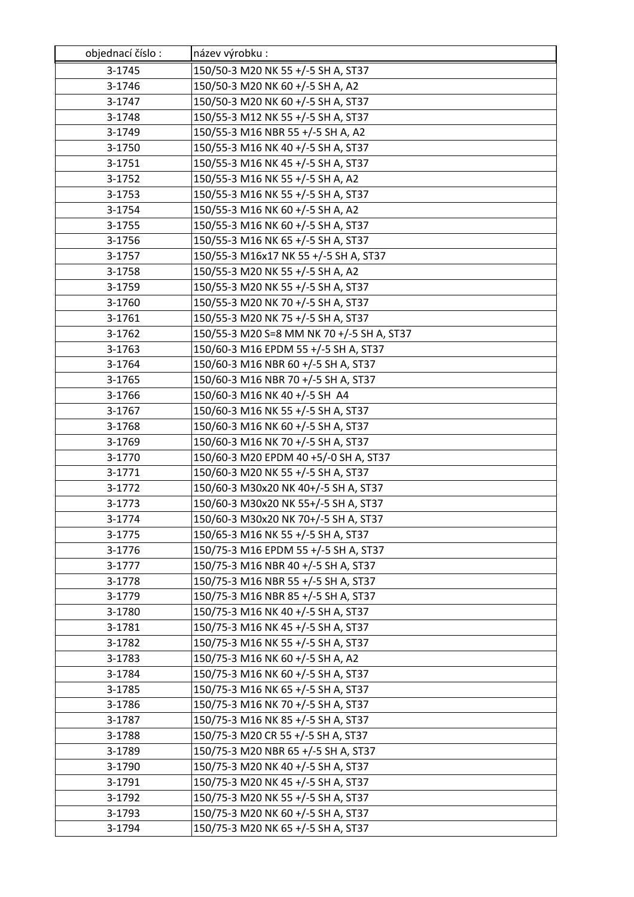| objednací číslo : | název výrobku : |
|---|---|
| 3-1745 | 150/50-3 M20 NK 55 +/-5 SH A, ST37 |
| 3-1746 | 150/50-3 M20 NK 60 +/-5 SH A, A2 |
| 3-1747 | 150/50-3 M20 NK 60 +/-5 SH A, ST37 |
| 3-1748 | 150/55-3 M12 NK 55 +/-5 SH A, ST37 |
| 3-1749 | 150/55-3 M16 NBR 55 +/-5 SH A, A2 |
| 3-1750 | 150/55-3 M16 NK 40 +/-5 SH A, ST37 |
| 3-1751 | 150/55-3 M16 NK 45 +/-5 SH A, ST37 |
| 3-1752 | 150/55-3 M16 NK 55 +/-5 SH A, A2 |
| 3-1753 | 150/55-3 M16 NK 55 +/-5 SH A, ST37 |
| 3-1754 | 150/55-3 M16 NK 60 +/-5 SH A, A2 |
| 3-1755 | 150/55-3 M16 NK 60 +/-5 SH A, ST37 |
| 3-1756 | 150/55-3 M16 NK 65 +/-5 SH A, ST37 |
| 3-1757 | 150/55-3 M16x17 NK 55 +/-5 SH A, ST37 |
| 3-1758 | 150/55-3 M20 NK 55 +/-5 SH A, A2 |
| 3-1759 | 150/55-3 M20 NK 55 +/-5 SH A, ST37 |
| 3-1760 | 150/55-3 M20 NK 70 +/-5 SH A, ST37 |
| 3-1761 | 150/55-3 M20 NK 75 +/-5 SH A, ST37 |
| 3-1762 | 150/55-3 M20 S=8 MM NK 70 +/-5 SH A, ST37 |
| 3-1763 | 150/60-3 M16 EPDM 55 +/-5 SH A, ST37 |
| 3-1764 | 150/60-3 M16 NBR 60 +/-5 SH A, ST37 |
| 3-1765 | 150/60-3 M16 NBR 70 +/-5 SH A, ST37 |
| 3-1766 | 150/60-3 M16 NK 40 +/-5 SH  A4 |
| 3-1767 | 150/60-3 M16 NK 55 +/-5 SH A, ST37 |
| 3-1768 | 150/60-3 M16 NK 60 +/-5 SH A, ST37 |
| 3-1769 | 150/60-3 M16 NK 70 +/-5 SH A, ST37 |
| 3-1770 | 150/60-3 M20 EPDM 40 +5/-0 SH A, ST37 |
| 3-1771 | 150/60-3 M20 NK 55 +/-5 SH A, ST37 |
| 3-1772 | 150/60-3 M30x20 NK 40+/-5 SH A, ST37 |
| 3-1773 | 150/60-3 M30x20 NK 55+/-5 SH A, ST37 |
| 3-1774 | 150/60-3 M30x20 NK 70+/-5 SH A, ST37 |
| 3-1775 | 150/65-3 M16 NK 55 +/-5 SH A, ST37 |
| 3-1776 | 150/75-3 M16 EPDM 55 +/-5 SH A, ST37 |
| 3-1777 | 150/75-3 M16 NBR 40 +/-5 SH A, ST37 |
| 3-1778 | 150/75-3 M16 NBR 55 +/-5 SH A, ST37 |
| 3-1779 | 150/75-3 M16 NBR 85 +/-5 SH A, ST37 |
| 3-1780 | 150/75-3 M16 NK 40 +/-5 SH A, ST37 |
| 3-1781 | 150/75-3 M16 NK 45 +/-5 SH A, ST37 |
| 3-1782 | 150/75-3 M16 NK 55 +/-5 SH A, ST37 |
| 3-1783 | 150/75-3 M16 NK 60 +/-5 SH A, A2 |
| 3-1784 | 150/75-3 M16 NK 60 +/-5 SH A, ST37 |
| 3-1785 | 150/75-3 M16 NK 65 +/-5 SH A, ST37 |
| 3-1786 | 150/75-3 M16 NK 70 +/-5 SH A, ST37 |
| 3-1787 | 150/75-3 M16 NK 85 +/-5 SH A, ST37 |
| 3-1788 | 150/75-3 M20 CR 55 +/-5 SH A, ST37 |
| 3-1789 | 150/75-3 M20 NBR 65 +/-5 SH A, ST37 |
| 3-1790 | 150/75-3 M20 NK 40 +/-5 SH A, ST37 |
| 3-1791 | 150/75-3 M20 NK 45 +/-5 SH A, ST37 |
| 3-1792 | 150/75-3 M20 NK 55 +/-5 SH A, ST37 |
| 3-1793 | 150/75-3 M20 NK 60 +/-5 SH A, ST37 |
| 3-1794 | 150/75-3 M20 NK 65 +/-5 SH A, ST37 |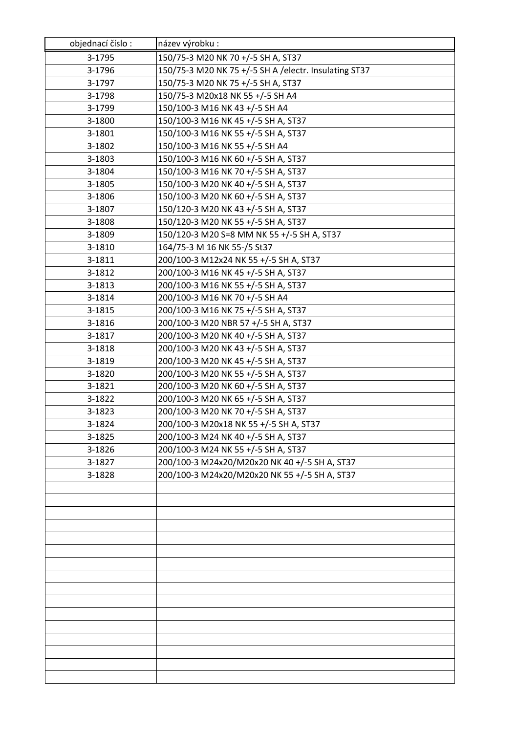| objednací číslo : | název výrobku : |
|---|---|
| 3-1795 | 150/75-3 M20 NK 70 +/-5 SH A, ST37 |
| 3-1796 | 150/75-3 M20 NK 75 +/-5 SH A /electr. Insulating ST37 |
| 3-1797 | 150/75-3 M20 NK 75 +/-5 SH A, ST37 |
| 3-1798 | 150/75-3 M20x18 NK 55 +/-5 SH A4 |
| 3-1799 | 150/100-3 M16 NK 43 +/-5 SH A4 |
| 3-1800 | 150/100-3 M16 NK 45 +/-5 SH A, ST37 |
| 3-1801 | 150/100-3 M16 NK 55 +/-5 SH A, ST37 |
| 3-1802 | 150/100-3 M16 NK 55 +/-5 SH A4 |
| 3-1803 | 150/100-3 M16 NK 60 +/-5 SH A, ST37 |
| 3-1804 | 150/100-3 M16 NK 70 +/-5 SH A, ST37 |
| 3-1805 | 150/100-3 M20 NK 40 +/-5 SH A, ST37 |
| 3-1806 | 150/100-3 M20 NK 60 +/-5 SH A, ST37 |
| 3-1807 | 150/120-3 M20 NK 43 +/-5 SH A, ST37 |
| 3-1808 | 150/120-3 M20 NK 55 +/-5 SH A, ST37 |
| 3-1809 | 150/120-3 M20 S=8 MM NK 55 +/-5 SH A, ST37 |
| 3-1810 | 164/75-3 M 16 NK 55-/5 St37 |
| 3-1811 | 200/100-3 M12x24 NK 55 +/-5 SH A, ST37 |
| 3-1812 | 200/100-3 M16 NK 45 +/-5 SH A, ST37 |
| 3-1813 | 200/100-3 M16 NK 55 +/-5 SH A, ST37 |
| 3-1814 | 200/100-3 M16 NK 70 +/-5 SH A4 |
| 3-1815 | 200/100-3 M16 NK 75 +/-5 SH A, ST37 |
| 3-1816 | 200/100-3 M20 NBR 57 +/-5 SH A, ST37 |
| 3-1817 | 200/100-3 M20 NK 40 +/-5 SH A, ST37 |
| 3-1818 | 200/100-3 M20 NK 43 +/-5 SH A, ST37 |
| 3-1819 | 200/100-3 M20 NK 45 +/-5 SH A, ST37 |
| 3-1820 | 200/100-3 M20 NK 55 +/-5 SH A, ST37 |
| 3-1821 | 200/100-3 M20 NK 60 +/-5 SH A, ST37 |
| 3-1822 | 200/100-3 M20 NK 65 +/-5 SH A, ST37 |
| 3-1823 | 200/100-3 M20 NK 70 +/-5 SH A, ST37 |
| 3-1824 | 200/100-3 M20x18 NK 55 +/-5 SH A, ST37 |
| 3-1825 | 200/100-3 M24 NK 40 +/-5 SH A, ST37 |
| 3-1826 | 200/100-3 M24 NK 55 +/-5 SH A, ST37 |
| 3-1827 | 200/100-3 M24x20/M20x20 NK 40 +/-5 SH A, ST37 |
| 3-1828 | 200/100-3 M24x20/M20x20 NK 55 +/-5 SH A, ST37 |